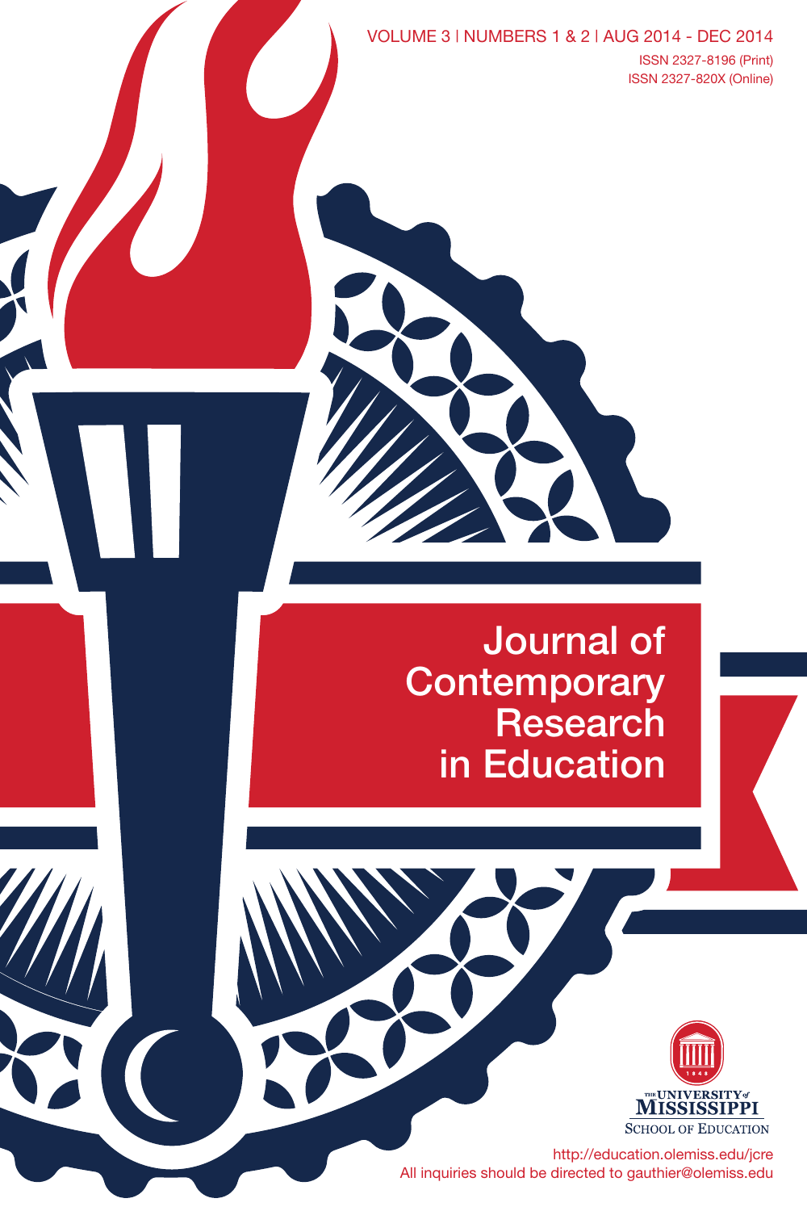VOLUME 3 | NUMBERS 1 & 2 | AUG 2014 - DEC 2014

ISSN 2327-8196 (Print)
ISSN 2327-820X (Online)

# Journal of Contemporary Research in Education

The University of Mississippi
School of Education

http://education.olemiss.edu/jcre
All inquiries should be directed to gauthier@olemiss.edu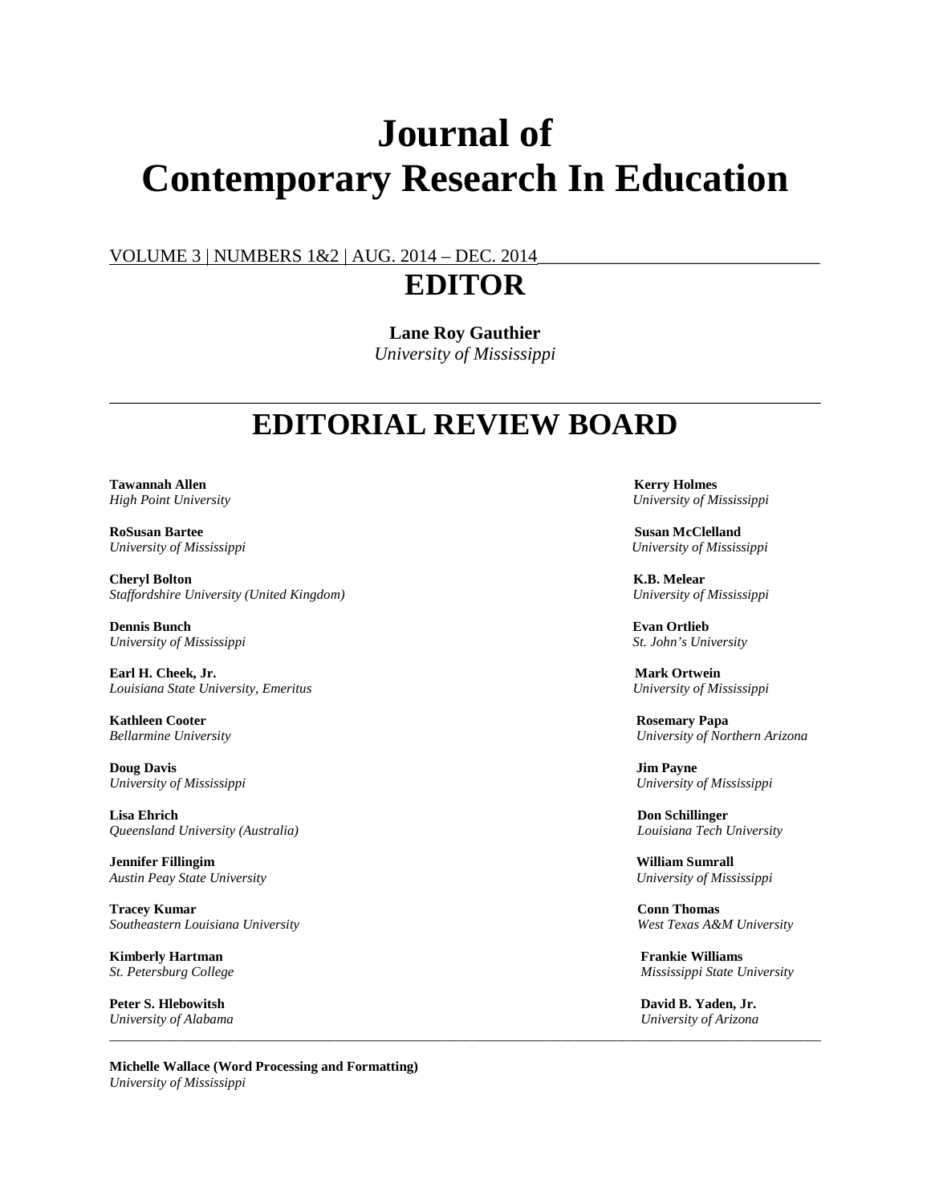# Journal of Contemporary Research In Education

VOLUME 3 | NUMBERS 1&2 | AUG. 2014 – DEC. 2014

## EDITOR

**Lane Roy Gauthier**
*University of Mississippi*

---

## EDITORIAL REVIEW BOARD

**Tawannah Allen**
*High Point University*

**RoSusan Bartee**
*University of Mississippi*

**Cheryl Bolton**
*Staffordshire University (United Kingdom)*

**Dennis Bunch**
*University of Mississippi*

**Earl H. Cheek, Jr.**
*Louisiana State University, Emeritus*

**Kathleen Cooter**
*Bellarmine University*

**Doug Davis**
*University of Mississippi*

**Lisa Ehrich**
*Queensland University (Australia)*

**Jennifer Fillingim**
*Austin Peay State University*

**Tracey Kumar**
*Southeastern Louisiana University*

**Kimberly Hartman**
*St. Petersburg College*

**Peter S. Hlebowitsh**
*University of Alabama*

**Kerry Holmes**
*University of Mississippi*

**Susan McClelland**
*University of Mississippi*

**K.B. Melear**
*University of Mississippi*

**Evan Ortlieb**
*St. John's University*

**Mark Ortwein**
*University of Mississippi*

**Rosemary Papa**
*University of Northern Arizona*

**Jim Payne**
*University of Mississippi*

**Don Schillinger**
*Louisiana Tech University*

**William Sumrall**
*University of Mississippi*

**Conn Thomas**
*West Texas A&M University*

**Frankie Williams**
*Mississippi State University*

**David B. Yaden, Jr.**
*University of Arizona*

---

**Michelle Wallace (Word Processing and Formatting)**
*University of Mississippi*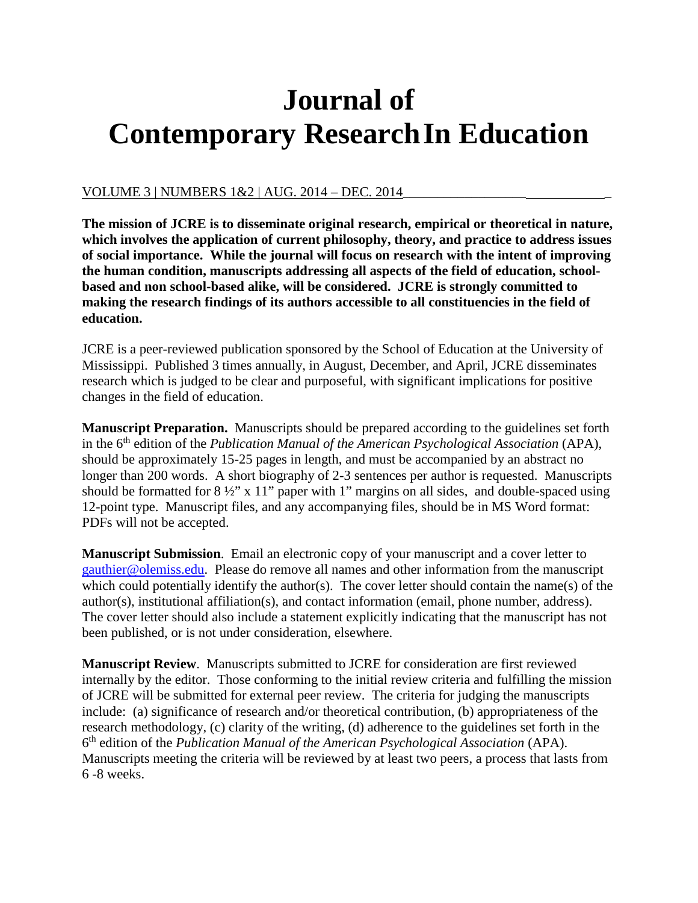# Journal of Contemporary Research In Education

VOLUME 3 | NUMBERS 1&2 | AUG. 2014 – DEC. 2014

**The mission of JCRE is to disseminate original research, empirical or theoretical in nature, which involves the application of current philosophy, theory, and practice to address issues of social importance. While the journal will focus on research with the intent of improving the human condition, manuscripts addressing all aspects of the field of education, school-based and non school-based alike, will be considered. JCRE is strongly committed to making the research findings of its authors accessible to all constituencies in the field of education.**

JCRE is a peer-reviewed publication sponsored by the School of Education at the University of Mississippi. Published 3 times annually, in August, December, and April, JCRE disseminates research which is judged to be clear and purposeful, with significant implications for positive changes in the field of education.

**Manuscript Preparation.** Manuscripts should be prepared according to the guidelines set forth in the 6th edition of the *Publication Manual of the American Psychological Association* (APA), should be approximately 15-25 pages in length, and must be accompanied by an abstract no longer than 200 words. A short biography of 2-3 sentences per author is requested. Manuscripts should be formatted for 8 ½" x 11" paper with 1" margins on all sides, and double-spaced using 12-point type. Manuscript files, and any accompanying files, should be in MS Word format: PDFs will not be accepted.

**Manuscript Submission**. Email an electronic copy of your manuscript and a cover letter to gauthier@olemiss.edu. Please do remove all names and other information from the manuscript which could potentially identify the author(s). The cover letter should contain the name(s) of the author(s), institutional affiliation(s), and contact information (email, phone number, address). The cover letter should also include a statement explicitly indicating that the manuscript has not been published, or is not under consideration, elsewhere.

**Manuscript Review**. Manuscripts submitted to JCRE for consideration are first reviewed internally by the editor. Those conforming to the initial review criteria and fulfilling the mission of JCRE will be submitted for external peer review. The criteria for judging the manuscripts include: (a) significance of research and/or theoretical contribution, (b) appropriateness of the research methodology, (c) clarity of the writing, (d) adherence to the guidelines set forth in the 6th edition of the *Publication Manual of the American Psychological Association* (APA). Manuscripts meeting the criteria will be reviewed by at least two peers, a process that lasts from 6 -8 weeks.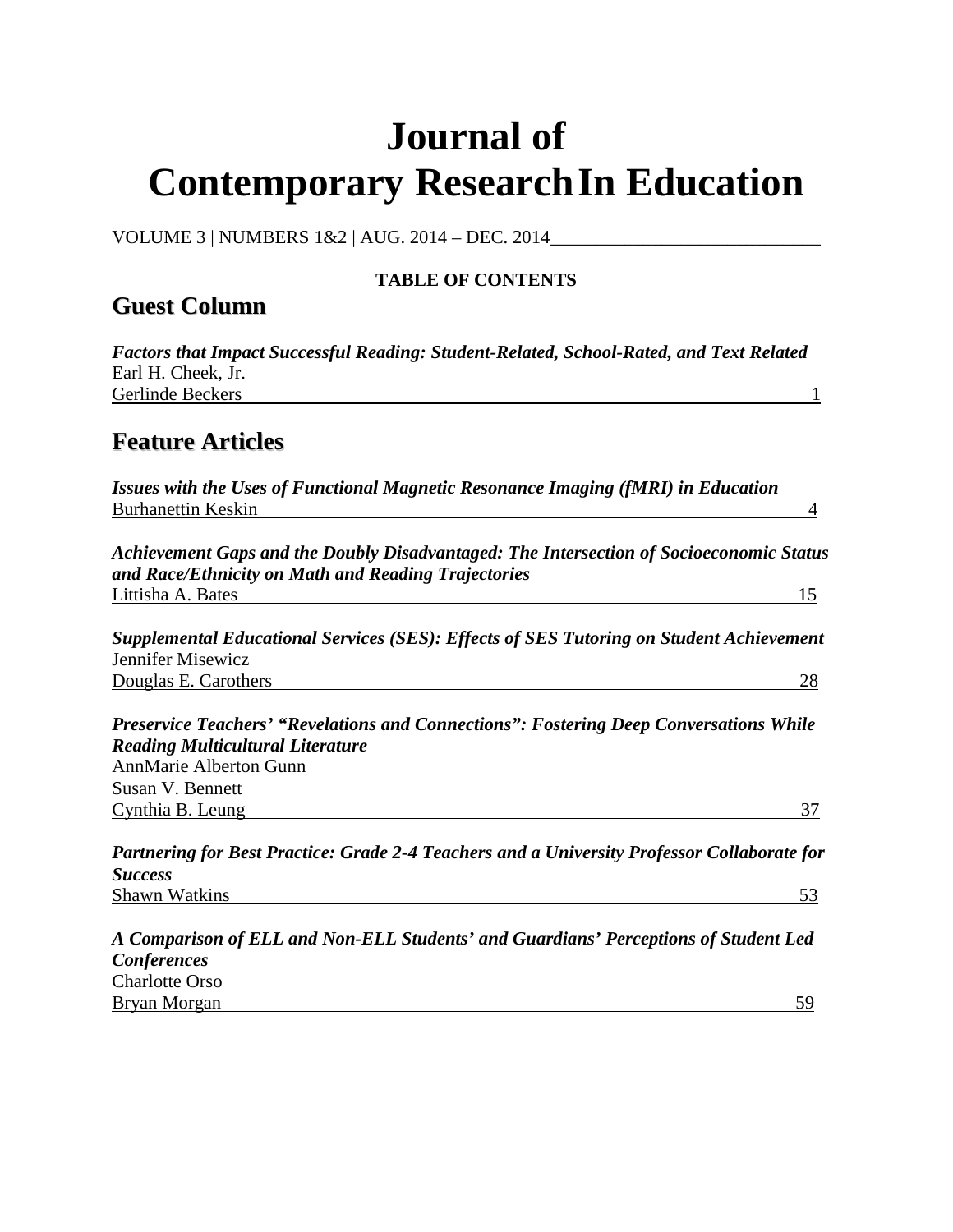# Journal of Contemporary Research In Education

VOLUME 3 | NUMBERS 1&2 | AUG. 2014 – DEC. 2014

**TABLE OF CONTENTS**

## Guest Column

***Factors that Impact Successful Reading: Student-Related, School-Rated, and Text Related***
Earl H. Cheek, Jr.
Gerlinde Beckers — 1

## Feature Articles

***Issues with the Uses of Functional Magnetic Resonance Imaging (fMRI) in Education***
Burhanettin Keskin — 4

***Achievement Gaps and the Doubly Disadvantaged: The Intersection of Socioeconomic Status and Race/Ethnicity on Math and Reading Trajectories***
Littisha A. Bates — 15

***Supplemental Educational Services (SES): Effects of SES Tutoring on Student Achievement***
Jennifer Misewicz
Douglas E. Carothers — 28

***Preservice Teachers' "Revelations and Connections": Fostering Deep Conversations While Reading Multicultural Literature***
AnnMarie Alberton Gunn
Susan V. Bennett
Cynthia B. Leung — 37

***Partnering for Best Practice: Grade 2-4 Teachers and a University Professor Collaborate for Success***
Shawn Watkins — 53

***A Comparison of ELL and Non-ELL Students' and Guardians' Perceptions of Student Led Conferences***
Charlotte Orso
Bryan Morgan — 59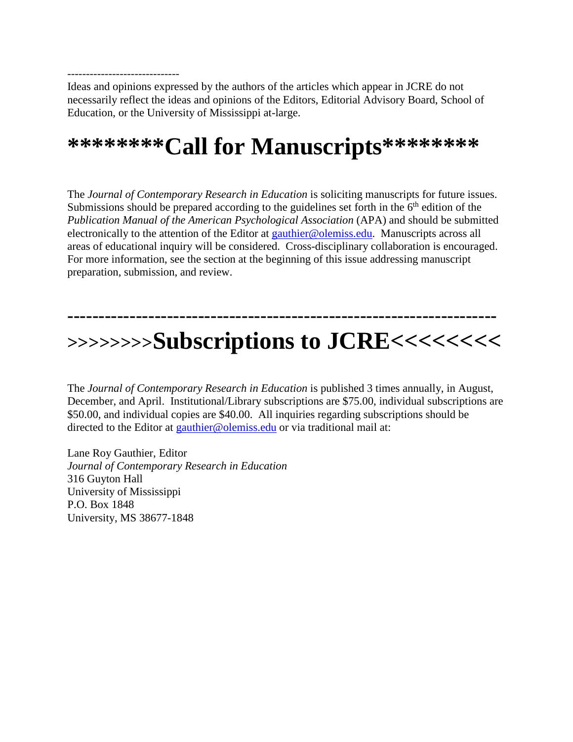------------------------------
Ideas and opinions expressed by the authors of the articles which appear in JCRE do not necessarily reflect the ideas and opinions of the Editors, Editorial Advisory Board, School of Education, or the University of Mississippi at-large.

# ********Call for Manuscripts********

The *Journal of Contemporary Research in Education* is soliciting manuscripts for future issues. Submissions should be prepared according to the guidelines set forth in the 6th edition of the *Publication Manual of the American Psychological Association* (APA) and should be submitted electronically to the attention of the Editor at gauthier@olemiss.edu. Manuscripts across all areas of educational inquiry will be considered. Cross-disciplinary collaboration is encouraged. For more information, see the section at the beginning of this issue addressing manuscript preparation, submission, and review.

# ------------------------------------------------------------------- >>>>>>>>Subscriptions to JCRE<<<<<<<<

The *Journal of Contemporary Research in Education* is published 3 times annually, in August, December, and April. Institutional/Library subscriptions are $75.00, individual subscriptions are $50.00, and individual copies are $40.00. All inquiries regarding subscriptions should be directed to the Editor at gauthier@olemiss.edu or via traditional mail at:

Lane Roy Gauthier, Editor  
*Journal of Contemporary Research in Education*  
316 Guyton Hall  
University of Mississippi  
P.O. Box 1848  
University, MS 38677-1848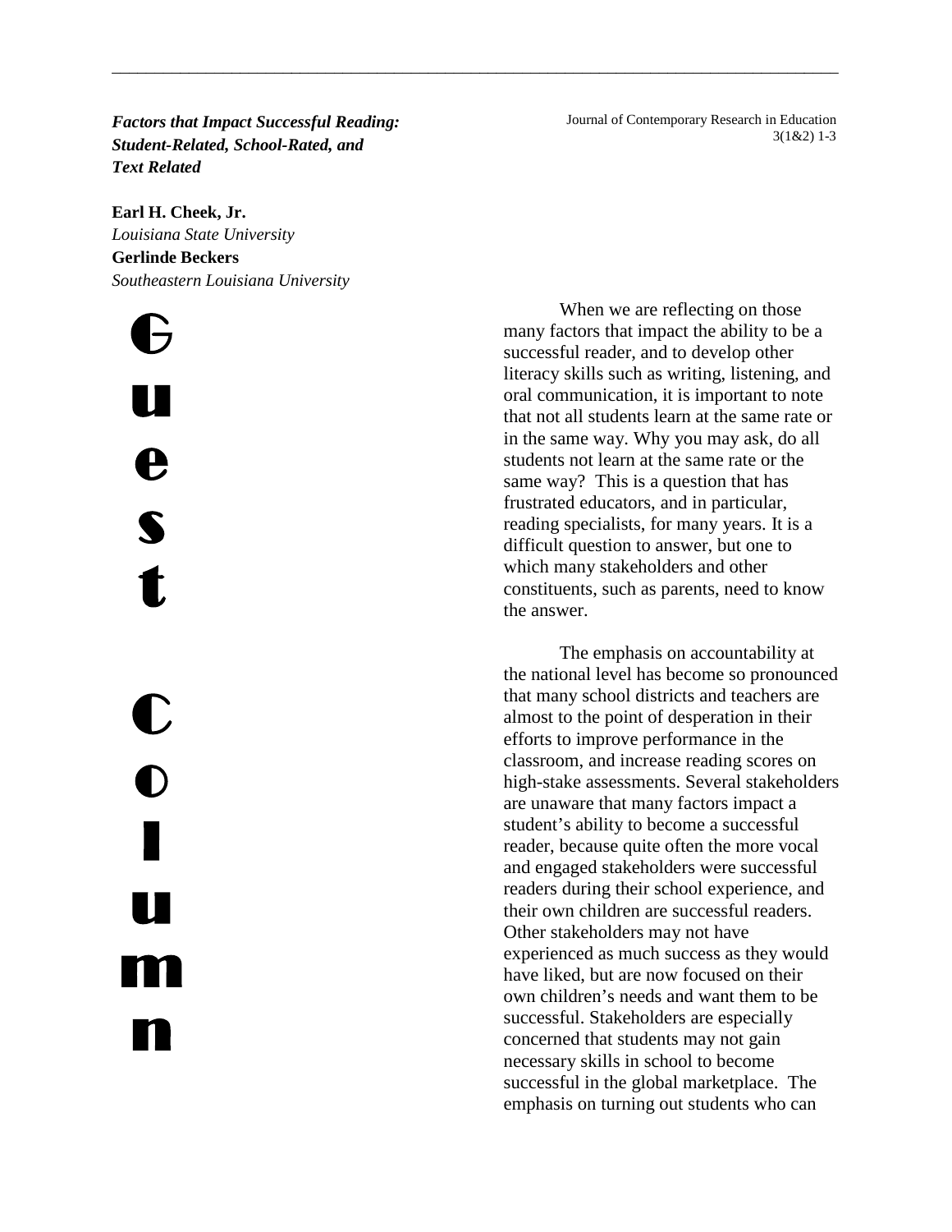***Factors that Impact Successful Reading: Student-Related, School-Rated, and Text Related***

**Earl H. Cheek, Jr.**
*Louisiana State University*
**Gerlinde Beckers**
*Southeastern Louisiana University*

Guest Column

When we are reflecting on those many factors that impact the ability to be a successful reader, and to develop other literacy skills such as writing, listening, and oral communication, it is important to note that not all students learn at the same rate or in the same way. Why you may ask, do all students not learn at the same rate or the same way? This is a question that has frustrated educators, and in particular, reading specialists, for many years. It is a difficult question to answer, but one to which many stakeholders and other constituents, such as parents, need to know the answer.

The emphasis on accountability at the national level has become so pronounced that many school districts and teachers are almost to the point of desperation in their efforts to improve performance in the classroom, and increase reading scores on high-stake assessments. Several stakeholders are unaware that many factors impact a student's ability to become a successful reader, because quite often the more vocal and engaged stakeholders were successful readers during their school experience, and their own children are successful readers. Other stakeholders may not have experienced as much success as they would have liked, but are now focused on their own children's needs and want them to be successful. Stakeholders are especially concerned that students may not gain necessary skills in school to become successful in the global marketplace. The emphasis on turning out students who can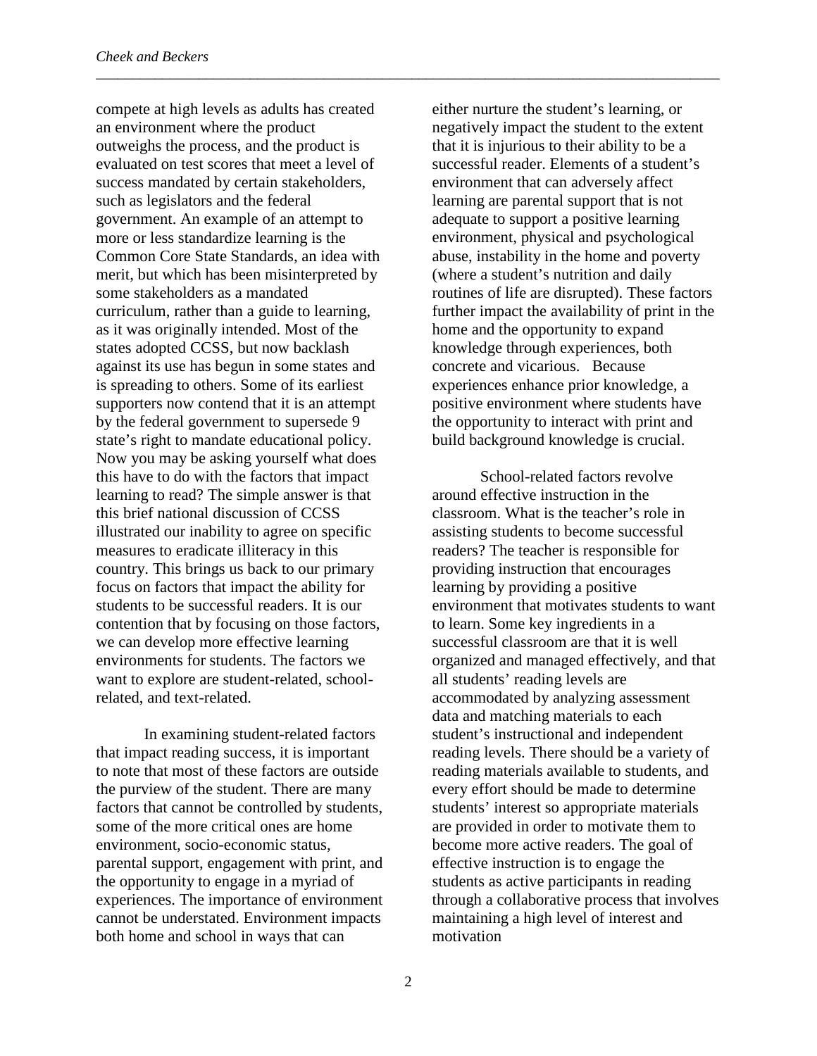compete at high levels as adults has created an environment where the product outweighs the process, and the product is evaluated on test scores that meet a level of success mandated by certain stakeholders, such as legislators and the federal government. An example of an attempt to more or less standardize learning is the Common Core State Standards, an idea with merit, but which has been misinterpreted by some stakeholders as a mandated curriculum, rather than a guide to learning, as it was originally intended. Most of the states adopted CCSS, but now backlash against its use has begun in some states and is spreading to others. Some of its earliest supporters now contend that it is an attempt by the federal government to supersede 9 state's right to mandate educational policy. Now you may be asking yourself what does this have to do with the factors that impact learning to read? The simple answer is that this brief national discussion of CCSS illustrated our inability to agree on specific measures to eradicate illiteracy in this country. This brings us back to our primary focus on factors that impact the ability for students to be successful readers. It is our contention that by focusing on those factors, we can develop more effective learning environments for students. The factors we want to explore are student-related, school-related, and text-related.

In examining student-related factors that impact reading success, it is important to note that most of these factors are outside the purview of the student. There are many factors that cannot be controlled by students, some of the more critical ones are home environment, socio-economic status, parental support, engagement with print, and the opportunity to engage in a myriad of experiences. The importance of environment cannot be understated. Environment impacts both home and school in ways that can either nurture the student's learning, or negatively impact the student to the extent that it is injurious to their ability to be a successful reader. Elements of a student's environment that can adversely affect learning are parental support that is not adequate to support a positive learning environment, physical and psychological abuse, instability in the home and poverty (where a student's nutrition and daily routines of life are disrupted). These factors further impact the availability of print in the home and the opportunity to expand knowledge through experiences, both concrete and vicarious. Because experiences enhance prior knowledge, a positive environment where students have the opportunity to interact with print and build background knowledge is crucial.

School-related factors revolve around effective instruction in the classroom. What is the teacher's role in assisting students to become successful readers? The teacher is responsible for providing instruction that encourages learning by providing a positive environment that motivates students to want to learn. Some key ingredients in a successful classroom are that it is well organized and managed effectively, and that all students' reading levels are accommodated by analyzing assessment data and matching materials to each student's instructional and independent reading levels. There should be a variety of reading materials available to students, and every effort should be made to determine students' interest so appropriate materials are provided in order to motivate them to become more active readers. The goal of effective instruction is to engage the students as active participants in reading through a collaborative process that involves maintaining a high level of interest and motivation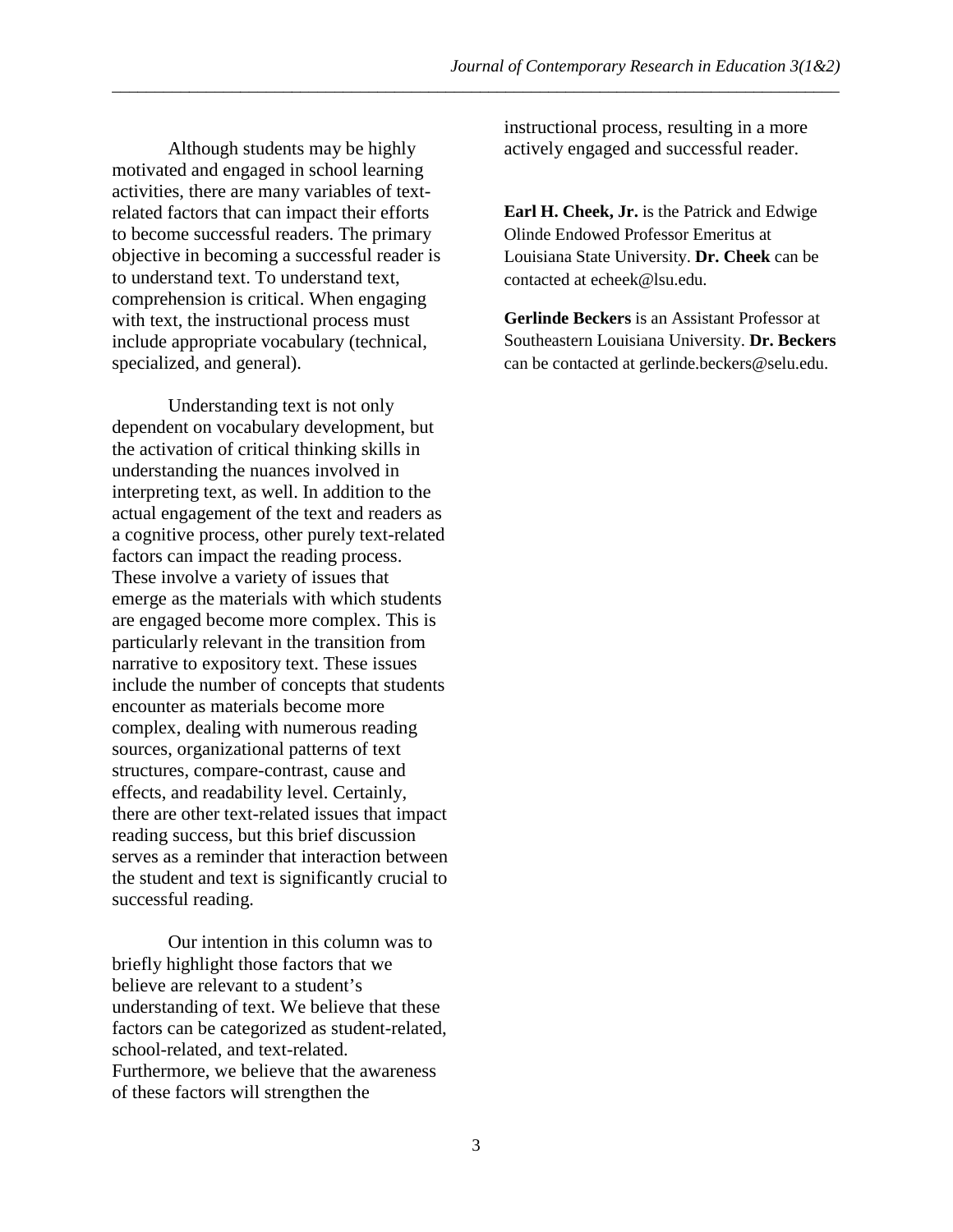Although students may be highly motivated and engaged in school learning activities, there are many variables of text-related factors that can impact their efforts to become successful readers. The primary objective in becoming a successful reader is to understand text. To understand text, comprehension is critical. When engaging with text, the instructional process must include appropriate vocabulary (technical, specialized, and general).

Understanding text is not only dependent on vocabulary development, but the activation of critical thinking skills in understanding the nuances involved in interpreting text, as well. In addition to the actual engagement of the text and readers as a cognitive process, other purely text-related factors can impact the reading process. These involve a variety of issues that emerge as the materials with which students are engaged become more complex. This is particularly relevant in the transition from narrative to expository text. These issues include the number of concepts that students encounter as materials become more complex, dealing with numerous reading sources, organizational patterns of text structures, compare-contrast, cause and effects, and readability level. Certainly, there are other text-related issues that impact reading success, but this brief discussion serves as a reminder that interaction between the student and text is significantly crucial to successful reading.

Our intention in this column was to briefly highlight those factors that we believe are relevant to a student's understanding of text. We believe that these factors can be categorized as student-related, school-related, and text-related. Furthermore, we believe that the awareness of these factors will strengthen the instructional process, resulting in a more actively engaged and successful reader.

**Earl H. Cheek, Jr.** is the Patrick and Edwige Olinde Endowed Professor Emeritus at Louisiana State University. **Dr. Cheek** can be contacted at echeek@lsu.edu.

**Gerlinde Beckers** is an Assistant Professor at Southeastern Louisiana University. **Dr. Beckers** can be contacted at gerlinde.beckers@selu.edu.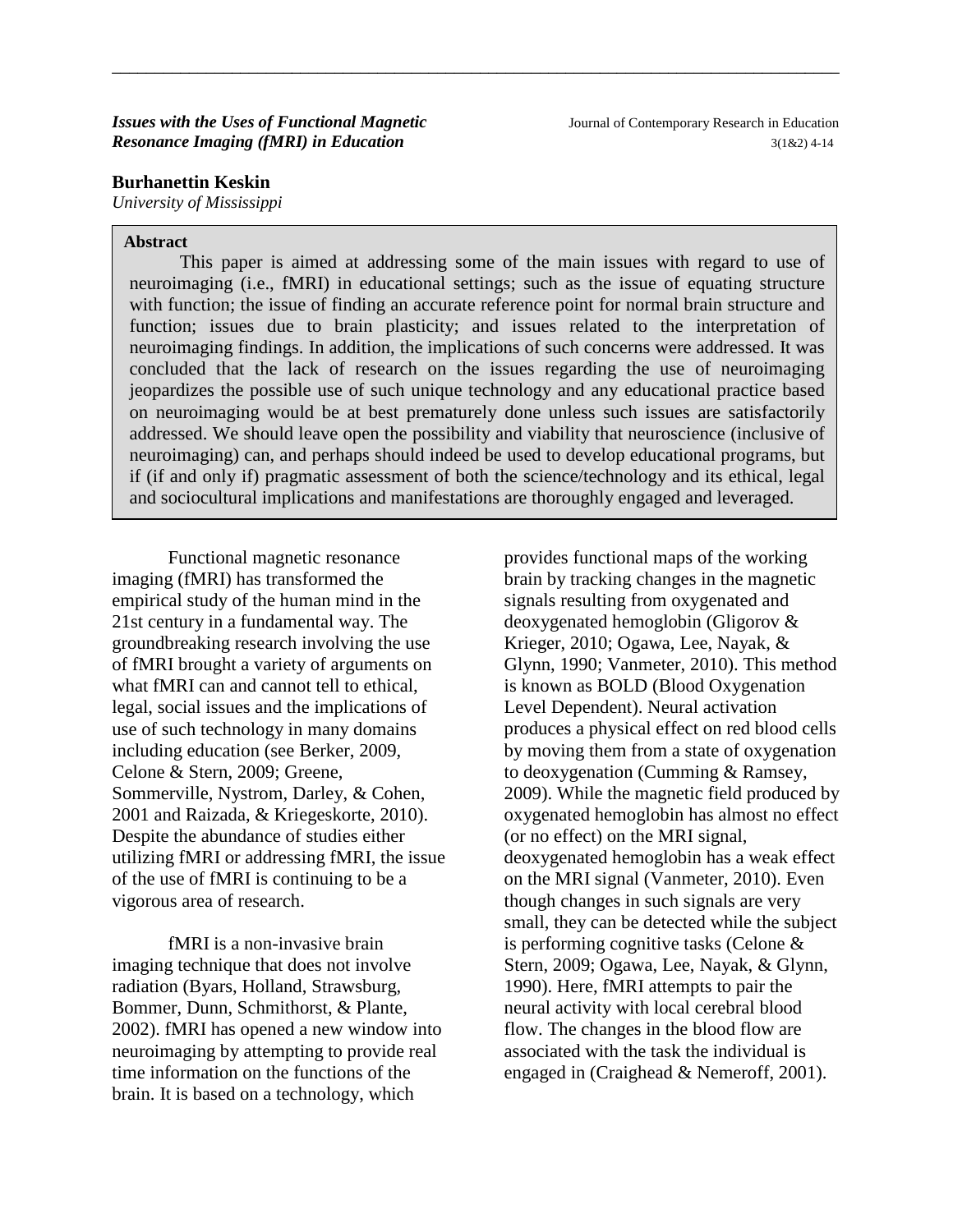**_Issues with the Uses of Functional Magnetic Resonance Imaging (fMRI) in Education_**

**Burhanettin Keskin**

*University of Mississippi*

**Abstract**

This paper is aimed at addressing some of the main issues with regard to use of neuroimaging (i.e., fMRI) in educational settings; such as the issue of equating structure with function; the issue of finding an accurate reference point for normal brain structure and function; issues due to brain plasticity; and issues related to the interpretation of neuroimaging findings. In addition, the implications of such concerns were addressed. It was concluded that the lack of research on the issues regarding the use of neuroimaging jeopardizes the possible use of such unique technology and any educational practice based on neuroimaging would be at best prematurely done unless such issues are satisfactorily addressed. We should leave open the possibility and viability that neuroscience (inclusive of neuroimaging) can, and perhaps should indeed be used to develop educational programs, but if (if and only if) pragmatic assessment of both the science/technology and its ethical, legal and sociocultural implications and manifestations are thoroughly engaged and leveraged.

Functional magnetic resonance imaging (fMRI) has transformed the empirical study of the human mind in the 21st century in a fundamental way. The groundbreaking research involving the use of fMRI brought a variety of arguments on what fMRI can and cannot tell to ethical, legal, social issues and the implications of use of such technology in many domains including education (see Berker, 2009, Celone & Stern, 2009; Greene, Sommerville, Nystrom, Darley, & Cohen, 2001 and Raizada, & Kriegeskorte, 2010). Despite the abundance of studies either utilizing fMRI or addressing fMRI, the issue of the use of fMRI is continuing to be a vigorous area of research.

fMRI is a non-invasive brain imaging technique that does not involve radiation (Byars, Holland, Strawsburg, Bommer, Dunn, Schmithorst, & Plante, 2002). fMRI has opened a new window into neuroimaging by attempting to provide real time information on the functions of the brain. It is based on a technology, which provides functional maps of the working brain by tracking changes in the magnetic signals resulting from oxygenated and deoxygenated hemoglobin (Gligorov & Krieger, 2010; Ogawa, Lee, Nayak, & Glynn, 1990; Vanmeter, 2010). This method is known as BOLD (Blood Oxygenation Level Dependent). Neural activation produces a physical effect on red blood cells by moving them from a state of oxygenation to deoxygenation (Cumming & Ramsey, 2009). While the magnetic field produced by oxygenated hemoglobin has almost no effect (or no effect) on the MRI signal, deoxygenated hemoglobin has a weak effect on the MRI signal (Vanmeter, 2010). Even though changes in such signals are very small, they can be detected while the subject is performing cognitive tasks (Celone & Stern, 2009; Ogawa, Lee, Nayak, & Glynn, 1990). Here, fMRI attempts to pair the neural activity with local cerebral blood flow. The changes in the blood flow are associated with the task the individual is engaged in (Craighead & Nemeroff, 2001).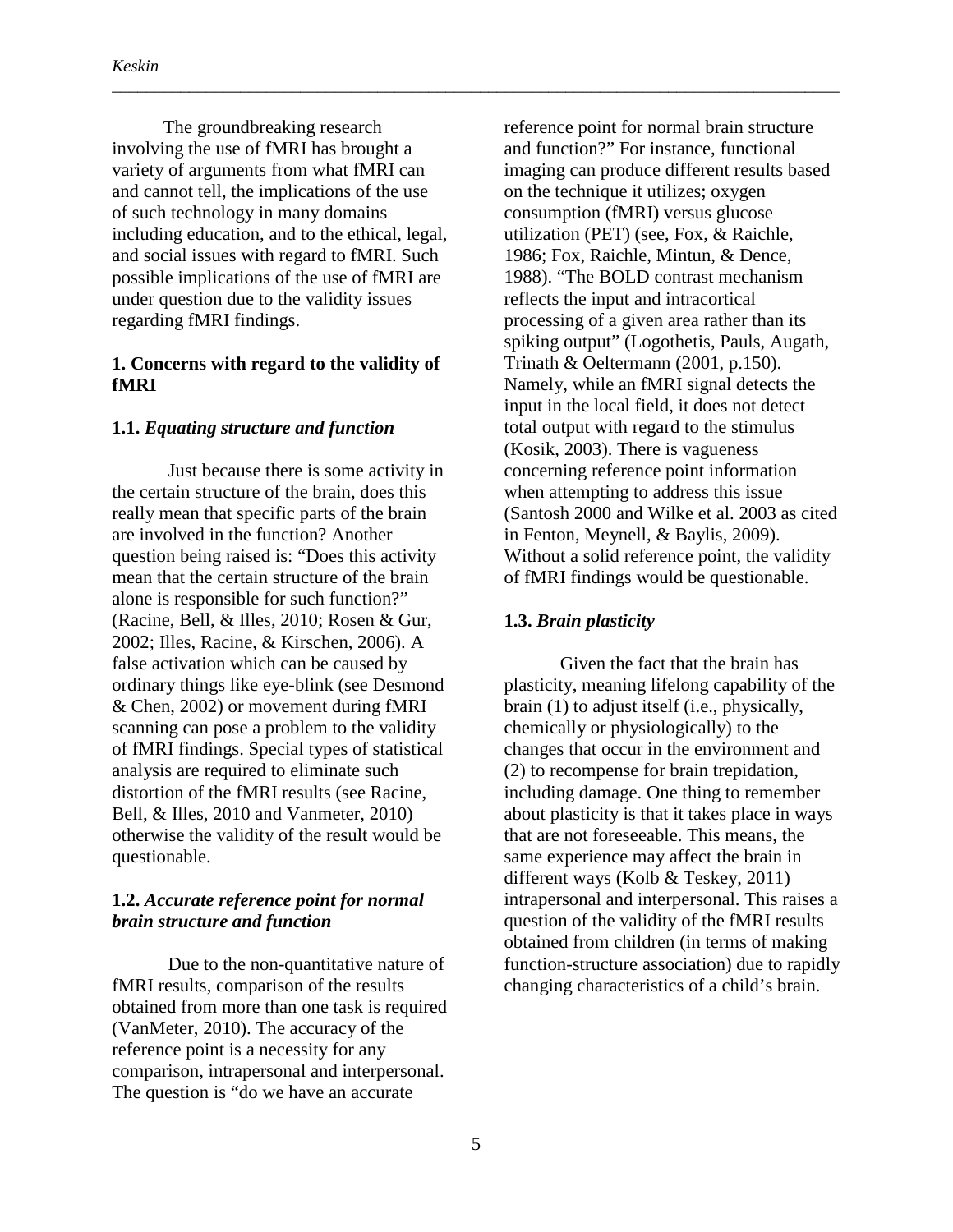The groundbreaking research involving the use of fMRI has brought a variety of arguments from what fMRI can and cannot tell, the implications of the use of such technology in many domains including education, and to the ethical, legal, and social issues with regard to fMRI. Such possible implications of the use of fMRI are under question due to the validity issues regarding fMRI findings.

## 1. Concerns with regard to the validity of fMRI

### 1.1. *Equating structure and function*

Just because there is some activity in the certain structure of the brain, does this really mean that specific parts of the brain are involved in the function? Another question being raised is: "Does this activity mean that the certain structure of the brain alone is responsible for such function?" (Racine, Bell, & Illes, 2010; Rosen & Gur, 2002; Illes, Racine, & Kirschen, 2006). A false activation which can be caused by ordinary things like eye-blink (see Desmond & Chen, 2002) or movement during fMRI scanning can pose a problem to the validity of fMRI findings. Special types of statistical analysis are required to eliminate such distortion of the fMRI results (see Racine, Bell, & Illes, 2010 and Vanmeter, 2010) otherwise the validity of the result would be questionable.

### 1.2. *Accurate reference point for normal brain structure and function*

Due to the non-quantitative nature of fMRI results, comparison of the results obtained from more than one task is required (VanMeter, 2010). The accuracy of the reference point is a necessity for any comparison, intrapersonal and interpersonal. The question is "do we have an accurate reference point for normal brain structure and function?" For instance, functional imaging can produce different results based on the technique it utilizes; oxygen consumption (fMRI) versus glucose utilization (PET) (see, Fox, & Raichle, 1986; Fox, Raichle, Mintun, & Dence, 1988). "The BOLD contrast mechanism reflects the input and intracortical processing of a given area rather than its spiking output" (Logothetis, Pauls, Augath, Trinath & Oeltermann (2001, p.150). Namely, while an fMRI signal detects the input in the local field, it does not detect total output with regard to the stimulus (Kosik, 2003). There is vagueness concerning reference point information when attempting to address this issue (Santosh 2000 and Wilke et al. 2003 as cited in Fenton, Meynell, & Baylis, 2009). Without a solid reference point, the validity of fMRI findings would be questionable.

### 1.3. *Brain plasticity*

Given the fact that the brain has plasticity, meaning lifelong capability of the brain (1) to adjust itself (i.e., physically, chemically or physiologically) to the changes that occur in the environment and (2) to recompense for brain trepidation, including damage. One thing to remember about plasticity is that it takes place in ways that are not foreseeable. This means, the same experience may affect the brain in different ways (Kolb & Teskey, 2011) intrapersonal and interpersonal. This raises a question of the validity of the fMRI results obtained from children (in terms of making function-structure association) due to rapidly changing characteristics of a child's brain.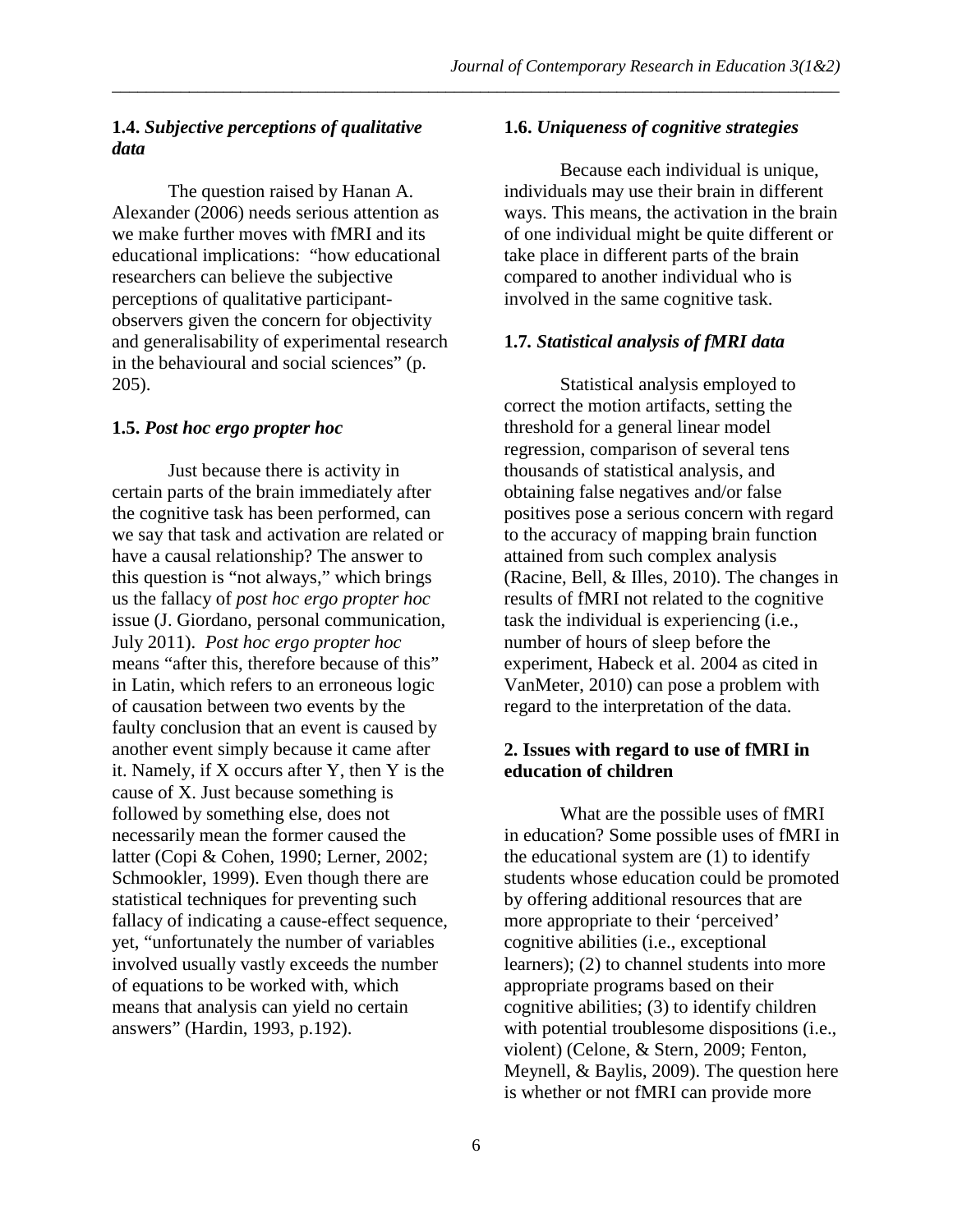### 1.4. *Subjective perceptions of qualitative data*

The question raised by Hanan A. Alexander (2006) needs serious attention as we make further moves with fMRI and its educational implications: "how educational researchers can believe the subjective perceptions of qualitative participant-observers given the concern for objectivity and generalisability of experimental research in the behavioural and social sciences" (p. 205).

### 1.5. *Post hoc ergo propter hoc*

Just because there is activity in certain parts of the brain immediately after the cognitive task has been performed, can we say that task and activation are related or have a causal relationship? The answer to this question is "not always," which brings us the fallacy of *post hoc ergo propter hoc* issue (J. Giordano, personal communication, July 2011). *Post hoc ergo propter hoc* means "after this, therefore because of this" in Latin, which refers to an erroneous logic of causation between two events by the faulty conclusion that an event is caused by another event simply because it came after it. Namely, if X occurs after Y, then Y is the cause of X. Just because something is followed by something else, does not necessarily mean the former caused the latter (Copi & Cohen, 1990; Lerner, 2002; Schmookler, 1999). Even though there are statistical techniques for preventing such fallacy of indicating a cause-effect sequence, yet, "unfortunately the number of variables involved usually vastly exceeds the number of equations to be worked with, which means that analysis can yield no certain answers" (Hardin, 1993, p.192).

### 1.6. *Uniqueness of cognitive strategies*

Because each individual is unique, individuals may use their brain in different ways. This means, the activation in the brain of one individual might be quite different or take place in different parts of the brain compared to another individual who is involved in the same cognitive task.

### 1.7. *Statistical analysis of fMRI data*

Statistical analysis employed to correct the motion artifacts, setting the threshold for a general linear model regression, comparison of several tens thousands of statistical analysis, and obtaining false negatives and/or false positives pose a serious concern with regard to the accuracy of mapping brain function attained from such complex analysis (Racine, Bell, & Illes, 2010). The changes in results of fMRI not related to the cognitive task the individual is experiencing (i.e., number of hours of sleep before the experiment, Habeck et al. 2004 as cited in VanMeter, 2010) can pose a problem with regard to the interpretation of the data.

## 2. Issues with regard to use of fMRI in education of children

What are the possible uses of fMRI in education? Some possible uses of fMRI in the educational system are (1) to identify students whose education could be promoted by offering additional resources that are more appropriate to their 'perceived' cognitive abilities (i.e., exceptional learners); (2) to channel students into more appropriate programs based on their cognitive abilities; (3) to identify children with potential troublesome dispositions (i.e., violent) (Celone, & Stern, 2009; Fenton, Meynell, & Baylis, 2009). The question here is whether or not fMRI can provide more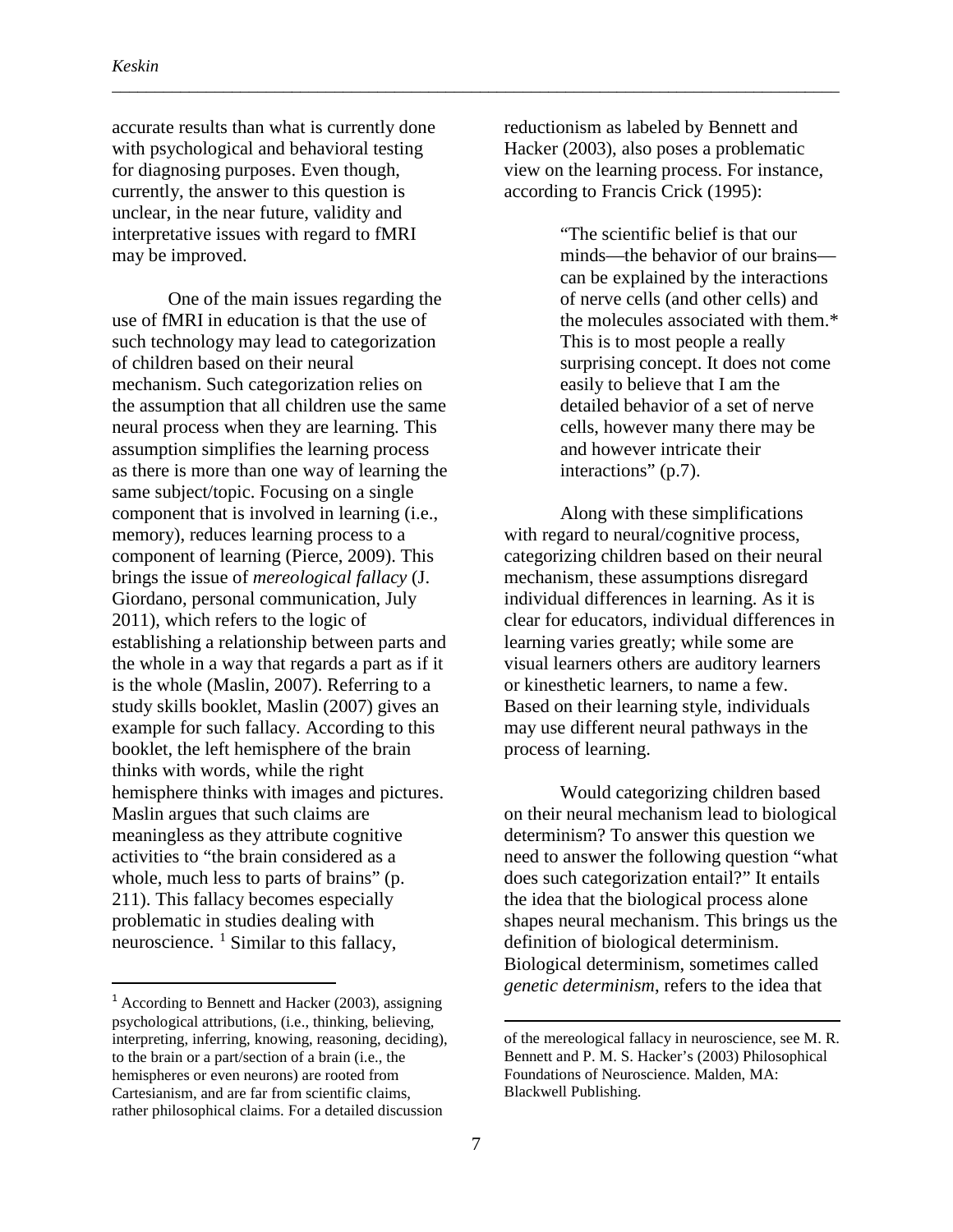accurate results than what is currently done with psychological and behavioral testing for diagnosing purposes. Even though, currently, the answer to this question is unclear, in the near future, validity and interpretative issues with regard to fMRI may be improved.

One of the main issues regarding the use of fMRI in education is that the use of such technology may lead to categorization of children based on their neural mechanism. Such categorization relies on the assumption that all children use the same neural process when they are learning. This assumption simplifies the learning process as there is more than one way of learning the same subject/topic. Focusing on a single component that is involved in learning (i.e., memory), reduces learning process to a component of learning (Pierce, 2009). This brings the issue of *mereological fallacy* (J. Giordano, personal communication, July 2011), which refers to the logic of establishing a relationship between parts and the whole in a way that regards a part as if it is the whole (Maslin, 2007). Referring to a study skills booklet, Maslin (2007) gives an example for such fallacy. According to this booklet, the left hemisphere of the brain thinks with words, while the right hemisphere thinks with images and pictures. Maslin argues that such claims are meaningless as they attribute cognitive activities to "the brain considered as a whole, much less to parts of brains" (p. 211). This fallacy becomes especially problematic in studies dealing with neuroscience. [1] Similar to this fallacy, reductionism as labeled by Bennett and Hacker (2003), also poses a problematic view on the learning process. For instance, according to Francis Crick (1995):

> "The scientific belief is that our minds—the behavior of our brains—can be explained by the interactions of nerve cells (and other cells) and the molecules associated with them.* This is to most people a really surprising concept. It does not come easily to believe that I am the detailed behavior of a set of nerve cells, however many there may be and however intricate their interactions" (p.7).

Along with these simplifications with regard to neural/cognitive process, categorizing children based on their neural mechanism, these assumptions disregard individual differences in learning. As it is clear for educators, individual differences in learning varies greatly; while some are visual learners others are auditory learners or kinesthetic learners, to name a few. Based on their learning style, individuals may use different neural pathways in the process of learning.

Would categorizing children based on their neural mechanism lead to biological determinism? To answer this question we need to answer the following question "what does such categorization entail?" It entails the idea that the biological process alone shapes neural mechanism. This brings us the definition of biological determinism. Biological determinism, sometimes called *genetic determinism*, refers to the idea that

---

[1] According to Bennett and Hacker (2003), assigning psychological attributions, (i.e., thinking, believing, interpreting, inferring, knowing, reasoning, deciding), to the brain or a part/section of a brain (i.e., the hemispheres or even neurons) are rooted from Cartesianism, and are far from scientific claims, rather philosophical claims. For a detailed discussion of the mereological fallacy in neuroscience, see M. R. Bennett and P. M. S. Hacker's (2003) Philosophical Foundations of Neuroscience. Malden, MA: Blackwell Publishing.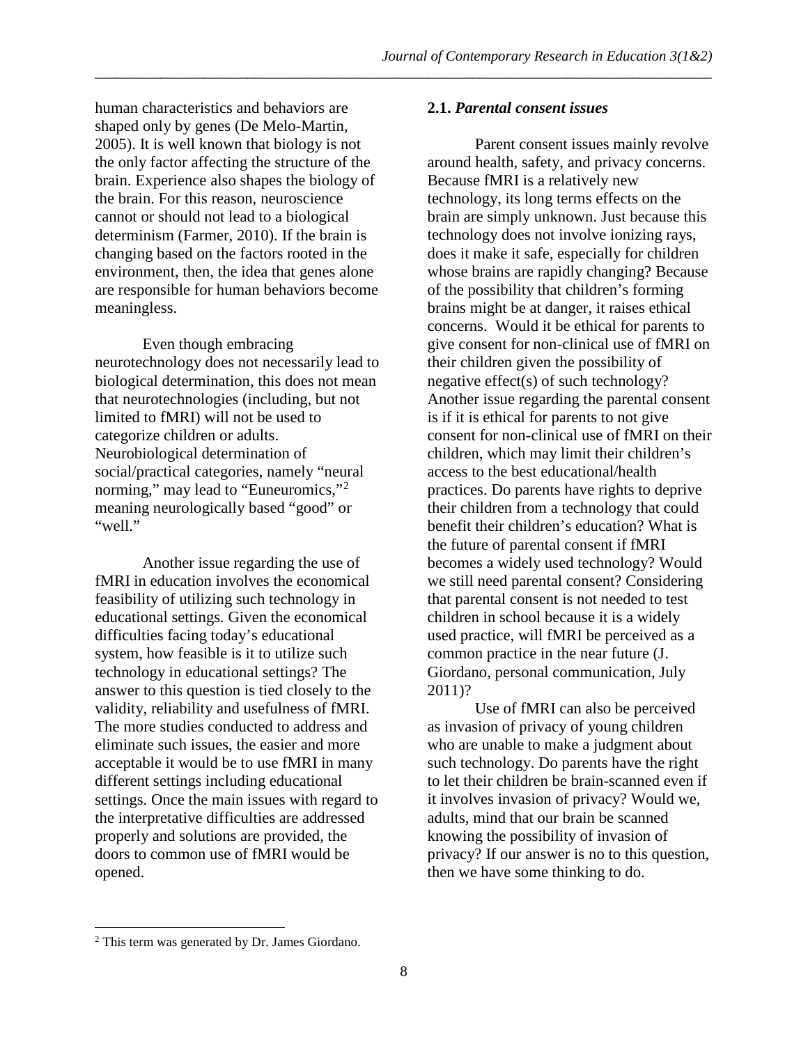human characteristics and behaviors are shaped only by genes (De Melo-Martin, 2005). It is well known that biology is not the only factor affecting the structure of the brain. Experience also shapes the biology of the brain. For this reason, neuroscience cannot or should not lead to a biological determinism (Farmer, 2010). If the brain is changing based on the factors rooted in the environment, then, the idea that genes alone are responsible for human behaviors become meaningless.

Even though embracing neurotechnology does not necessarily lead to biological determination, this does not mean that neurotechnologies (including, but not limited to fMRI) will not be used to categorize children or adults. Neurobiological determination of social/practical categories, namely "neural norming," may lead to "Euneuromics,"[2] meaning neurologically based "good" or "well."

Another issue regarding the use of fMRI in education involves the economical feasibility of utilizing such technology in educational settings. Given the economical difficulties facing today's educational system, how feasible is it to utilize such technology in educational settings? The answer to this question is tied closely to the validity, reliability and usefulness of fMRI. The more studies conducted to address and eliminate such issues, the easier and more acceptable it would be to use fMRI in many different settings including educational settings. Once the main issues with regard to the interpretative difficulties are addressed properly and solutions are provided, the doors to common use of fMRI would be opened.

### 2.1. *Parental consent issues*

Parent consent issues mainly revolve around health, safety, and privacy concerns. Because fMRI is a relatively new technology, its long terms effects on the brain are simply unknown. Just because this technology does not involve ionizing rays, does it make it safe, especially for children whose brains are rapidly changing? Because of the possibility that children's forming brains might be at danger, it raises ethical concerns. Would it be ethical for parents to give consent for non-clinical use of fMRI on their children given the possibility of negative effect(s) of such technology? Another issue regarding the parental consent is if it is ethical for parents to not give consent for non-clinical use of fMRI on their children, which may limit their children's access to the best educational/health practices. Do parents have rights to deprive their children from a technology that could benefit their children's education? What is the future of parental consent if fMRI becomes a widely used technology? Would we still need parental consent? Considering that parental consent is not needed to test children in school because it is a widely used practice, will fMRI be perceived as a common practice in the near future (J. Giordano, personal communication, July 2011)?

Use of fMRI can also be perceived as invasion of privacy of young children who are unable to make a judgment about such technology. Do parents have the right to let their children be brain-scanned even if it involves invasion of privacy? Would we, adults, mind that our brain be scanned knowing the possibility of invasion of privacy? If our answer is no to this question, then we have some thinking to do.

---

[2] This term was generated by Dr. James Giordano.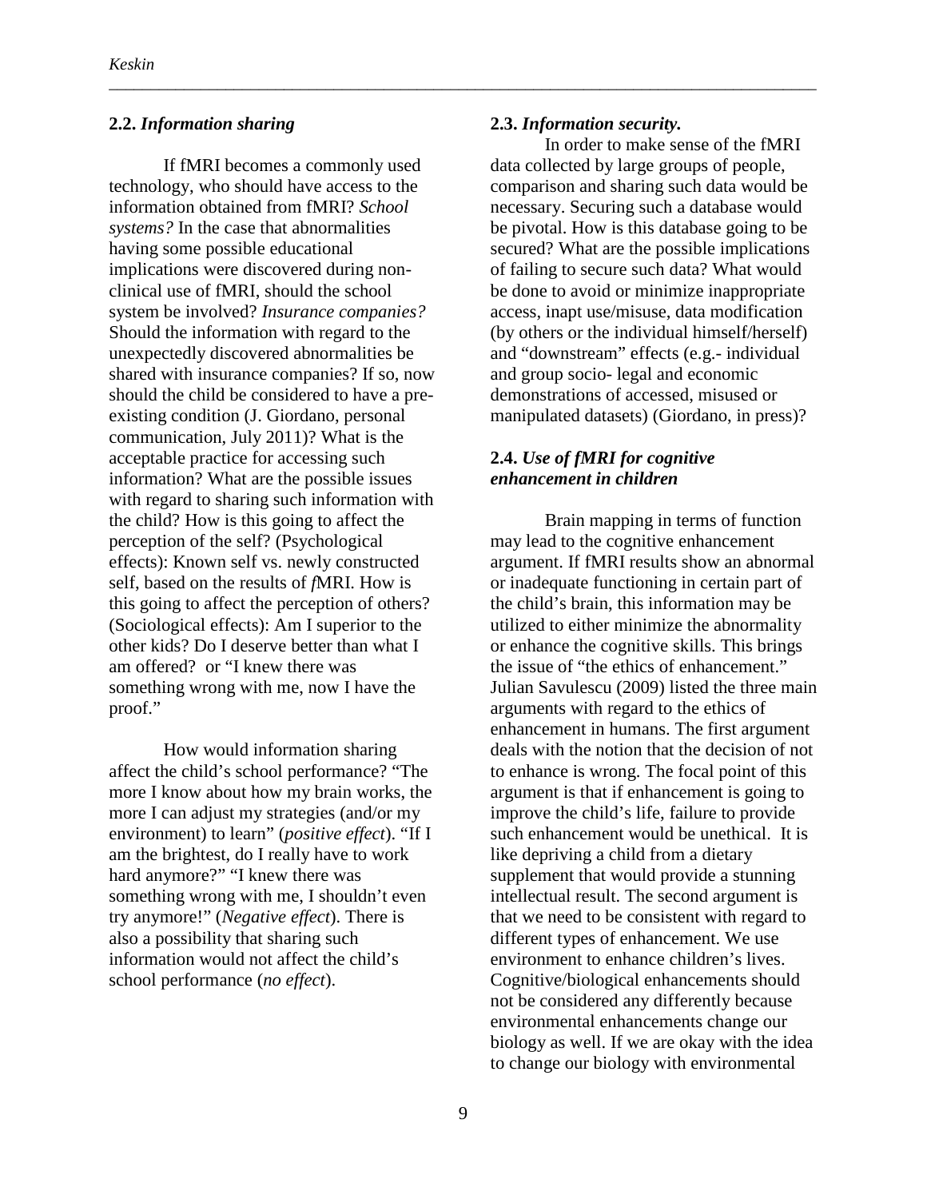### 2.2. *Information sharing*

If fMRI becomes a commonly used technology, who should have access to the information obtained from fMRI? *School systems?* In the case that abnormalities having some possible educational implications were discovered during non-clinical use of fMRI, should the school system be involved? *Insurance companies?* Should the information with regard to the unexpectedly discovered abnormalities be shared with insurance companies? If so, now should the child be considered to have a pre-existing condition (J. Giordano, personal communication, July 2011)? What is the acceptable practice for accessing such information? What are the possible issues with regard to sharing such information with the child? How is this going to affect the perception of the self? (Psychological effects): Known self vs. newly constructed self, based on the results of *f*MRI. How is this going to affect the perception of others? (Sociological effects): Am I superior to the other kids? Do I deserve better than what I am offered? or "I knew there was something wrong with me, now I have the proof."

How would information sharing affect the child's school performance? "The more I know about how my brain works, the more I can adjust my strategies (and/or my environment) to learn" (*positive effect*). "If I am the brightest, do I really have to work hard anymore?" "I knew there was something wrong with me, I shouldn't even try anymore!" (*Negative effect*). There is also a possibility that sharing such information would not affect the child's school performance (*no effect*).

### 2.3. *Information security.*

In order to make sense of the fMRI data collected by large groups of people, comparison and sharing such data would be necessary. Securing such a database would be pivotal. How is this database going to be secured? What are the possible implications of failing to secure such data? What would be done to avoid or minimize inappropriate access, inapt use/misuse, data modification (by others or the individual himself/herself) and "downstream" effects (e.g.- individual and group socio- legal and economic demonstrations of accessed, misused or manipulated datasets) (Giordano, in press)?

### 2.4. *Use of fMRI for cognitive enhancement in children*

Brain mapping in terms of function may lead to the cognitive enhancement argument. If fMRI results show an abnormal or inadequate functioning in certain part of the child's brain, this information may be utilized to either minimize the abnormality or enhance the cognitive skills. This brings the issue of "the ethics of enhancement." Julian Savulescu (2009) listed the three main arguments with regard to the ethics of enhancement in humans. The first argument deals with the notion that the decision of not to enhance is wrong. The focal point of this argument is that if enhancement is going to improve the child's life, failure to provide such enhancement would be unethical. It is like depriving a child from a dietary supplement that would provide a stunning intellectual result. The second argument is that we need to be consistent with regard to different types of enhancement. We use environment to enhance children's lives. Cognitive/biological enhancements should not be considered any differently because environmental enhancements change our biology as well. If we are okay with the idea to change our biology with environmental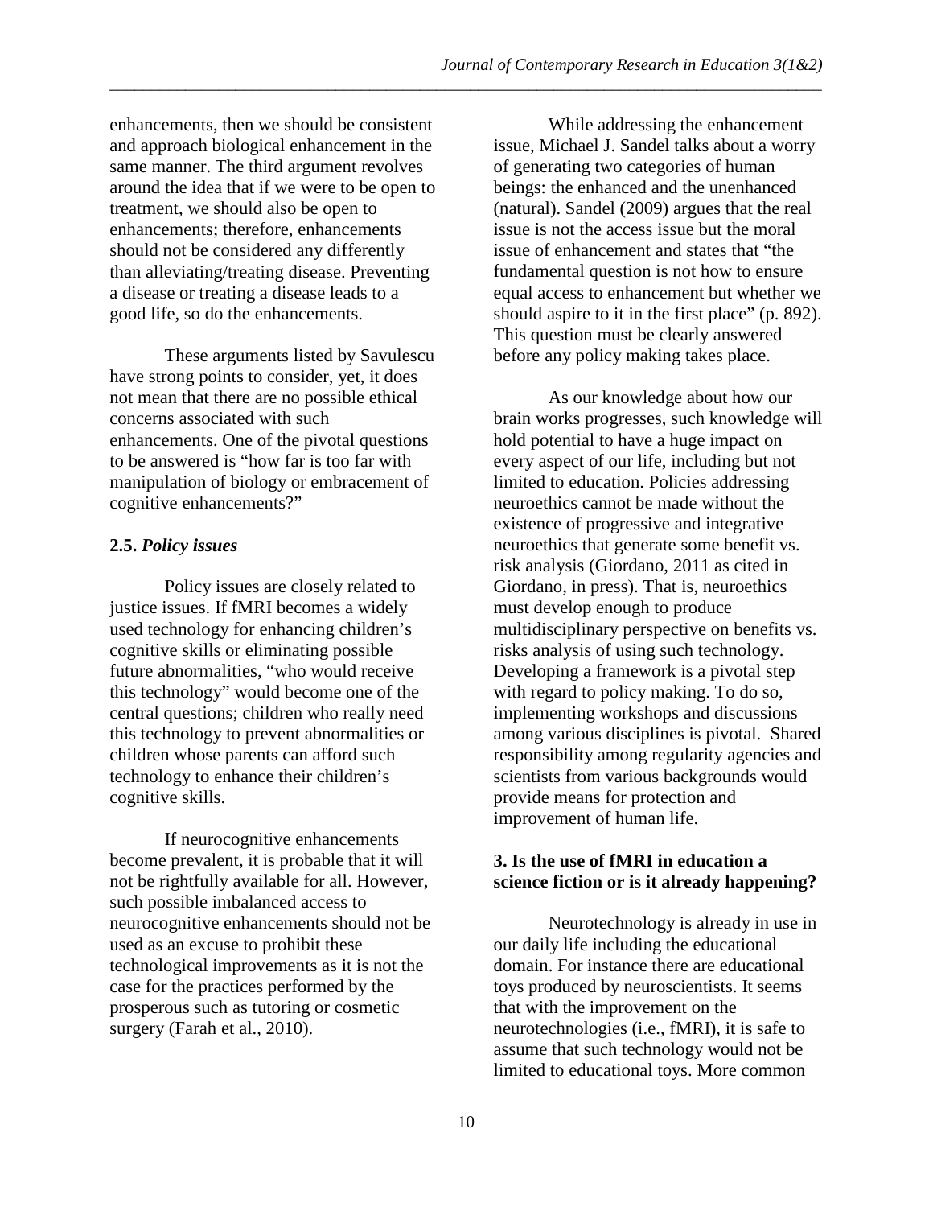enhancements, then we should be consistent and approach biological enhancement in the same manner. The third argument revolves around the idea that if we were to be open to treatment, we should also be open to enhancements; therefore, enhancements should not be considered any differently than alleviating/treating disease. Preventing a disease or treating a disease leads to a good life, so do the enhancements.

These arguments listed by Savulescu have strong points to consider, yet, it does not mean that there are no possible ethical concerns associated with such enhancements. One of the pivotal questions to be answered is "how far is too far with manipulation of biology or embracement of cognitive enhancements?"

### 2.5. *Policy issues*

Policy issues are closely related to justice issues. If fMRI becomes a widely used technology for enhancing children's cognitive skills or eliminating possible future abnormalities, "who would receive this technology" would become one of the central questions; children who really need this technology to prevent abnormalities or children whose parents can afford such technology to enhance their children's cognitive skills.

If neurocognitive enhancements become prevalent, it is probable that it will not be rightfully available for all. However, such possible imbalanced access to neurocognitive enhancements should not be used as an excuse to prohibit these technological improvements as it is not the case for the practices performed by the prosperous such as tutoring or cosmetic surgery (Farah et al., 2010).

While addressing the enhancement issue, Michael J. Sandel talks about a worry of generating two categories of human beings: the enhanced and the unenhanced (natural). Sandel (2009) argues that the real issue is not the access issue but the moral issue of enhancement and states that "the fundamental question is not how to ensure equal access to enhancement but whether we should aspire to it in the first place" (p. 892). This question must be clearly answered before any policy making takes place.

As our knowledge about how our brain works progresses, such knowledge will hold potential to have a huge impact on every aspect of our life, including but not limited to education. Policies addressing neuroethics cannot be made without the existence of progressive and integrative neuroethics that generate some benefit vs. risk analysis (Giordano, 2011 as cited in Giordano, in press). That is, neuroethics must develop enough to produce multidisciplinary perspective on benefits vs. risks analysis of using such technology. Developing a framework is a pivotal step with regard to policy making. To do so, implementing workshops and discussions among various disciplines is pivotal. Shared responsibility among regularity agencies and scientists from various backgrounds would provide means for protection and improvement of human life.

## 3. Is the use of fMRI in education a science fiction or is it already happening?

Neurotechnology is already in use in our daily life including the educational domain. For instance there are educational toys produced by neuroscientists. It seems that with the improvement on the neurotechnologies (i.e., fMRI), it is safe to assume that such technology would not be limited to educational toys. More common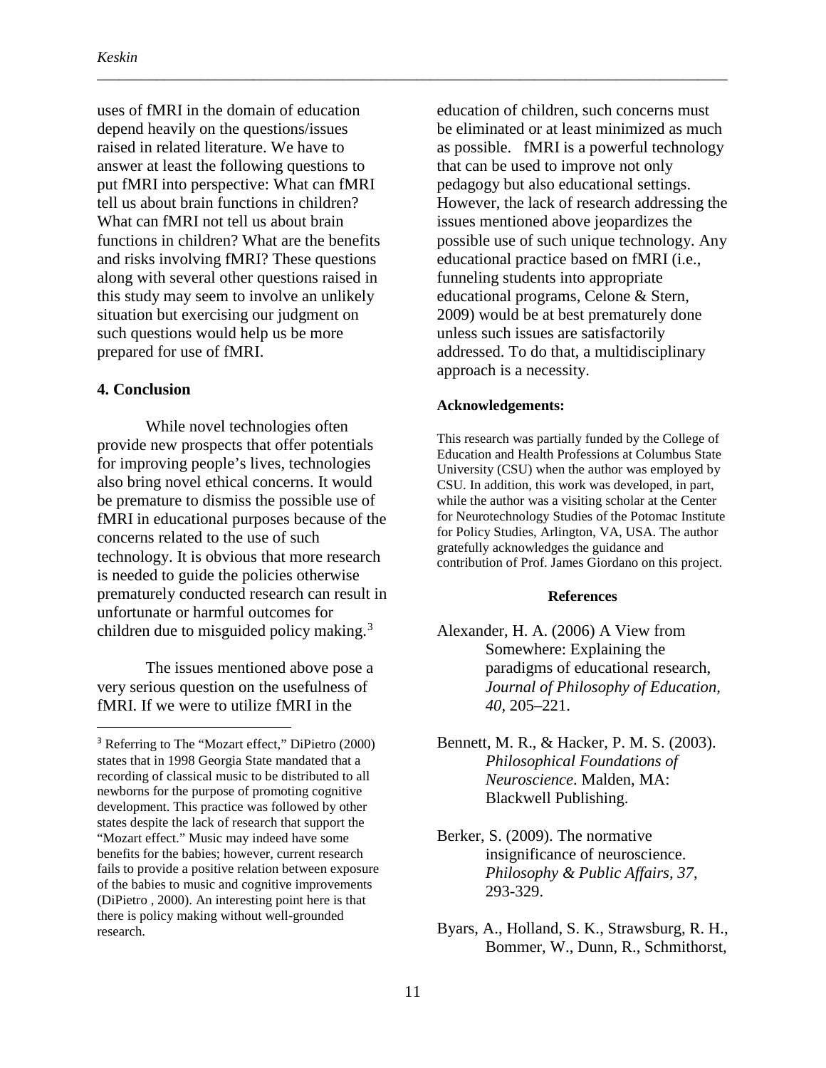uses of fMRI in the domain of education depend heavily on the questions/issues raised in related literature. We have to answer at least the following questions to put fMRI into perspective: What can fMRI tell us about brain functions in children? What can fMRI not tell us about brain functions in children? What are the benefits and risks involving fMRI? These questions along with several other questions raised in this study may seem to involve an unlikely situation but exercising our judgment on such questions would help us be more prepared for use of fMRI.

## 4. Conclusion

While novel technologies often provide new prospects that offer potentials for improving people's lives, technologies also bring novel ethical concerns. It would be premature to dismiss the possible use of fMRI in educational purposes because of the concerns related to the use of such technology. It is obvious that more research is needed to guide the policies otherwise prematurely conducted research can result in unfortunate or harmful outcomes for children due to misguided policy making.[3]

The issues mentioned above pose a very serious question on the usefulness of fMRI. If we were to utilize fMRI in the education of children, such concerns must be eliminated or at least minimized as much as possible. fMRI is a powerful technology that can be used to improve not only pedagogy but also educational settings. However, the lack of research addressing the issues mentioned above jeopardizes the possible use of such unique technology. Any educational practice based on fMRI (i.e., funneling students into appropriate educational programs, Celone & Stern, 2009) would be at best prematurely done unless such issues are satisfactorily addressed. To do that, a multidisciplinary approach is a necessity.

[3] Referring to The "Mozart effect," DiPietro (2000) states that in 1998 Georgia State mandated that a recording of classical music to be distributed to all newborns for the purpose of promoting cognitive development. This practice was followed by other states despite the lack of research that support the "Mozart effect." Music may indeed have some benefits for the babies; however, current research fails to provide a positive relation between exposure of the babies to music and cognitive improvements (DiPietro , 2000). An interesting point here is that there is policy making without well-grounded research.

### Acknowledgements:

This research was partially funded by the College of Education and Health Professions at Columbus State University (CSU) when the author was employed by CSU. In addition, this work was developed, in part, while the author was a visiting scholar at the Center for Neurotechnology Studies of the Potomac Institute for Policy Studies, Arlington, VA, USA. The author gratefully acknowledges the guidance and contribution of Prof. James Giordano on this project.

### References

Alexander, H. A. (2006) A View from Somewhere: Explaining the paradigms of educational research, *Journal of Philosophy of Education, 40*, 205–221.

Bennett, M. R., & Hacker, P. M. S. (2003). *Philosophical Foundations of Neuroscience*. Malden, MA: Blackwell Publishing.

Berker, S. (2009). The normative insignificance of neuroscience. *Philosophy & Public Affairs, 37*, 293-329.

Byars, A., Holland, S. K., Strawsburg, R. H., Bommer, W., Dunn, R., Schmithorst,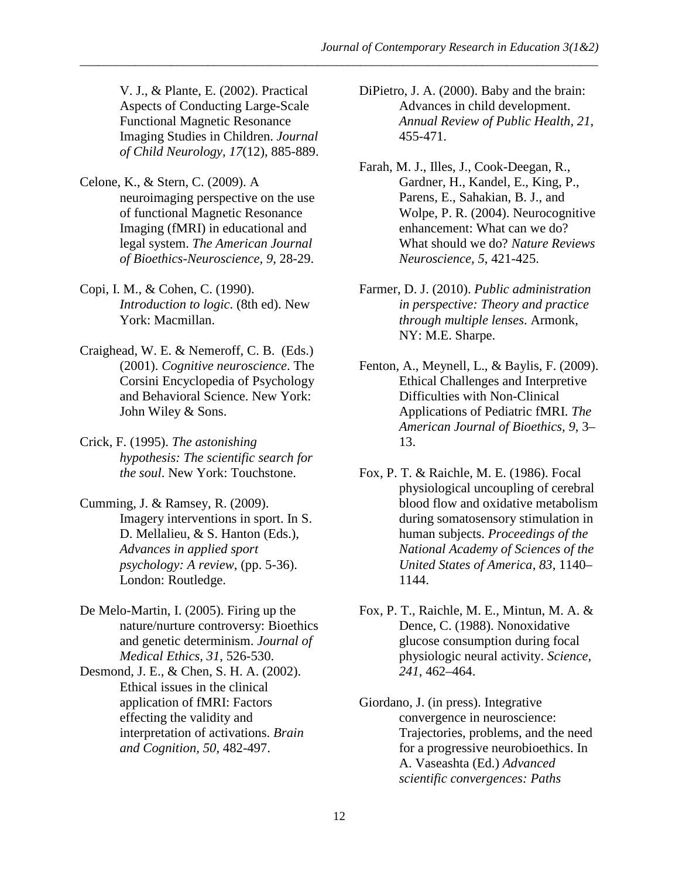V. J., & Plante, E. (2002). Practical Aspects of Conducting Large-Scale Functional Magnetic Resonance Imaging Studies in Children. *Journal of Child Neurology, 17*(12), 885-889.

Celone, K., & Stern, C. (2009). A neuroimaging perspective on the use of functional Magnetic Resonance Imaging (fMRI) in educational and legal system. *The American Journal of Bioethics-Neuroscience, 9*, 28-29.

Copi, I. M., & Cohen, C. (1990). *Introduction to logic*. (8th ed). New York: Macmillan.

Craighead, W. E. & Nemeroff, C. B. (Eds.) (2001). *Cognitive neuroscience*. The Corsini Encyclopedia of Psychology and Behavioral Science. New York: John Wiley & Sons.

Crick, F. (1995). *The astonishing hypothesis: The scientific search for the soul*. New York: Touchstone.

Cumming, J. & Ramsey, R. (2009). Imagery interventions in sport. In S. D. Mellalieu, & S. Hanton (Eds.), *Advances in applied sport psychology: A review*, (pp. 5-36). London: Routledge.

De Melo-Martin, I. (2005). Firing up the nature/nurture controversy: Bioethics and genetic determinism. *Journal of Medical Ethics, 31*, 526-530.

Desmond, J. E., & Chen, S. H. A. (2002). Ethical issues in the clinical application of fMRI: Factors effecting the validity and interpretation of activations. *Brain and Cognition, 50*, 482-497.

DiPietro, J. A. (2000). Baby and the brain: Advances in child development. *Annual Review of Public Health, 21*, 455-471.

Farah, M. J., Illes, J., Cook-Deegan, R., Gardner, H., Kandel, E., King, P., Parens, E., Sahakian, B. J., and Wolpe, P. R. (2004). Neurocognitive enhancement: What can we do? What should we do? *Nature Reviews Neuroscience, 5*, 421-425.

Farmer, D. J. (2010). *Public administration in perspective: Theory and practice through multiple lenses*. Armonk, NY: M.E. Sharpe.

Fenton, A., Meynell, L., & Baylis, F. (2009). Ethical Challenges and Interpretive Difficulties with Non-Clinical Applications of Pediatric fMRI. *The American Journal of Bioethics, 9*, 3–13.

Fox, P. T. & Raichle, M. E. (1986). Focal physiological uncoupling of cerebral blood flow and oxidative metabolism during somatosensory stimulation in human subjects. *Proceedings of the National Academy of Sciences of the United States of America, 83*, 1140–1144.

Fox, P. T., Raichle, M. E., Mintun, M. A. & Dence, C. (1988). Nonoxidative glucose consumption during focal physiologic neural activity. *Science, 241*, 462–464.

Giordano, J. (in press). Integrative convergence in neuroscience: Trajectories, problems, and the need for a progressive neurobioethics. In A. Vaseashta (Ed.) *Advanced scientific convergences: Paths*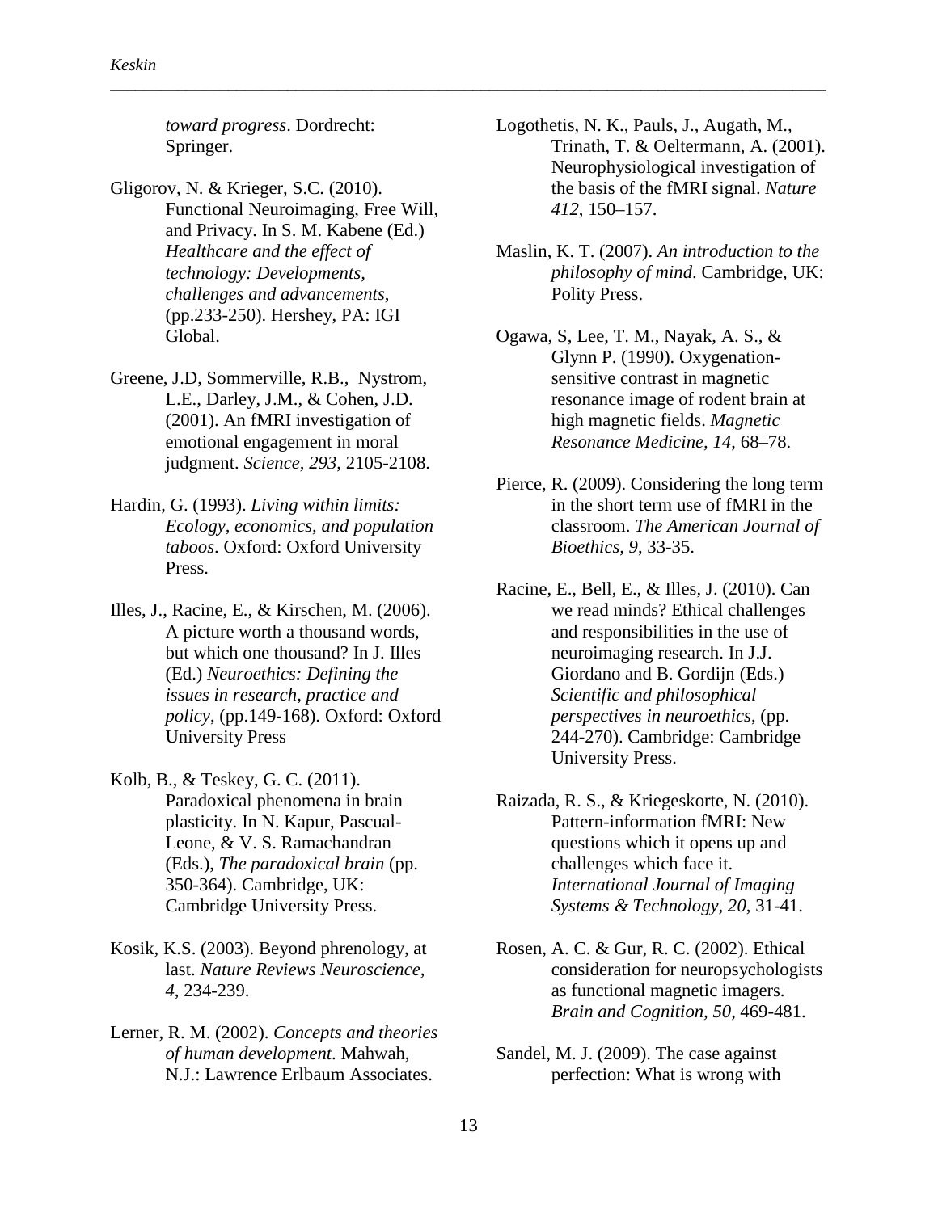*toward progress*. Dordrecht: Springer.

Gligorov, N. & Krieger, S.C. (2010). Functional Neuroimaging, Free Will, and Privacy. In S. M. Kabene (Ed.) *Healthcare and the effect of technology: Developments, challenges and advancements*, (pp.233-250). Hershey, PA: IGI Global.

Greene, J.D, Sommerville, R.B., Nystrom, L.E., Darley, J.M., & Cohen, J.D. (2001). An fMRI investigation of emotional engagement in moral judgment. *Science, 293*, 2105-2108.

Hardin, G. (1993). *Living within limits: Ecology, economics, and population taboos*. Oxford: Oxford University Press.

Illes, J., Racine, E., & Kirschen, M. (2006). A picture worth a thousand words, but which one thousand? In J. Illes (Ed.) *Neuroethics: Defining the issues in research, practice and policy*, (pp.149-168). Oxford: Oxford University Press

Kolb, B., & Teskey, G. C. (2011). Paradoxical phenomena in brain plasticity. In N. Kapur, Pascual-Leone, & V. S. Ramachandran (Eds.), *The paradoxical brain* (pp. 350-364). Cambridge, UK: Cambridge University Press.

Kosik, K.S. (2003). Beyond phrenology, at last. *Nature Reviews Neuroscience, 4*, 234-239.

Lerner, R. M. (2002). *Concepts and theories of human development*. Mahwah, N.J.: Lawrence Erlbaum Associates.

Logothetis, N. K., Pauls, J., Augath, M., Trinath, T. & Oeltermann, A. (2001). Neurophysiological investigation of the basis of the fMRI signal. *Nature 412*, 150–157.

Maslin, K. T. (2007). *An introduction to the philosophy of mind*. Cambridge, UK: Polity Press.

Ogawa, S, Lee, T. M., Nayak, A. S., & Glynn P. (1990). Oxygenation-sensitive contrast in magnetic resonance image of rodent brain at high magnetic fields. *Magnetic Resonance Medicine, 14*, 68–78.

Pierce, R. (2009). Considering the long term in the short term use of fMRI in the classroom. *The American Journal of Bioethics, 9*, 33-35.

Racine, E., Bell, E., & Illes, J. (2010). Can we read minds? Ethical challenges and responsibilities in the use of neuroimaging research. In J.J. Giordano and B. Gordijn (Eds.) *Scientific and philosophical perspectives in neuroethics*, (pp. 244-270). Cambridge: Cambridge University Press.

Raizada, R. S., & Kriegeskorte, N. (2010). Pattern-information fMRI: New questions which it opens up and challenges which face it. *International Journal of Imaging Systems & Technology, 20*, 31-41.

Rosen, A. C. & Gur, R. C. (2002). Ethical consideration for neuropsychologists as functional magnetic imagers. *Brain and Cognition, 50*, 469-481.

Sandel, M. J. (2009). The case against perfection: What is wrong with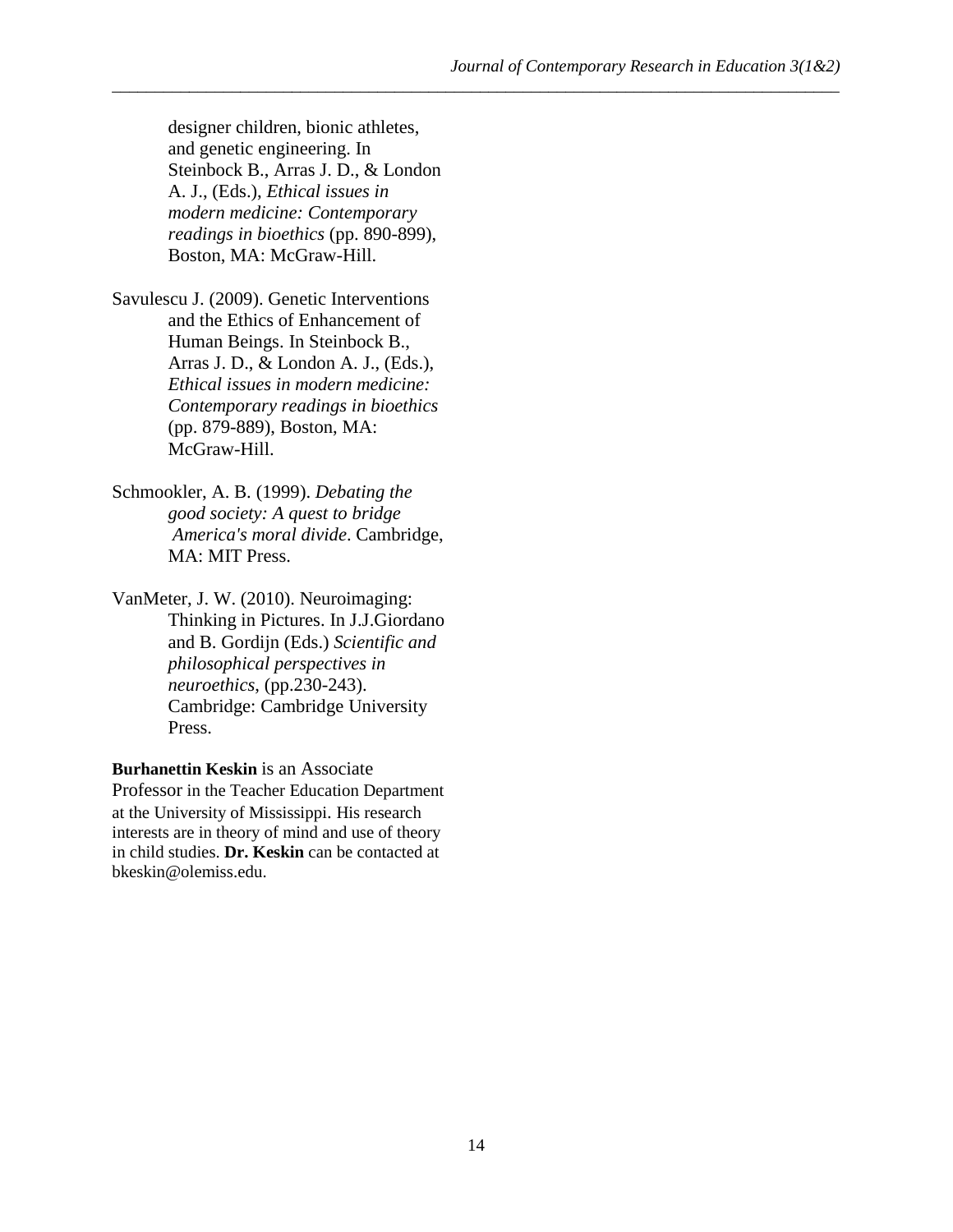designer children, bionic athletes, and genetic engineering. In Steinbock B., Arras J. D., & London A. J., (Eds.), *Ethical issues in modern medicine: Contemporary readings in bioethics* (pp. 890-899), Boston, MA: McGraw-Hill.

Savulescu J. (2009). Genetic Interventions and the Ethics of Enhancement of Human Beings. In Steinbock B., Arras J. D., & London A. J., (Eds.), *Ethical issues in modern medicine: Contemporary readings in bioethics* (pp. 879-889), Boston, MA: McGraw-Hill.

Schmookler, A. B. (1999). *Debating the good society: A quest to bridge America's moral divide*. Cambridge, MA: MIT Press.

VanMeter, J. W. (2010). Neuroimaging: Thinking in Pictures. In J.J.Giordano and B. Gordijn (Eds.) *Scientific and philosophical perspectives in neuroethics*, (pp.230-243). Cambridge: Cambridge University Press.

**Burhanettin Keskin** is an Associate Professor in the Teacher Education Department at the University of Mississippi. His research interests are in theory of mind and use of theory in child studies. **Dr. Keskin** can be contacted at bkeskin@olemiss.edu.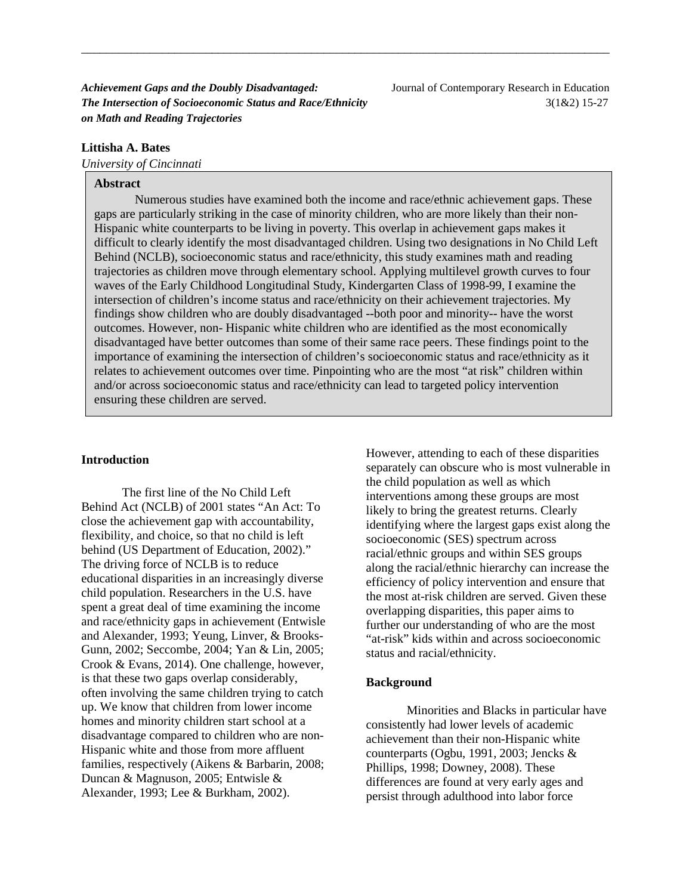***Achievement Gaps and the Doubly Disadvantaged: The Intersection of Socioeconomic Status and Race/Ethnicity on Math and Reading Trajectories***

**Littisha A. Bates**

*University of Cincinnati*

**Abstract**

Numerous studies have examined both the income and race/ethnic achievement gaps. These gaps are particularly striking in the case of minority children, who are more likely than their non-Hispanic white counterparts to be living in poverty. This overlap in achievement gaps makes it difficult to clearly identify the most disadvantaged children. Using two designations in No Child Left Behind (NCLB), socioeconomic status and race/ethnicity, this study examines math and reading trajectories as children move through elementary school. Applying multilevel growth curves to four waves of the Early Childhood Longitudinal Study, Kindergarten Class of 1998-99, I examine the intersection of children's income status and race/ethnicity on their achievement trajectories. My findings show children who are doubly disadvantaged --both poor and minority-- have the worst outcomes. However, non- Hispanic white children who are identified as the most economically disadvantaged have better outcomes than some of their same race peers. These findings point to the importance of examining the intersection of children's socioeconomic status and race/ethnicity as it relates to achievement outcomes over time. Pinpointing who are the most "at risk" children within and/or across socioeconomic status and race/ethnicity can lead to targeted policy intervention ensuring these children are served.

## Introduction

The first line of the No Child Left Behind Act (NCLB) of 2001 states "An Act: To close the achievement gap with accountability, flexibility, and choice, so that no child is left behind (US Department of Education, 2002)." The driving force of NCLB is to reduce educational disparities in an increasingly diverse child population. Researchers in the U.S. have spent a great deal of time examining the income and race/ethnicity gaps in achievement (Entwisle and Alexander, 1993; Yeung, Linver, & Brooks-Gunn, 2002; Seccombe, 2004; Yan & Lin, 2005; Crook & Evans, 2014). One challenge, however, is that these two gaps overlap considerably, often involving the same children trying to catch up. We know that children from lower income homes and minority children start school at a disadvantage compared to children who are non-Hispanic white and those from more affluent families, respectively (Aikens & Barbarin, 2008; Duncan & Magnuson, 2005; Entwisle & Alexander, 1993; Lee & Burkham, 2002). However, attending to each of these disparities separately can obscure who is most vulnerable in the child population as well as which interventions among these groups are most likely to bring the greatest returns. Clearly identifying where the largest gaps exist along the socioeconomic (SES) spectrum across racial/ethnic groups and within SES groups along the racial/ethnic hierarchy can increase the efficiency of policy intervention and ensure that the most at-risk children are served. Given these overlapping disparities, this paper aims to further our understanding of who are the most "at-risk" kids within and across socioeconomic status and racial/ethnicity.

## Background

Minorities and Blacks in particular have consistently had lower levels of academic achievement than their non-Hispanic white counterparts (Ogbu, 1991, 2003; Jencks & Phillips, 1998; Downey, 2008). These differences are found at very early ages and persist through adulthood into labor force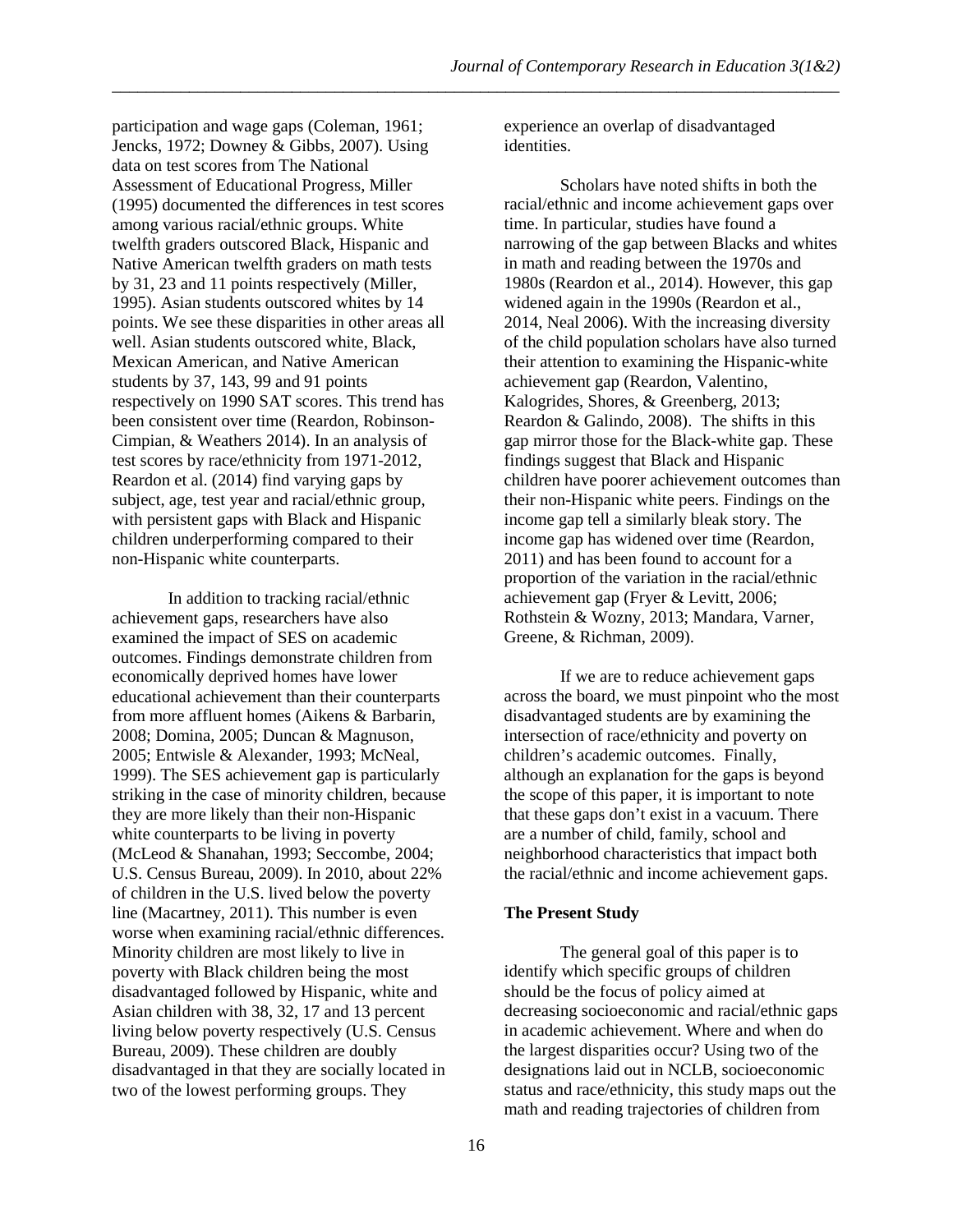participation and wage gaps (Coleman, 1961; Jencks, 1972; Downey & Gibbs, 2007). Using data on test scores from The National Assessment of Educational Progress, Miller (1995) documented the differences in test scores among various racial/ethnic groups. White twelfth graders outscored Black, Hispanic and Native American twelfth graders on math tests by 31, 23 and 11 points respectively (Miller, 1995). Asian students outscored whites by 14 points. We see these disparities in other areas all well. Asian students outscored white, Black, Mexican American, and Native American students by 37, 143, 99 and 91 points respectively on 1990 SAT scores. This trend has been consistent over time (Reardon, Robinson-Cimpian, & Weathers 2014). In an analysis of test scores by race/ethnicity from 1971-2012, Reardon et al. (2014) find varying gaps by subject, age, test year and racial/ethnic group, with persistent gaps with Black and Hispanic children underperforming compared to their non-Hispanic white counterparts.

In addition to tracking racial/ethnic achievement gaps, researchers have also examined the impact of SES on academic outcomes. Findings demonstrate children from economically deprived homes have lower educational achievement than their counterparts from more affluent homes (Aikens & Barbarin, 2008; Domina, 2005; Duncan & Magnuson, 2005; Entwisle & Alexander, 1993; McNeal, 1999). The SES achievement gap is particularly striking in the case of minority children, because they are more likely than their non-Hispanic white counterparts to be living in poverty (McLeod & Shanahan, 1993; Seccombe, 2004; U.S. Census Bureau, 2009). In 2010, about 22% of children in the U.S. lived below the poverty line (Macartney, 2011). This number is even worse when examining racial/ethnic differences. Minority children are most likely to live in poverty with Black children being the most disadvantaged followed by Hispanic, white and Asian children with 38, 32, 17 and 13 percent living below poverty respectively (U.S. Census Bureau, 2009). These children are doubly disadvantaged in that they are socially located in two of the lowest performing groups. They experience an overlap of disadvantaged identities.

Scholars have noted shifts in both the racial/ethnic and income achievement gaps over time. In particular, studies have found a narrowing of the gap between Blacks and whites in math and reading between the 1970s and 1980s (Reardon et al., 2014). However, this gap widened again in the 1990s (Reardon et al., 2014, Neal 2006). With the increasing diversity of the child population scholars have also turned their attention to examining the Hispanic-white achievement gap (Reardon, Valentino, Kalogrides, Shores, & Greenberg, 2013; Reardon & Galindo, 2008). The shifts in this gap mirror those for the Black-white gap. These findings suggest that Black and Hispanic children have poorer achievement outcomes than their non-Hispanic white peers. Findings on the income gap tell a similarly bleak story. The income gap has widened over time (Reardon, 2011) and has been found to account for a proportion of the variation in the racial/ethnic achievement gap (Fryer & Levitt, 2006; Rothstein & Wozny, 2013; Mandara, Varner, Greene, & Richman, 2009).

If we are to reduce achievement gaps across the board, we must pinpoint who the most disadvantaged students are by examining the intersection of race/ethnicity and poverty on children's academic outcomes. Finally, although an explanation for the gaps is beyond the scope of this paper, it is important to note that these gaps don't exist in a vacuum. There are a number of child, family, school and neighborhood characteristics that impact both the racial/ethnic and income achievement gaps.

**The Present Study**

The general goal of this paper is to identify which specific groups of children should be the focus of policy aimed at decreasing socioeconomic and racial/ethnic gaps in academic achievement. Where and when do the largest disparities occur? Using two of the designations laid out in NCLB, socioeconomic status and race/ethnicity, this study maps out the math and reading trajectories of children from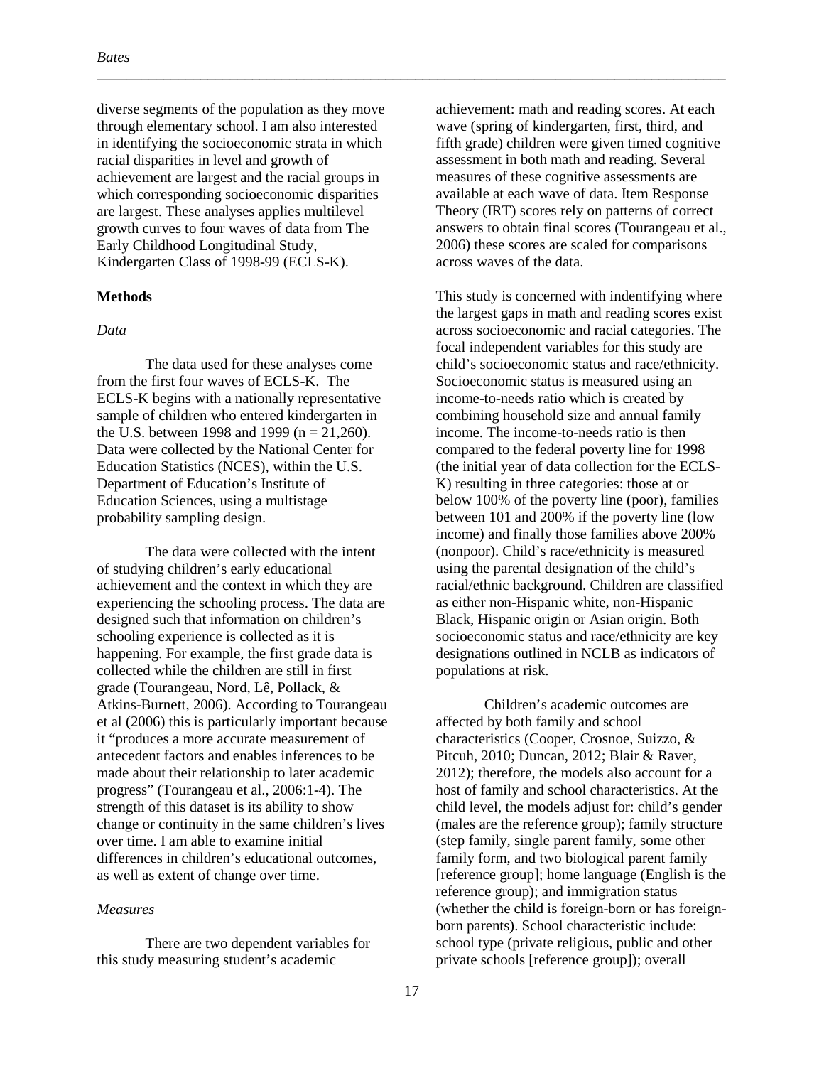diverse segments of the population as they move through elementary school. I am also interested in identifying the socioeconomic strata in which racial disparities in level and growth of achievement are largest and the racial groups in which corresponding socioeconomic disparities are largest. These analyses applies multilevel growth curves to four waves of data from The Early Childhood Longitudinal Study, Kindergarten Class of 1998-99 (ECLS-K).

## Methods

### *Data*

The data used for these analyses come from the first four waves of ECLS-K. The ECLS-K begins with a nationally representative sample of children who entered kindergarten in the U.S. between 1998 and 1999 (n = 21,260). Data were collected by the National Center for Education Statistics (NCES), within the U.S. Department of Education's Institute of Education Sciences, using a multistage probability sampling design.

The data were collected with the intent of studying children's early educational achievement and the context in which they are experiencing the schooling process. The data are designed such that information on children's schooling experience is collected as it is happening. For example, the first grade data is collected while the children are still in first grade (Tourangeau, Nord, Lê, Pollack, & Atkins-Burnett, 2006). According to Tourangeau et al (2006) this is particularly important because it "produces a more accurate measurement of antecedent factors and enables inferences to be made about their relationship to later academic progress" (Tourangeau et al., 2006:1-4). The strength of this dataset is its ability to show change or continuity in the same children's lives over time. I am able to examine initial differences in children's educational outcomes, as well as extent of change over time.

### *Measures*

There are two dependent variables for this study measuring student's academic achievement: math and reading scores. At each wave (spring of kindergarten, first, third, and fifth grade) children were given timed cognitive assessment in both math and reading. Several measures of these cognitive assessments are available at each wave of data. Item Response Theory (IRT) scores rely on patterns of correct answers to obtain final scores (Tourangeau et al., 2006) these scores are scaled for comparisons across waves of the data.

This study is concerned with indentifying where the largest gaps in math and reading scores exist across socioeconomic and racial categories. The focal independent variables for this study are child's socioeconomic status and race/ethnicity. Socioeconomic status is measured using an income-to-needs ratio which is created by combining household size and annual family income. The income-to-needs ratio is then compared to the federal poverty line for 1998 (the initial year of data collection for the ECLS-K) resulting in three categories: those at or below 100% of the poverty line (poor), families between 101 and 200% if the poverty line (low income) and finally those families above 200% (nonpoor). Child's race/ethnicity is measured using the parental designation of the child's racial/ethnic background. Children are classified as either non-Hispanic white, non-Hispanic Black, Hispanic origin or Asian origin. Both socioeconomic status and race/ethnicity are key designations outlined in NCLB as indicators of populations at risk.

Children's academic outcomes are affected by both family and school characteristics (Cooper, Crosnoe, Suizzo, & Pitcuh, 2010; Duncan, 2012; Blair & Raver, 2012); therefore, the models also account for a host of family and school characteristics. At the child level, the models adjust for: child's gender (males are the reference group); family structure (step family, single parent family, some other family form, and two biological parent family [reference group]; home language (English is the reference group); and immigration status (whether the child is foreign-born or has foreign-born parents). School characteristic include: school type (private religious, public and other private schools [reference group]); overall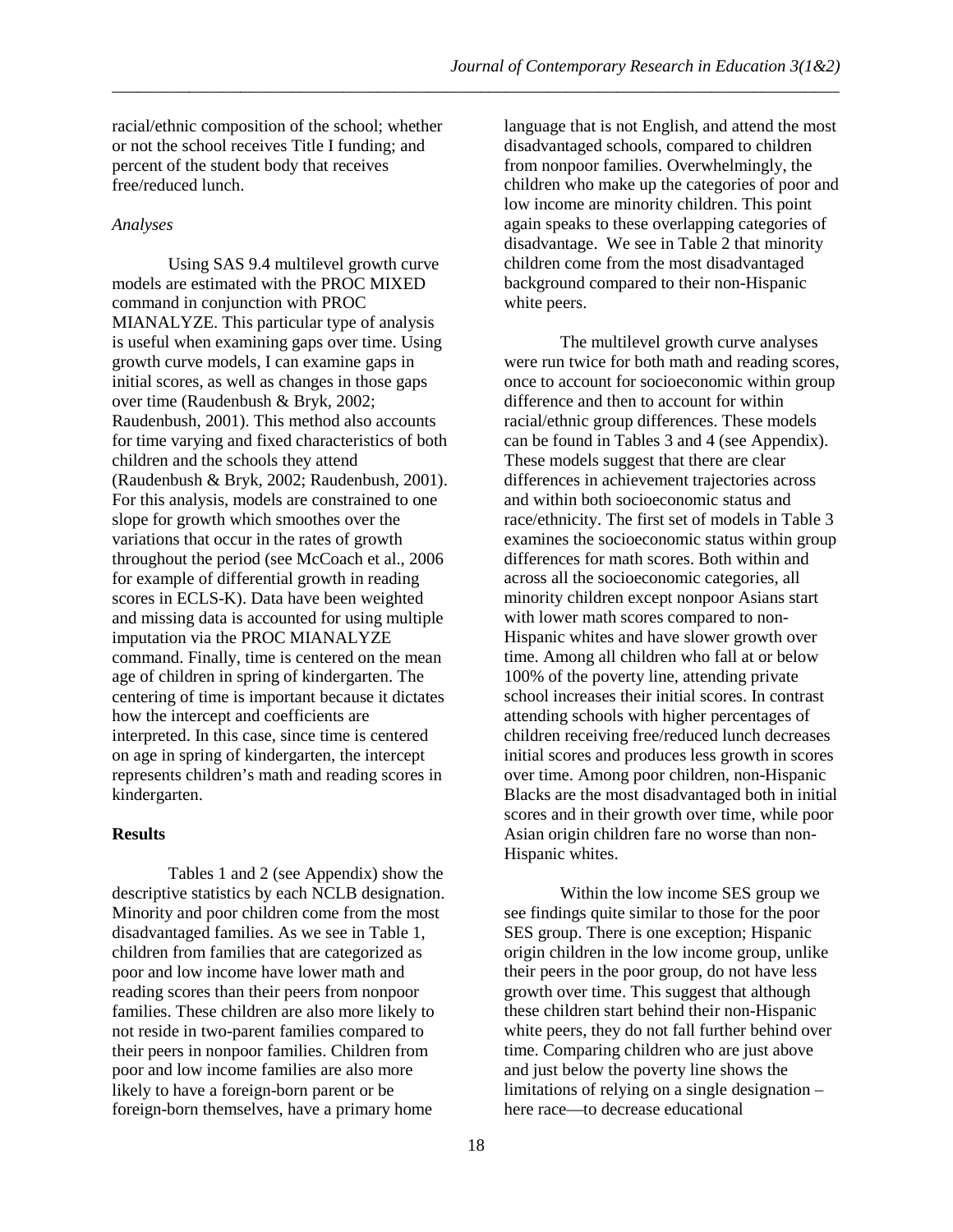racial/ethnic composition of the school; whether or not the school receives Title I funding; and percent of the student body that receives free/reduced lunch.

*Analyses*

Using SAS 9.4 multilevel growth curve models are estimated with the PROC MIXED command in conjunction with PROC MIANALYZE. This particular type of analysis is useful when examining gaps over time. Using growth curve models, I can examine gaps in initial scores, as well as changes in those gaps over time (Raudenbush & Bryk, 2002; Raudenbush, 2001). This method also accounts for time varying and fixed characteristics of both children and the schools they attend (Raudenbush & Bryk, 2002; Raudenbush, 2001). For this analysis, models are constrained to one slope for growth which smoothes over the variations that occur in the rates of growth throughout the period (see McCoach et al., 2006 for example of differential growth in reading scores in ECLS-K). Data have been weighted and missing data is accounted for using multiple imputation via the PROC MIANALYZE command. Finally, time is centered on the mean age of children in spring of kindergarten. The centering of time is important because it dictates how the intercept and coefficients are interpreted. In this case, since time is centered on age in spring of kindergarten, the intercept represents children's math and reading scores in kindergarten.

**Results**

Tables 1 and 2 (see Appendix) show the descriptive statistics by each NCLB designation. Minority and poor children come from the most disadvantaged families. As we see in Table 1, children from families that are categorized as poor and low income have lower math and reading scores than their peers from nonpoor families. These children are also more likely to not reside in two-parent families compared to their peers in nonpoor families. Children from poor and low income families are also more likely to have a foreign-born parent or be foreign-born themselves, have a primary home language that is not English, and attend the most disadvantaged schools, compared to children from nonpoor families. Overwhelmingly, the children who make up the categories of poor and low income are minority children. This point again speaks to these overlapping categories of disadvantage. We see in Table 2 that minority children come from the most disadvantaged background compared to their non-Hispanic white peers.

The multilevel growth curve analyses were run twice for both math and reading scores, once to account for socioeconomic within group difference and then to account for within racial/ethnic group differences. These models can be found in Tables 3 and 4 (see Appendix). These models suggest that there are clear differences in achievement trajectories across and within both socioeconomic status and race/ethnicity. The first set of models in Table 3 examines the socioeconomic status within group differences for math scores. Both within and across all the socioeconomic categories, all minority children except nonpoor Asians start with lower math scores compared to non-Hispanic whites and have slower growth over time. Among all children who fall at or below 100% of the poverty line, attending private school increases their initial scores. In contrast attending schools with higher percentages of children receiving free/reduced lunch decreases initial scores and produces less growth in scores over time. Among poor children, non-Hispanic Blacks are the most disadvantaged both in initial scores and in their growth over time, while poor Asian origin children fare no worse than non-Hispanic whites.

Within the low income SES group we see findings quite similar to those for the poor SES group. There is one exception; Hispanic origin children in the low income group, unlike their peers in the poor group, do not have less growth over time. This suggest that although these children start behind their non-Hispanic white peers, they do not fall further behind over time. Comparing children who are just above and just below the poverty line shows the limitations of relying on a single designation – here race—to decrease educational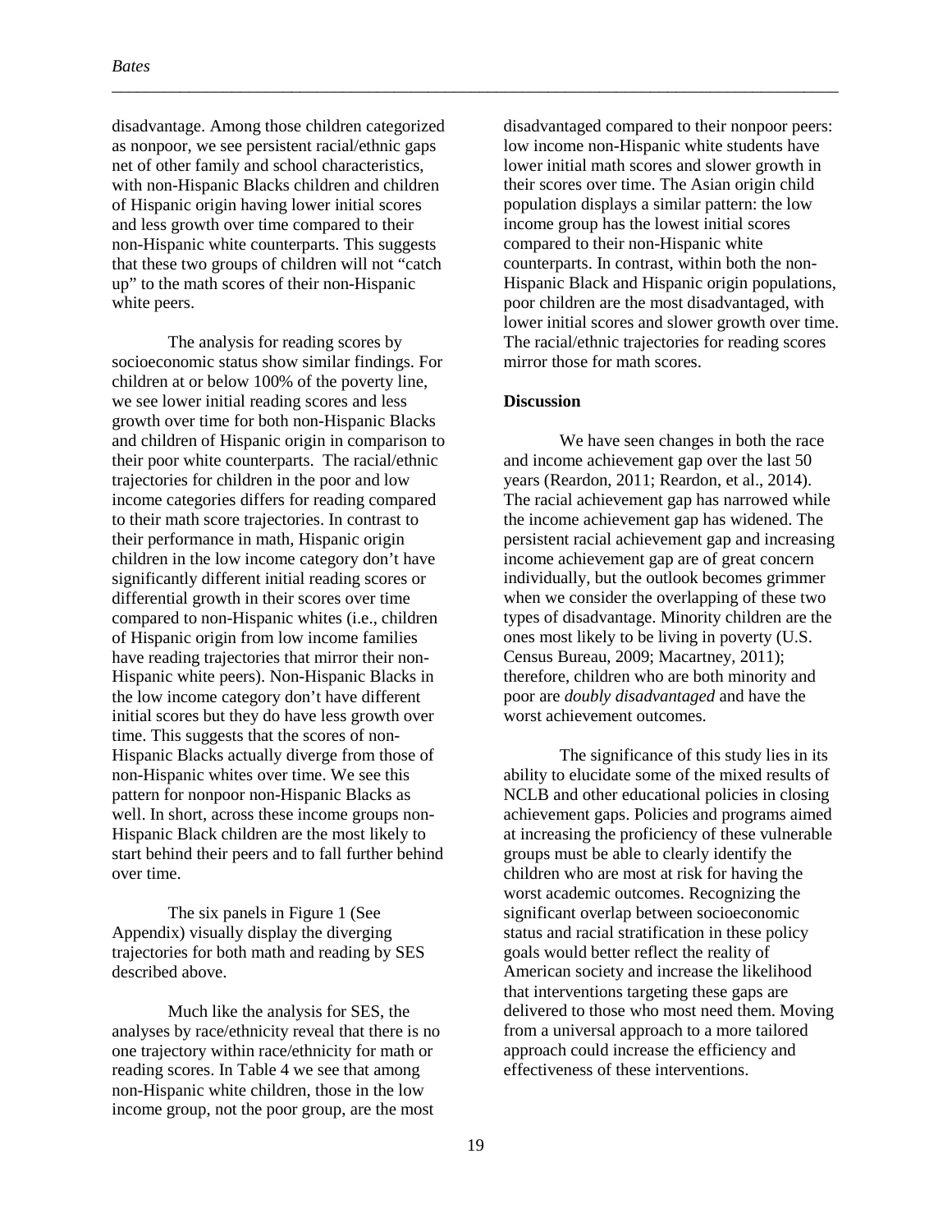disadvantage. Among those children categorized as nonpoor, we see persistent racial/ethnic gaps net of other family and school characteristics, with non-Hispanic Blacks children and children of Hispanic origin having lower initial scores and less growth over time compared to their non-Hispanic white counterparts. This suggests that these two groups of children will not "catch up" to the math scores of their non-Hispanic white peers.

The analysis for reading scores by socioeconomic status show similar findings. For children at or below 100% of the poverty line, we see lower initial reading scores and less growth over time for both non-Hispanic Blacks and children of Hispanic origin in comparison to their poor white counterparts. The racial/ethnic trajectories for children in the poor and low income categories differs for reading compared to their math score trajectories. In contrast to their performance in math, Hispanic origin children in the low income category don't have significantly different initial reading scores or differential growth in their scores over time compared to non-Hispanic whites (i.e., children of Hispanic origin from low income families have reading trajectories that mirror their non-Hispanic white peers). Non-Hispanic Blacks in the low income category don't have different initial scores but they do have less growth over time. This suggests that the scores of non-Hispanic Blacks actually diverge from those of non-Hispanic whites over time. We see this pattern for nonpoor non-Hispanic Blacks as well. In short, across these income groups non-Hispanic Black children are the most likely to start behind their peers and to fall further behind over time.

The six panels in Figure 1 (See Appendix) visually display the diverging trajectories for both math and reading by SES described above.

Much like the analysis for SES, the analyses by race/ethnicity reveal that there is no one trajectory within race/ethnicity for math or reading scores. In Table 4 we see that among non-Hispanic white children, those in the low income group, not the poor group, are the most disadvantaged compared to their nonpoor peers: low income non-Hispanic white students have lower initial math scores and slower growth in their scores over time. The Asian origin child population displays a similar pattern: the low income group has the lowest initial scores compared to their non-Hispanic white counterparts. In contrast, within both the non-Hispanic Black and Hispanic origin populations, poor children are the most disadvantaged, with lower initial scores and slower growth over time. The racial/ethnic trajectories for reading scores mirror those for math scores.

**Discussion**

We have seen changes in both the race and income achievement gap over the last 50 years (Reardon, 2011; Reardon, et al., 2014). The racial achievement gap has narrowed while the income achievement gap has widened. The persistent racial achievement gap and increasing income achievement gap are of great concern individually, but the outlook becomes grimmer when we consider the overlapping of these two types of disadvantage. Minority children are the ones most likely to be living in poverty (U.S. Census Bureau, 2009; Macartney, 2011); therefore, children who are both minority and poor are *doubly disadvantaged* and have the worst achievement outcomes.

The significance of this study lies in its ability to elucidate some of the mixed results of NCLB and other educational policies in closing achievement gaps. Policies and programs aimed at increasing the proficiency of these vulnerable groups must be able to clearly identify the children who are most at risk for having the worst academic outcomes. Recognizing the significant overlap between socioeconomic status and racial stratification in these policy goals would better reflect the reality of American society and increase the likelihood that interventions targeting these gaps are delivered to those who most need them. Moving from a universal approach to a more tailored approach could increase the efficiency and effectiveness of these interventions.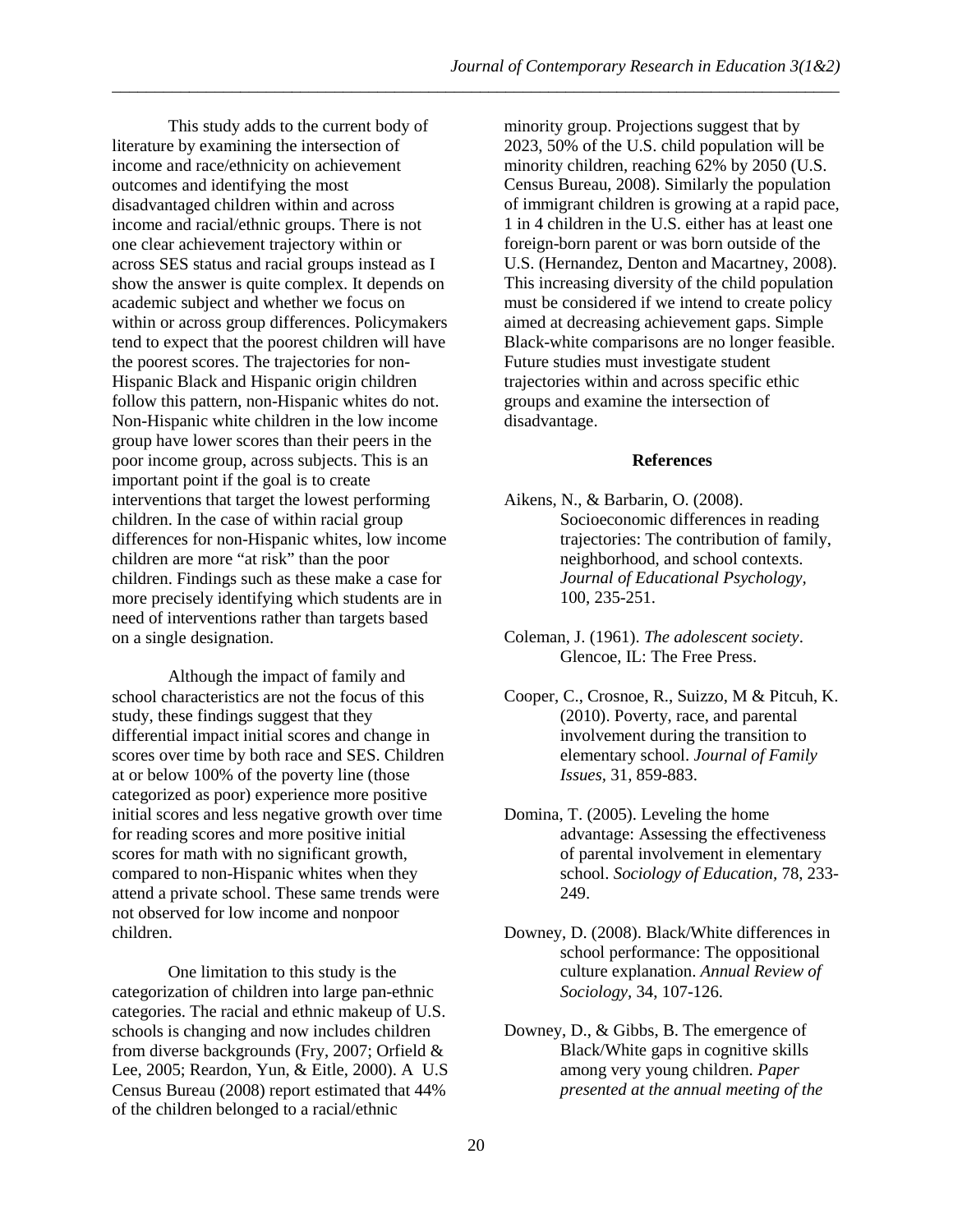This study adds to the current body of literature by examining the intersection of income and race/ethnicity on achievement outcomes and identifying the most disadvantaged children within and across income and racial/ethnic groups. There is not one clear achievement trajectory within or across SES status and racial groups instead as I show the answer is quite complex. It depends on academic subject and whether we focus on within or across group differences. Policymakers tend to expect that the poorest children will have the poorest scores. The trajectories for non-Hispanic Black and Hispanic origin children follow this pattern, non-Hispanic whites do not. Non-Hispanic white children in the low income group have lower scores than their peers in the poor income group, across subjects. This is an important point if the goal is to create interventions that target the lowest performing children. In the case of within racial group differences for non-Hispanic whites, low income children are more "at risk" than the poor children. Findings such as these make a case for more precisely identifying which students are in need of interventions rather than targets based on a single designation.

Although the impact of family and school characteristics are not the focus of this study, these findings suggest that they differential impact initial scores and change in scores over time by both race and SES. Children at or below 100% of the poverty line (those categorized as poor) experience more positive initial scores and less negative growth over time for reading scores and more positive initial scores for math with no significant growth, compared to non-Hispanic whites when they attend a private school. These same trends were not observed for low income and nonpoor children.

One limitation to this study is the categorization of children into large pan-ethnic categories. The racial and ethnic makeup of U.S. schools is changing and now includes children from diverse backgrounds (Fry, 2007; Orfield & Lee, 2005; Reardon, Yun, & Eitle, 2000). A U.S Census Bureau (2008) report estimated that 44% of the children belonged to a racial/ethnic minority group. Projections suggest that by 2023, 50% of the U.S. child population will be minority children, reaching 62% by 2050 (U.S. Census Bureau, 2008). Similarly the population of immigrant children is growing at a rapid pace, 1 in 4 children in the U.S. either has at least one foreign-born parent or was born outside of the U.S. (Hernandez, Denton and Macartney, 2008). This increasing diversity of the child population must be considered if we intend to create policy aimed at decreasing achievement gaps. Simple Black-white comparisons are no longer feasible. Future studies must investigate student trajectories within and across specific ethic groups and examine the intersection of disadvantage.

## References

Aikens, N., & Barbarin, O. (2008). Socioeconomic differences in reading trajectories: The contribution of family, neighborhood, and school contexts. *Journal of Educational Psychology*, 100, 235-251.

Coleman, J. (1961). *The adolescent society*. Glencoe, IL: The Free Press.

Cooper, C., Crosnoe, R., Suizzo, M & Pitcuh, K. (2010). Poverty, race, and parental involvement during the transition to elementary school. *Journal of Family Issues*, 31, 859-883.

Domina, T. (2005). Leveling the home advantage: Assessing the effectiveness of parental involvement in elementary school. *Sociology of Education*, 78, 233-249.

Downey, D. (2008). Black/White differences in school performance: The oppositional culture explanation. *Annual Review of Sociology*, 34, 107-126.

Downey, D., & Gibbs, B. The emergence of Black/White gaps in cognitive skills among very young children. *Paper presented at the annual meeting of the*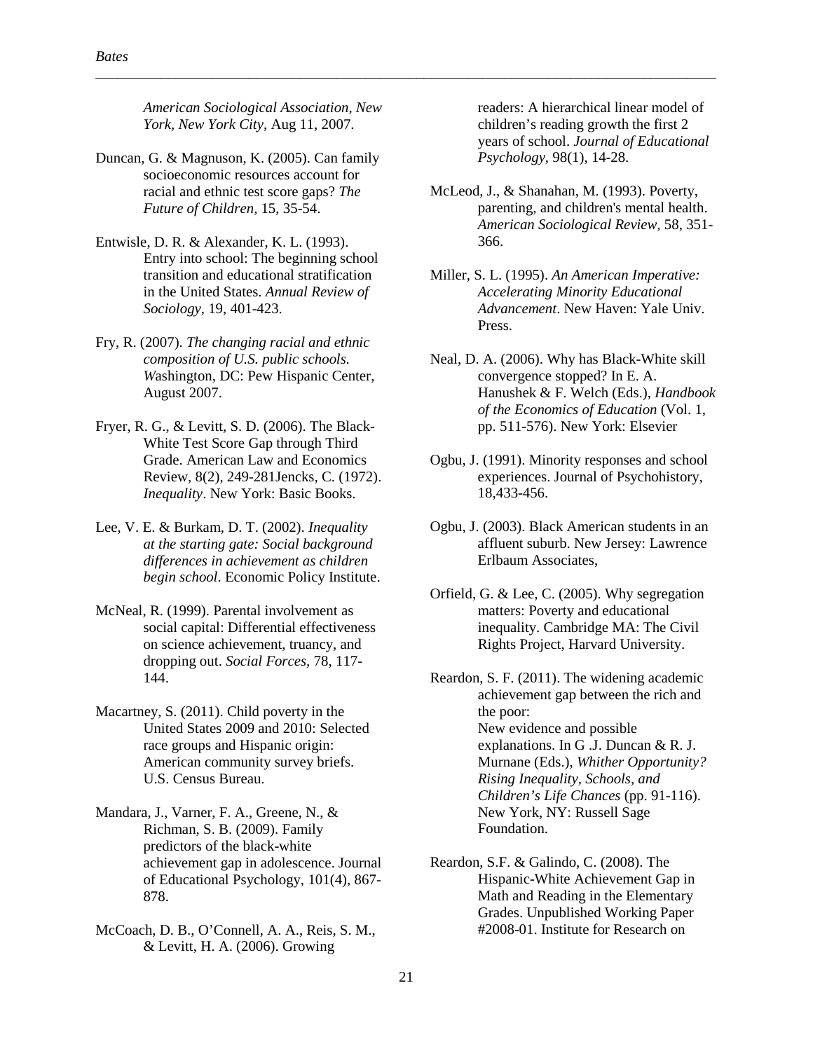*American Sociological Association, New York, New York City,* Aug 11, 2007.

Duncan, G. & Magnuson, K. (2005). Can family socioeconomic resources account for racial and ethnic test score gaps? *The Future of Children,* 15, 35-54.

Entwisle, D. R. & Alexander, K. L. (1993). Entry into school: The beginning school transition and educational stratification in the United States. *Annual Review of Sociology,* 19, 401-423.

Fry, R. (2007). *The changing racial and ethnic composition of U.S. public schools. W*ashington, DC: Pew Hispanic Center, August 2007.

Fryer, R. G., & Levitt, S. D. (2006). The Black-White Test Score Gap through Third Grade. American Law and Economics Review, 8(2), 249-281Jencks, C. (1972). *Inequality*. New York: Basic Books.

Lee, V. E. & Burkam, D. T. (2002). *Inequality at the starting gate: Social background differences in achievement as children begin school*. Economic Policy Institute.

McNeal, R. (1999). Parental involvement as social capital: Differential effectiveness on science achievement, truancy, and dropping out. *Social Forces*, 78, 117-144.

Macartney, S. (2011). Child poverty in the United States 2009 and 2010: Selected race groups and Hispanic origin: American community survey briefs. U.S. Census Bureau.

Mandara, J., Varner, F. A., Greene, N., & Richman, S. B. (2009). Family predictors of the black-white achievement gap in adolescence. Journal of Educational Psychology, 101(4), 867-878.

McCoach, D. B., O'Connell, A. A., Reis, S. M., & Levitt, H. A. (2006). Growing readers: A hierarchical linear model of children's reading growth the first 2 years of school. *Journal of Educational Psychology*, 98(1), 14-28.

McLeod, J., & Shanahan, M. (1993). Poverty, parenting, and children's mental health. *American Sociological Review,* 58, 351-366.

Miller, S. L. (1995). *An American Imperative: Accelerating Minority Educational Advancement*. New Haven: Yale Univ. Press.

Neal, D. A. (2006). Why has Black-White skill convergence stopped? In E. A. Hanushek & F. Welch (Eds.), *Handbook of the Economics of Education* (Vol. 1, pp. 511-576). New York: Elsevier

Ogbu, J. (1991). Minority responses and school experiences. Journal of Psychohistory, 18,433-456.

Ogbu, J. (2003). Black American students in an affluent suburb. New Jersey: Lawrence Erlbaum Associates,

Orfield, G. & Lee, C. (2005). Why segregation matters: Poverty and educational inequality. Cambridge MA: The Civil Rights Project, Harvard University.

Reardon, S. F. (2011). The widening academic achievement gap between the rich and the poor:
New evidence and possible explanations. In G .J. Duncan & R. J. Murnane (Eds.), *Whither Opportunity? Rising Inequality, Schools, and Children's Life Chances* (pp. 91-116). New York, NY: Russell Sage Foundation.

Reardon, S.F. & Galindo, C. (2008). The Hispanic-White Achievement Gap in Math and Reading in the Elementary Grades. Unpublished Working Paper #2008-01. Institute for Research on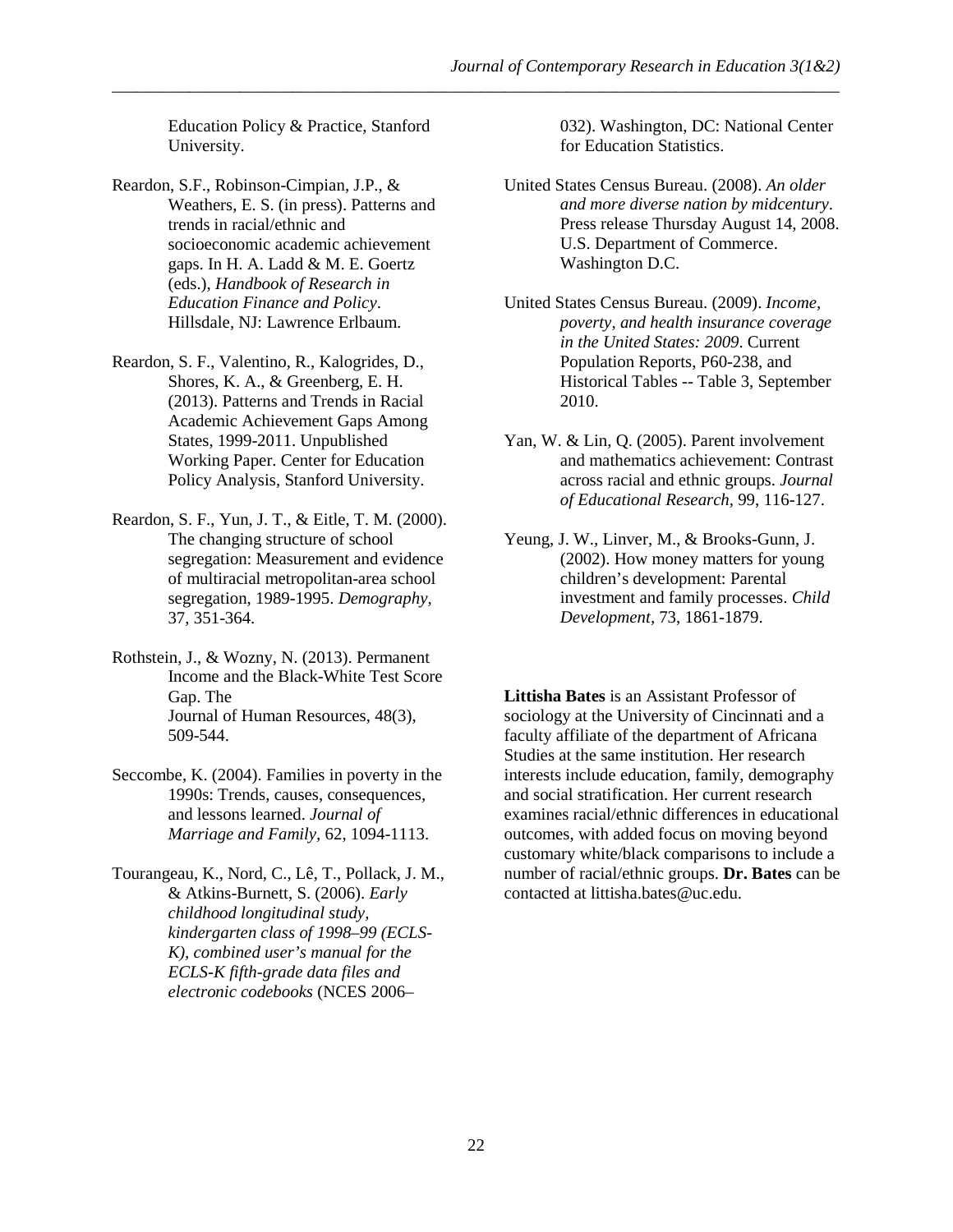Education Policy & Practice, Stanford University.

Reardon, S.F., Robinson-Cimpian, J.P., & Weathers, E. S. (in press). Patterns and trends in racial/ethnic and socioeconomic academic achievement gaps. In H. A. Ladd & M. E. Goertz (eds.), *Handbook of Research in Education Finance and Policy*. Hillsdale, NJ: Lawrence Erlbaum.

Reardon, S. F., Valentino, R., Kalogrides, D., Shores, K. A., & Greenberg, E. H. (2013). Patterns and Trends in Racial Academic Achievement Gaps Among States, 1999-2011. Unpublished Working Paper. Center for Education Policy Analysis, Stanford University.

Reardon, S. F., Yun, J. T., & Eitle, T. M. (2000). The changing structure of school segregation: Measurement and evidence of multiracial metropolitan-area school segregation, 1989-1995. *Demography,* 37, 351-364.

Rothstein, J., & Wozny, N. (2013). Permanent Income and the Black-White Test Score Gap. The Journal of Human Resources, 48(3), 509-544.

Seccombe, K. (2004). Families in poverty in the 1990s: Trends, causes, consequences, and lessons learned. *Journal of Marriage and Family,* 62, 1094-1113.

Tourangeau, K., Nord, C., Lê, T., Pollack, J. M., & Atkins-Burnett, S. (2006). *Early childhood longitudinal study, kindergarten class of 1998–99 (ECLS-K), combined user's manual for the ECLS-K fifth-grade data files and electronic codebooks* (NCES 2006–032). Washington, DC: National Center for Education Statistics.

United States Census Bureau. (2008). *An older and more diverse nation by midcentury*. Press release Thursday August 14, 2008. U.S. Department of Commerce. Washington D.C.

United States Census Bureau. (2009). *Income, poverty, and health insurance coverage in the United States: 2009*. Current Population Reports, P60-238, and Historical Tables -- Table 3, September 2010.

Yan, W. & Lin, Q. (2005). Parent involvement and mathematics achievement: Contrast across racial and ethnic groups. *Journal of Educational Research,* 99, 116-127.

Yeung, J. W., Linver, M., & Brooks-Gunn, J. (2002). How money matters for young children's development: Parental investment and family processes. *Child Development,* 73, 1861-1879.

**Littisha Bates** is an Assistant Professor of sociology at the University of Cincinnati and a faculty affiliate of the department of Africana Studies at the same institution. Her research interests include education, family, demography and social stratification. Her current research examines racial/ethnic differences in educational outcomes, with added focus on moving beyond customary white/black comparisons to include a number of racial/ethnic groups. **Dr. Bates** can be contacted at littisha.bates@uc.edu.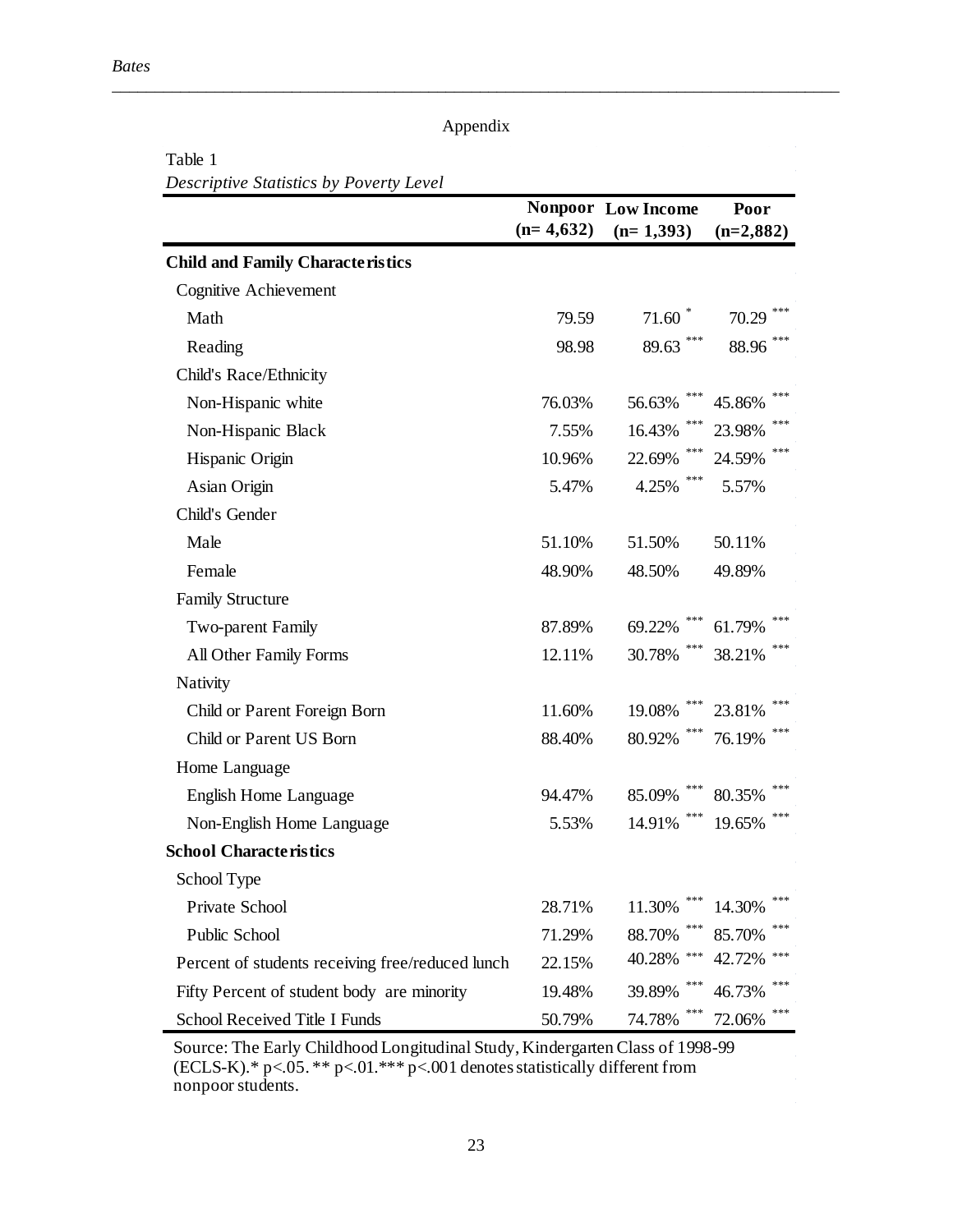Appendix

Table 1

*Descriptive Statistics by Poverty Level*

| | **Nonpoor (n= 4,632)** | **Low Income (n= 1,393)** | **Poor (n=2,882)** |
|---|---|---|---|
| **Child and Family Characteristics** | | | |
| Cognitive Achievement | | | |
| Math | 79.59 | 71.60 * | 70.29 *** |
| Reading | 98.98 | 89.63 *** | 88.96 *** |
| Child's Race/Ethnicity | | | |
| Non-Hispanic white | 76.03% | 56.63% *** | 45.86% *** |
| Non-Hispanic Black | 7.55% | 16.43% *** | 23.98% *** |
| Hispanic Origin | 10.96% | 22.69% *** | 24.59% *** |
| Asian Origin | 5.47% | 4.25% *** | 5.57% |
| Child's Gender | | | |
| Male | 51.10% | 51.50% | 50.11% |
| Female | 48.90% | 48.50% | 49.89% |
| Family Structure | | | |
| Two-parent Family | 87.89% | 69.22% *** | 61.79% *** |
| All Other Family Forms | 12.11% | 30.78% *** | 38.21% *** |
| Nativity | | | |
| Child or Parent Foreign Born | 11.60% | 19.08% *** | 23.81% *** |
| Child or Parent US Born | 88.40% | 80.92% *** | 76.19% *** |
| Home Language | | | |
| English Home Language | 94.47% | 85.09% *** | 80.35% *** |
| Non-English Home Language | 5.53% | 14.91% *** | 19.65% *** |
| **School Characteristics** | | | |
| School Type | | | |
| Private School | 28.71% | 11.30% *** | 14.30% *** |
| Public School | 71.29% | 88.70% *** | 85.70% *** |
| Percent of students receiving free/reduced lunch | 22.15% | 40.28% *** | 42.72% *** |
| Fifty Percent of student body are minority | 19.48% | 39.89% *** | 46.73% *** |
| School Received Title I Funds | 50.79% | 74.78% *** | 72.06% *** |

Source: The Early Childhood Longitudinal Study, Kindergarten Class of 1998-99 (ECLS-K).* p<.05. ** p<.01.*** p<.001 denotes statistically different from nonpoor students.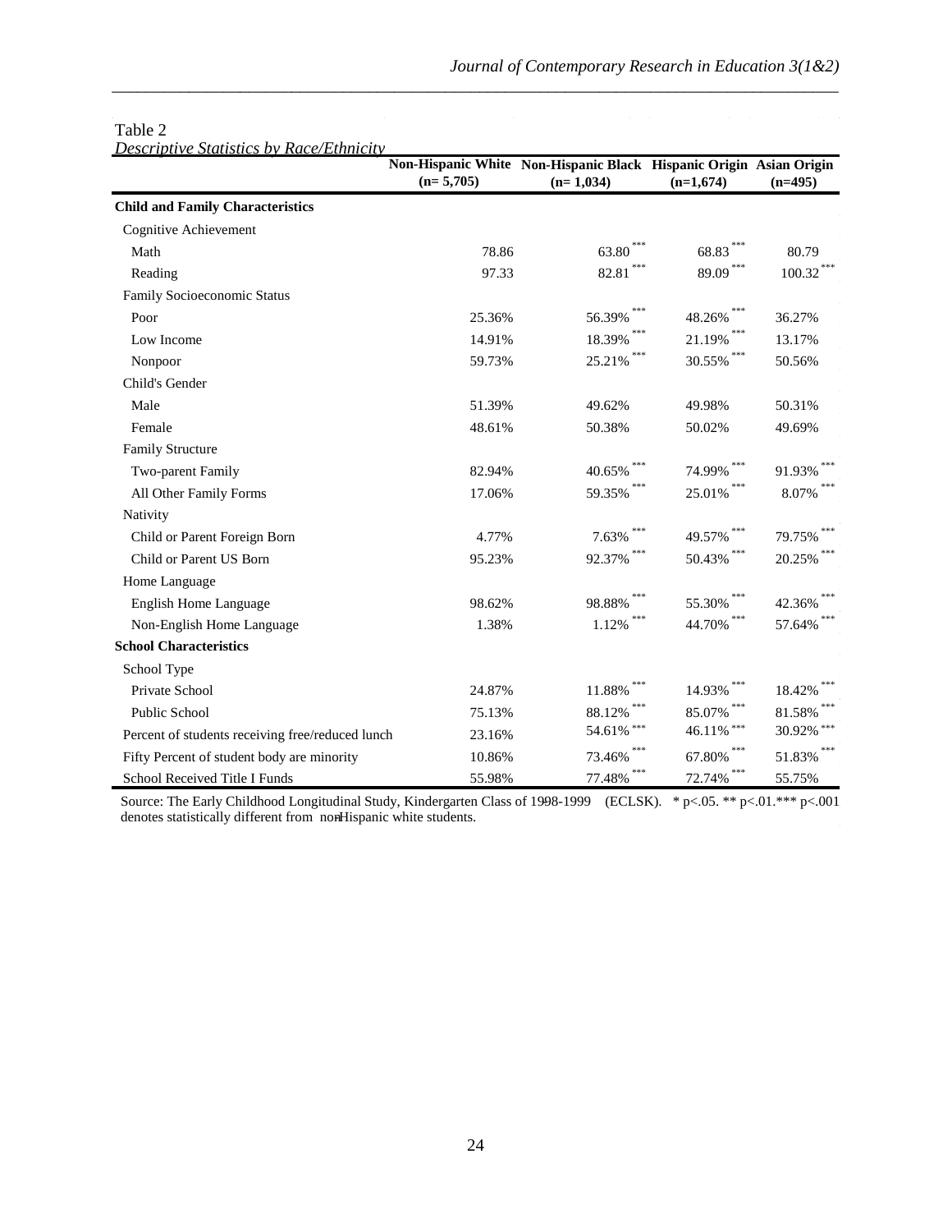Table 2
*Descriptive Statistics by Race/Ethnicity*

| | Non-Hispanic White (n= 5,705) | Non-Hispanic Black (n= 1,034) | Hispanic Origin (n=1,674) | Asian Origin (n=495) |
|---|---|---|---|---|
| **Child and Family Characteristics** | | | | |
| Cognitive Achievement | | | | |
| Math | 78.86 | 63.80*** | 68.83*** | 80.79 |
| Reading | 97.33 | 82.81*** | 89.09*** | 100.32*** |
| Family Socioeconomic Status | | | | |
| Poor | 25.36% | 56.39%*** | 48.26%*** | 36.27% |
| Low Income | 14.91% | 18.39%*** | 21.19%*** | 13.17% |
| Nonpoor | 59.73% | 25.21%*** | 30.55%*** | 50.56% |
| Child's Gender | | | | |
| Male | 51.39% | 49.62% | 49.98% | 50.31% |
| Female | 48.61% | 50.38% | 50.02% | 49.69% |
| Family Structure | | | | |
| Two-parent Family | 82.94% | 40.65%*** | 74.99%*** | 91.93%*** |
| All Other Family Forms | 17.06% | 59.35%*** | 25.01%*** | 8.07%*** |
| Nativity | | | | |
| Child or Parent Foreign Born | 4.77% | 7.63%*** | 49.57%*** | 79.75%*** |
| Child or Parent US Born | 95.23% | 92.37%*** | 50.43%*** | 20.25%*** |
| Home Language | | | | |
| English Home Language | 98.62% | 98.88%*** | 55.30%*** | 42.36%*** |
| Non-English Home Language | 1.38% | 1.12%*** | 44.70%*** | 57.64%*** |
| **School Characteristics** | | | | |
| School Type | | | | |
| Private School | 24.87% | 11.88%*** | 14.93%*** | 18.42%*** |
| Public School | 75.13% | 88.12%*** | 85.07%*** | 81.58%*** |
| Percent of students receiving free/reduced lunch | 23.16% | 54.61%*** | 46.11%*** | 30.92%*** |
| Fifty Percent of student body are minority | 10.86% | 73.46%*** | 67.80%*** | 51.83%*** |
| School Received Title I Funds | 55.98% | 77.48%*** | 72.74%*** | 55.75% |

Source: The Early Childhood Longitudinal Study, Kindergarten Class of 1998-1999 (ECLSK). * $p<.05$. ** $p<.01$. *** $p<.001$ denotes statistically different from non-Hispanic white students.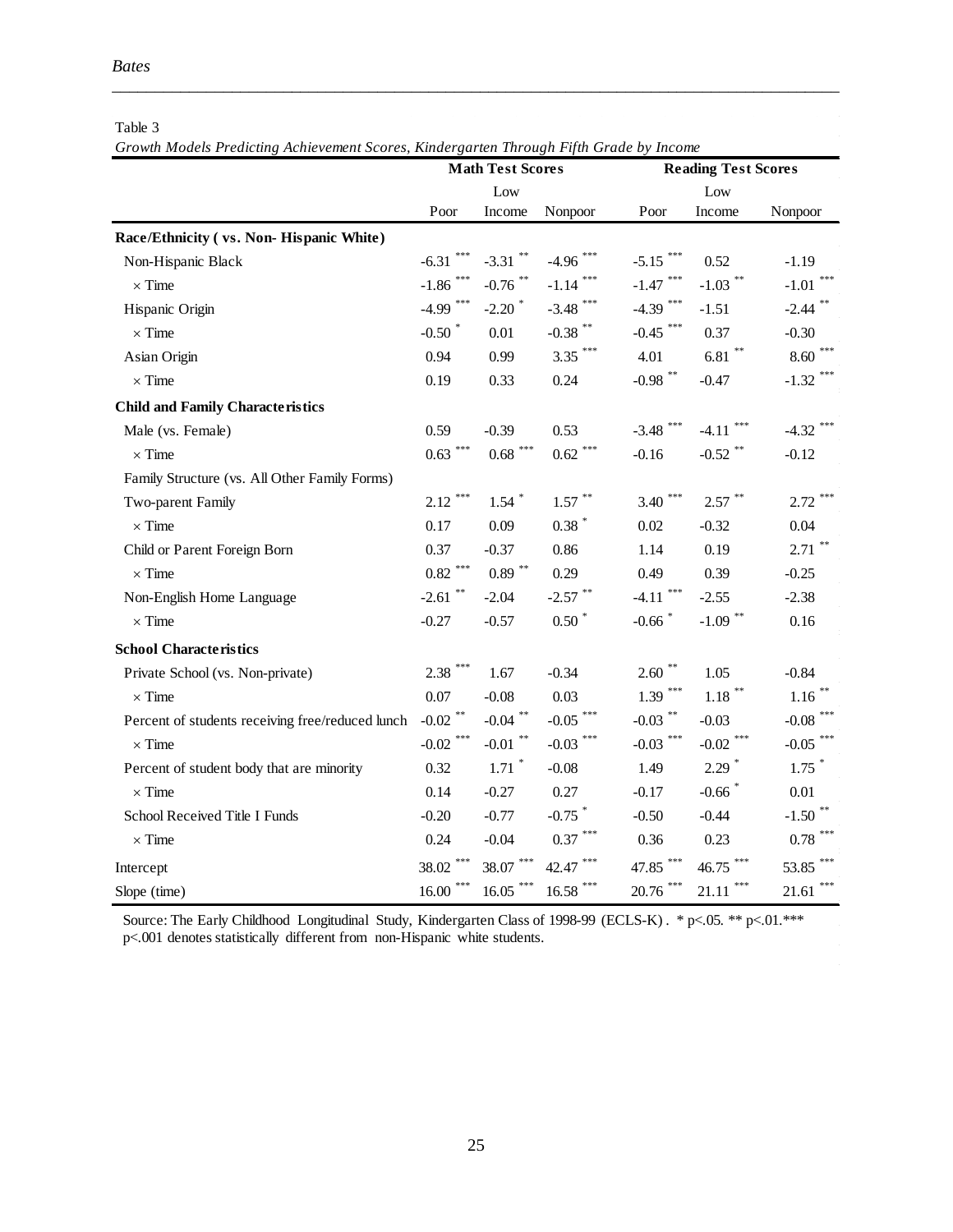Table 3

*Growth Models Predicting Achievement Scores, Kindergarten Through Fifth Grade by Income*

| | Math Test Scores | | | Reading Test Scores | | |
|---|---|---|---|---|---|---|
| | Poor | Low Income | Nonpoor | Poor | Low Income | Nonpoor |
| **Race/Ethnicity ( vs. Non- Hispanic White)** | | | | | | |
| Non-Hispanic Black | -6.31 *** | -3.31 ** | -4.96 *** | -5.15 *** | 0.52 | -1.19 |
| × Time | -1.86 *** | -0.76 ** | -1.14 *** | -1.47 *** | -1.03 ** | -1.01 *** |
| Hispanic Origin | -4.99 *** | -2.20 * | -3.48 *** | -4.39 *** | -1.51 | -2.44 ** |
| × Time | -0.50 * | 0.01 | -0.38 ** | -0.45 *** | 0.37 | -0.30 |
| Asian Origin | 0.94 | 0.99 | 3.35 *** | 4.01 | 6.81 ** | 8.60 *** |
| × Time | 0.19 | 0.33 | 0.24 | -0.98 ** | -0.47 | -1.32 *** |
| **Child and Family Characteristics** | | | | | | |
| Male (vs. Female) | 0.59 | -0.39 | 0.53 | -3.48 *** | -4.11 *** | -4.32 *** |
| × Time | 0.63 *** | 0.68 *** | 0.62 *** | -0.16 | -0.52 ** | -0.12 |
| Family Structure (vs. All Other Family Forms) | | | | | | |
| Two-parent Family | 2.12 *** | 1.54 * | 1.57 ** | 3.40 *** | 2.57 ** | 2.72 *** |
| × Time | 0.17 | 0.09 | 0.38 * | 0.02 | -0.32 | 0.04 |
| Child or Parent Foreign Born | 0.37 | -0.37 | 0.86 | 1.14 | 0.19 | 2.71 ** |
| × Time | 0.82 *** | 0.89 ** | 0.29 | 0.49 | 0.39 | -0.25 |
| Non-English Home Language | -2.61 ** | -2.04 | -2.57 ** | -4.11 *** | -2.55 | -2.38 |
| × Time | -0.27 | -0.57 | 0.50 * | -0.66 * | -1.09 ** | 0.16 |
| **School Characteristics** | | | | | | |
| Private School (vs. Non-private) | 2.38 *** | 1.67 | -0.34 | 2.60 ** | 1.05 | -0.84 |
| × Time | 0.07 | -0.08 | 0.03 | 1.39 *** | 1.18 ** | 1.16 ** |
| Percent of students receiving free/reduced lunch | -0.02 ** | -0.04 ** | -0.05 *** | -0.03 ** | -0.03 | -0.08 *** |
| × Time | -0.02 *** | -0.01 ** | -0.03 *** | -0.03 *** | -0.02 *** | -0.05 *** |
| Percent of student body that are minority | 0.32 | 1.71 * | -0.08 | 1.49 | 2.29 * | 1.75 * |
| × Time | 0.14 | -0.27 | 0.27 | -0.17 | -0.66 * | 0.01 |
| School Received Title I Funds | -0.20 | -0.77 | -0.75 * | -0.50 | -0.44 | -1.50 ** |
| × Time | 0.24 | -0.04 | 0.37 *** | 0.36 | 0.23 | 0.78 *** |
| Intercept | 38.02 *** | 38.07 *** | 42.47 *** | 47.85 *** | 46.75 *** | 53.85 *** |
| Slope (time) | 16.00 *** | 16.05 *** | 16.58 *** | 20.76 *** | 21.11 *** | 21.61 *** |

Source: The Early Childhood Longitudinal Study, Kindergarten Class of 1998-99 (ECLS-K) . * p<.05. ** p<.01.*** p<.001 denotes statistically different from non-Hispanic white students.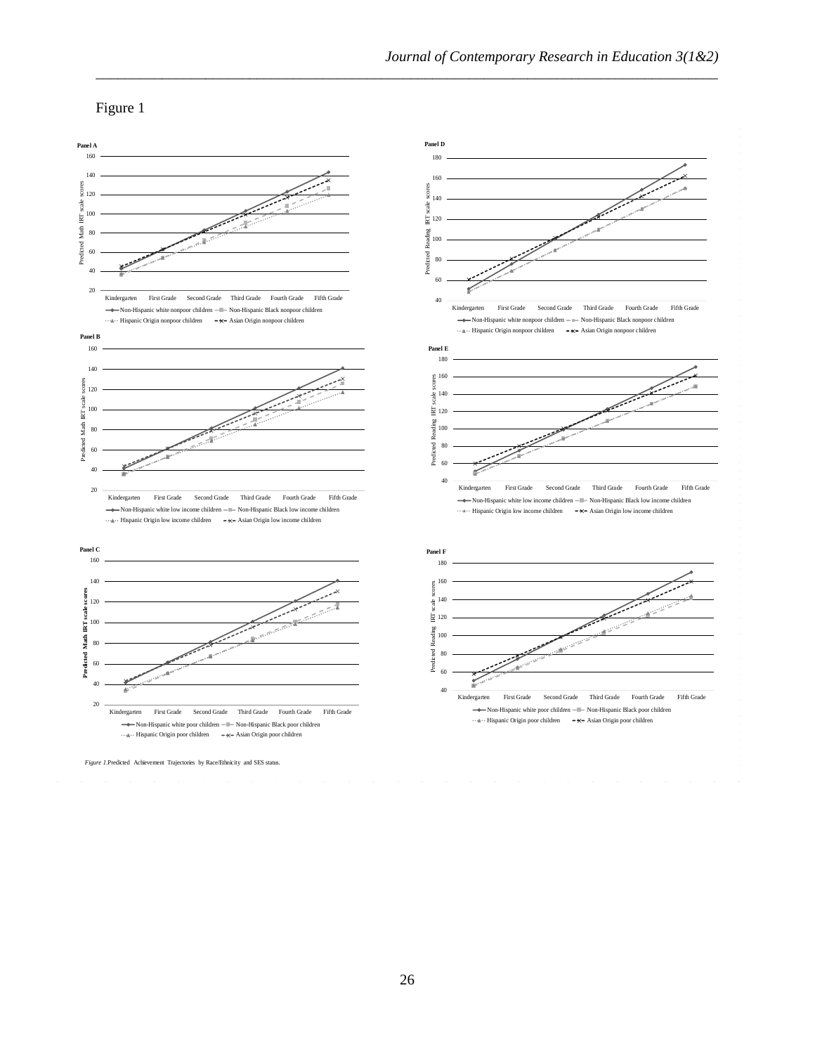Figure 1

*Figure 1.*Predicted Achievement Trajectories by Race/Ethnicity and SES status.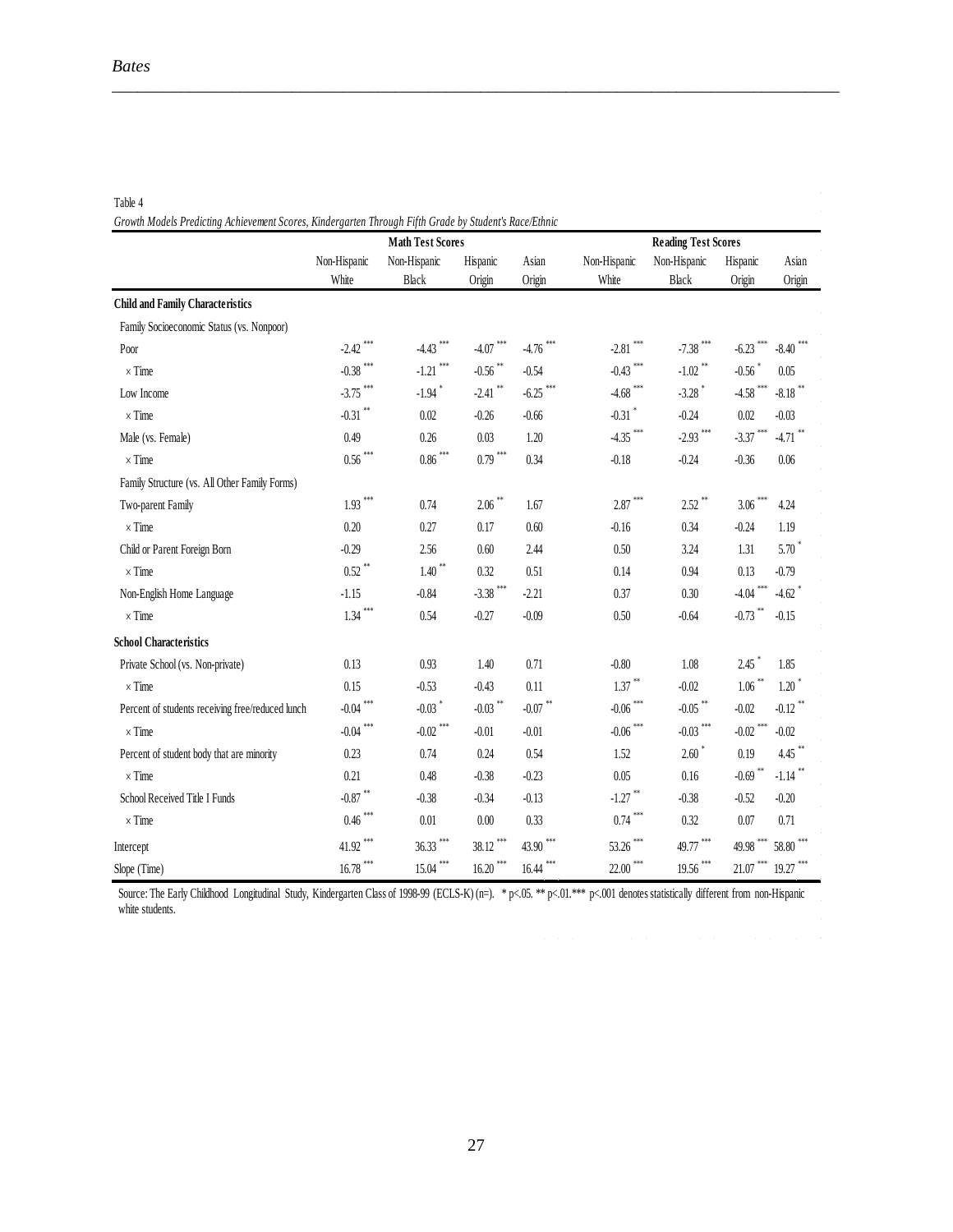Table 4

*Growth Models Predicting Achievement Scores, Kindergarten Through Fifth Grade by Student's Race/Ethnic*

| | Math Test Scores | | | | Reading Test Scores | | | |
|---|---|---|---|---|---|---|---|---|
| | Non-Hispanic White | Non-Hispanic Black | Hispanic Origin | Asian Origin | Non-Hispanic White | Non-Hispanic Black | Hispanic Origin | Asian Origin |
| **Child and Family Characteristics** | | | | | | | | |
| Family Socioeconomic Status (vs. Nonpoor) | | | | | | | | |
| Poor | -2.42 *** | -4.43 *** | -4.07 *** | -4.76 *** | -2.81 *** | -7.38 *** | -6.23 *** | -8.40 *** |
| × Time | -0.38 *** | -1.21 *** | -0.56 ** | -0.54 | -0.43 *** | -1.02 ** | -0.56 * | 0.05 |
| Low Income | -3.75 *** | -1.94 * | -2.41 ** | -6.25 *** | -4.68 *** | -3.28 * | -4.58 *** | -8.18 ** |
| × Time | -0.31 ** | 0.02 | -0.26 | -0.66 | -0.31 * | -0.24 | 0.02 | -0.03 |
| Male (vs. Female) | 0.49 | 0.26 | 0.03 | 1.20 | -4.35 *** | -2.93 *** | -3.37 *** | -4.71 ** |
| × Time | 0.56 *** | 0.86 *** | 0.79 *** | 0.34 | -0.18 | -0.24 | -0.36 | 0.06 |
| Family Structure (vs. All Other Family Forms) | | | | | | | | |
| Two-parent Family | 1.93 *** | 0.74 | 2.06 ** | 1.67 | 2.87 *** | 2.52 ** | 3.06 *** | 4.24 |
| × Time | 0.20 | 0.27 | 0.17 | 0.60 | -0.16 | 0.34 | -0.24 | 1.19 |
| Child or Parent Foreign Born | -0.29 | 2.56 | 0.60 | 2.44 | 0.50 | 3.24 | 1.31 | 5.70 * |
| × Time | 0.52 ** | 1.40 ** | 0.32 | 0.51 | 0.14 | 0.94 | 0.13 | -0.79 |
| Non-English Home Language | -1.15 | -0.84 | -3.38 *** | -2.21 | 0.37 | 0.30 | -4.04 *** | -4.62 * |
| × Time | 1.34 *** | 0.54 | -0.27 | -0.09 | 0.50 | -0.64 | -0.73 ** | -0.15 |
| **School Characteristics** | | | | | | | | |
| Private School (vs. Non-private) | 0.13 | 0.93 | 1.40 | 0.71 | -0.80 | 1.08 | 2.45 * | 1.85 |
| × Time | 0.15 | -0.53 | -0.43 | 0.11 | 1.37 ** | -0.02 | 1.06 ** | 1.20 * |
| Percent of students receiving free/reduced lunch | -0.04 *** | -0.03 * | -0.03 ** | -0.07 ** | -0.06 *** | -0.05 ** | -0.02 | -0.12 ** |
| × Time | -0.04 *** | -0.02 *** | -0.01 | -0.01 | -0.06 *** | -0.03 *** | -0.02 *** | -0.02 |
| Percent of student body that are minority | 0.23 | 0.74 | 0.24 | 0.54 | 1.52 | 2.60 * | 0.19 | 4.45 ** |
| × Time | 0.21 | 0.48 | -0.38 | -0.23 | 0.05 | 0.16 | -0.69 ** | -1.14 ** |
| School Received Title I Funds | -0.87 ** | -0.38 | -0.34 | -0.13 | -1.27 ** | -0.38 | -0.52 | -0.20 |
| × Time | 0.46 *** | 0.01 | 0.00 | 0.33 | 0.74 *** | 0.32 | 0.07 | 0.71 |
| Intercept | 41.92 *** | 36.33 *** | 38.12 *** | 43.90 *** | 53.26 *** | 49.77 *** | 49.98 *** | 58.80 *** |
| Slope (Time) | 16.78 *** | 15.04 *** | 16.20 *** | 16.44 *** | 22.00 *** | 19.56 *** | 21.07 *** | 19.27 *** |

Source: The Early Childhood Longitudinal Study, Kindergarten Class of 1998-99 (ECLS-K) (n=). * p<.05. ** p<.01.*** p<.001 denotes statistically different from non-Hispanic white students.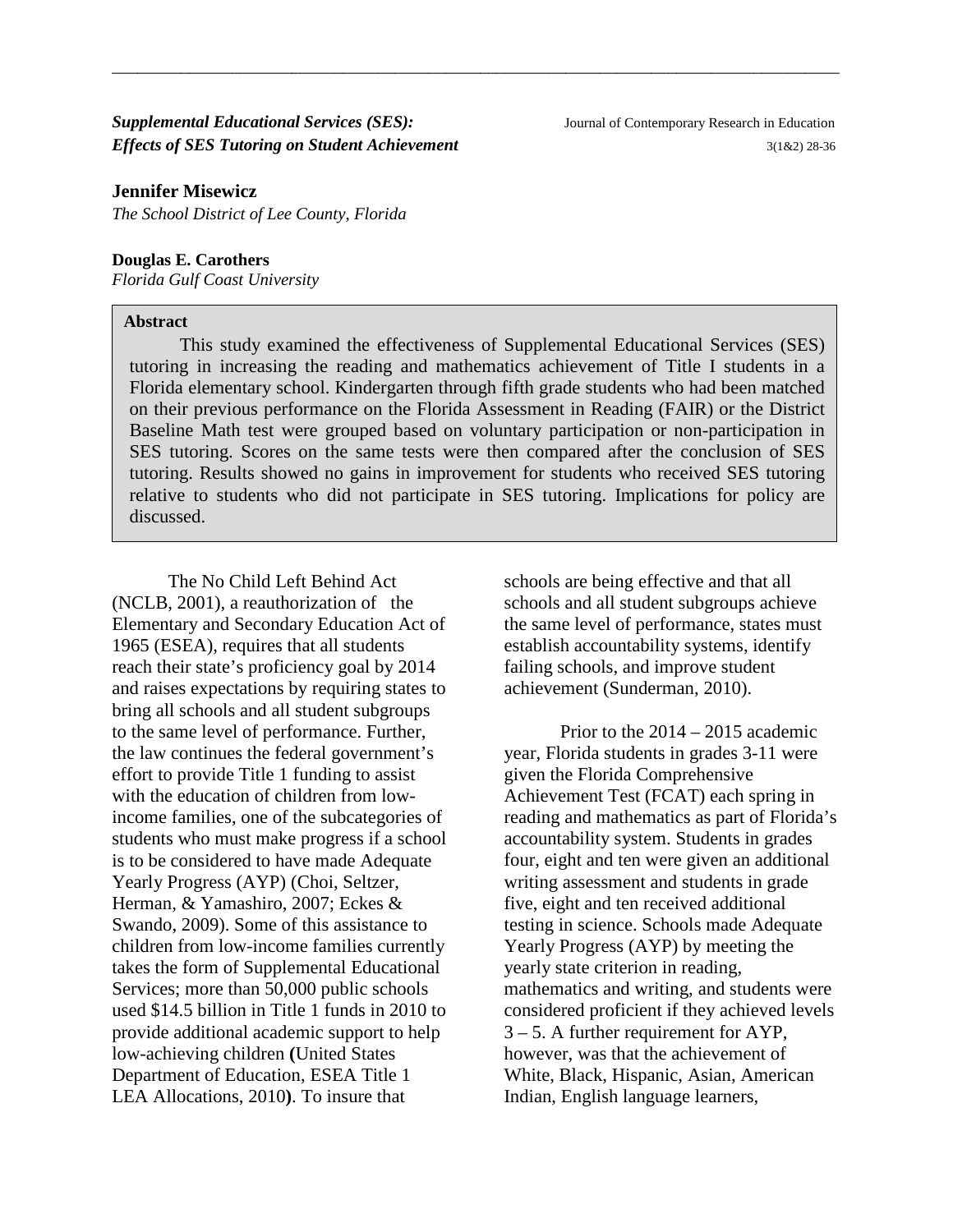# *Supplemental Educational Services (SES): Effects of SES Tutoring on Student Achievement*

**Jennifer Misewicz**
*The School District of Lee County, Florida*

**Douglas E. Carothers**
*Florida Gulf Coast University*

**Abstract**

This study examined the effectiveness of Supplemental Educational Services (SES) tutoring in increasing the reading and mathematics achievement of Title I students in a Florida elementary school. Kindergarten through fifth grade students who had been matched on their previous performance on the Florida Assessment in Reading (FAIR) or the District Baseline Math test were grouped based on voluntary participation or non-participation in SES tutoring. Scores on the same tests were then compared after the conclusion of SES tutoring. Results showed no gains in improvement for students who received SES tutoring relative to students who did not participate in SES tutoring. Implications for policy are discussed.

The No Child Left Behind Act (NCLB, 2001), a reauthorization of the Elementary and Secondary Education Act of 1965 (ESEA), requires that all students reach their state's proficiency goal by 2014 and raises expectations by requiring states to bring all schools and all student subgroups to the same level of performance. Further, the law continues the federal government's effort to provide Title 1 funding to assist with the education of children from low-income families, one of the subcategories of students who must make progress if a school is to be considered to have made Adequate Yearly Progress (AYP) (Choi, Seltzer, Herman, & Yamashiro, 2007; Eckes & Swando, 2009). Some of this assistance to children from low-income families currently takes the form of Supplemental Educational Services; more than 50,000 public schools used $14.5 billion in Title 1 funds in 2010 to provide additional academic support to help low-achieving children **(**United States Department of Education, ESEA Title 1 LEA Allocations, 2010**)**. To insure that schools are being effective and that all schools and all student subgroups achieve the same level of performance, states must establish accountability systems, identify failing schools, and improve student achievement (Sunderman, 2010).

Prior to the 2014 – 2015 academic year, Florida students in grades 3-11 were given the Florida Comprehensive Achievement Test (FCAT) each spring in reading and mathematics as part of Florida's accountability system. Students in grades four, eight and ten were given an additional writing assessment and students in grade five, eight and ten received additional testing in science. Schools made Adequate Yearly Progress (AYP) by meeting the yearly state criterion in reading, mathematics and writing, and students were considered proficient if they achieved levels 3 – 5. A further requirement for AYP, however, was that the achievement of White, Black, Hispanic, Asian, American Indian, English language learners,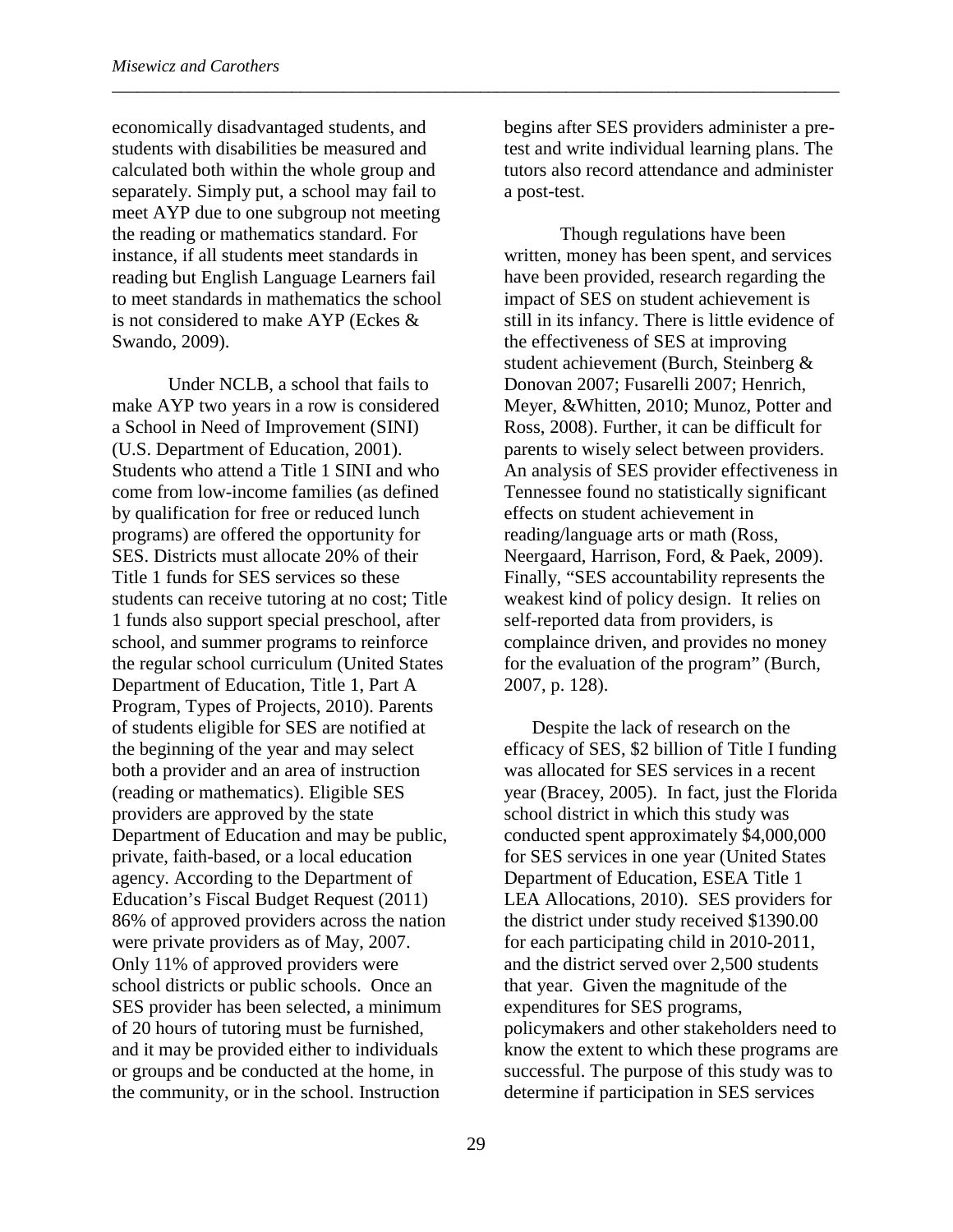economically disadvantaged students, and students with disabilities be measured and calculated both within the whole group and separately. Simply put, a school may fail to meet AYP due to one subgroup not meeting the reading or mathematics standard. For instance, if all students meet standards in reading but English Language Learners fail to meet standards in mathematics the school is not considered to make AYP (Eckes & Swando, 2009).

Under NCLB, a school that fails to make AYP two years in a row is considered a School in Need of Improvement (SINI) (U.S. Department of Education, 2001). Students who attend a Title 1 SINI and who come from low-income families (as defined by qualification for free or reduced lunch programs) are offered the opportunity for SES. Districts must allocate 20% of their Title 1 funds for SES services so these students can receive tutoring at no cost; Title 1 funds also support special preschool, after school, and summer programs to reinforce the regular school curriculum (United States Department of Education, Title 1, Part A Program, Types of Projects, 2010). Parents of students eligible for SES are notified at the beginning of the year and may select both a provider and an area of instruction (reading or mathematics). Eligible SES providers are approved by the state Department of Education and may be public, private, faith-based, or a local education agency. According to the Department of Education's Fiscal Budget Request (2011) 86% of approved providers across the nation were private providers as of May, 2007. Only 11% of approved providers were school districts or public schools. Once an SES provider has been selected, a minimum of 20 hours of tutoring must be furnished, and it may be provided either to individuals or groups and be conducted at the home, in the community, or in the school. Instruction begins after SES providers administer a pre-test and write individual learning plans. The tutors also record attendance and administer a post-test.

Though regulations have been written, money has been spent, and services have been provided, research regarding the impact of SES on student achievement is still in its infancy. There is little evidence of the effectiveness of SES at improving student achievement (Burch, Steinberg & Donovan 2007; Fusarelli 2007; Henrich, Meyer, &Whitten, 2010; Munoz, Potter and Ross, 2008). Further, it can be difficult for parents to wisely select between providers. An analysis of SES provider effectiveness in Tennessee found no statistically significant effects on student achievement in reading/language arts or math (Ross, Neergaard, Harrison, Ford, & Paek, 2009). Finally, "SES accountability represents the weakest kind of policy design. It relies on self-reported data from providers, is complaince driven, and provides no money for the evaluation of the program" (Burch, 2007, p. 128).

Despite the lack of research on the efficacy of SES, $2 billion of Title I funding was allocated for SES services in a recent year (Bracey, 2005). In fact, just the Florida school district in which this study was conducted spent approximately $4,000,000 for SES services in one year (United States Department of Education, ESEA Title 1 LEA Allocations, 2010). SES providers for the district under study received $1390.00 for each participating child in 2010-2011, and the district served over 2,500 students that year. Given the magnitude of the expenditures for SES programs, policymakers and other stakeholders need to know the extent to which these programs are successful. The purpose of this study was to determine if participation in SES services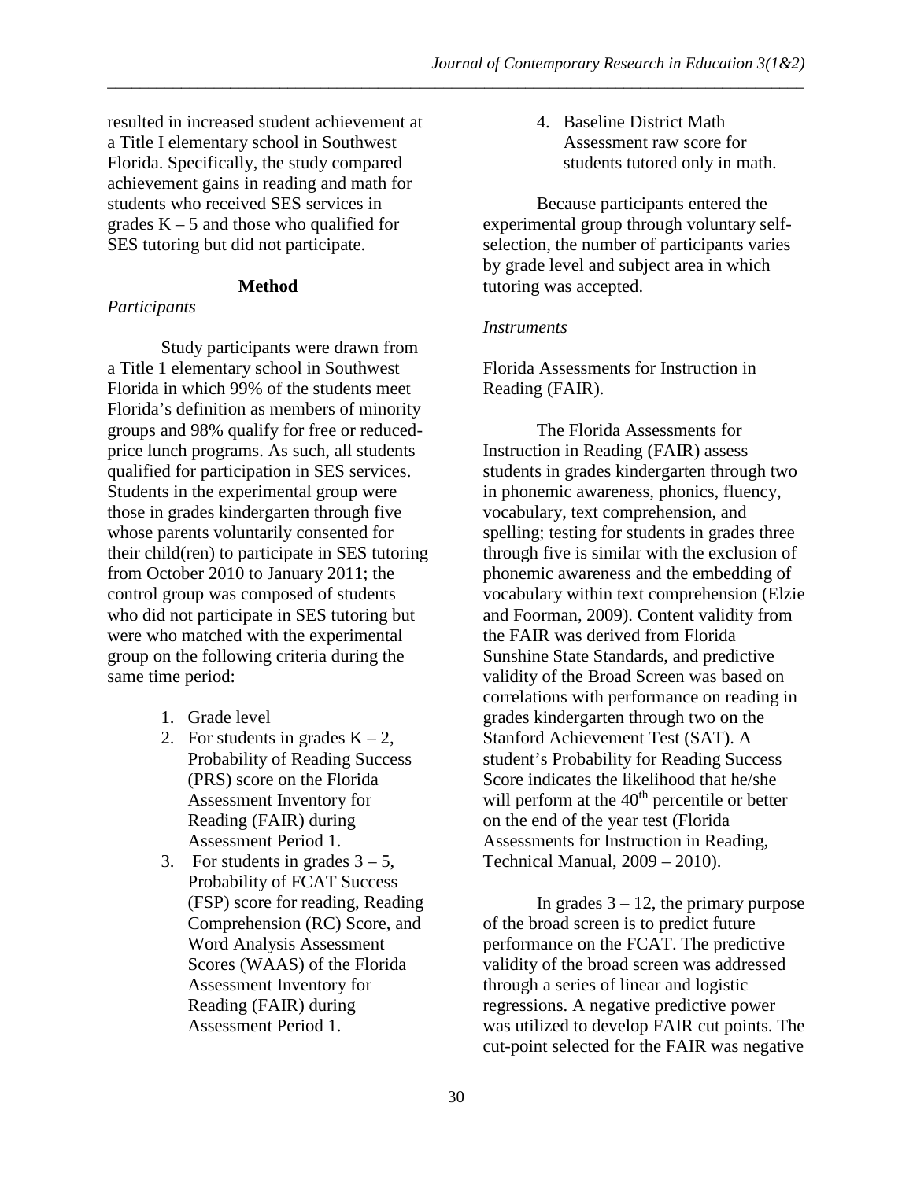resulted in increased student achievement at a Title I elementary school in Southwest Florida. Specifically, the study compared achievement gains in reading and math for students who received SES services in grades K – 5 and those who qualified for SES tutoring but did not participate.

## Method

*Participants*

Study participants were drawn from a Title 1 elementary school in Southwest Florida in which 99% of the students meet Florida's definition as members of minority groups and 98% qualify for free or reduced-price lunch programs. As such, all students qualified for participation in SES services. Students in the experimental group were those in grades kindergarten through five whose parents voluntarily consented for their child(ren) to participate in SES tutoring from October 2010 to January 2011; the control group was composed of students who did not participate in SES tutoring but were who matched with the experimental group on the following criteria during the same time period:

1. Grade level
2. For students in grades K – 2, Probability of Reading Success (PRS) score on the Florida Assessment Inventory for Reading (FAIR) during Assessment Period 1.
3. For students in grades 3 – 5, Probability of FCAT Success (FSP) score for reading, Reading Comprehension (RC) Score, and Word Analysis Assessment Scores (WAAS) of the Florida Assessment Inventory for Reading (FAIR) during Assessment Period 1.
4. Baseline District Math Assessment raw score for students tutored only in math.

Because participants entered the experimental group through voluntary self-selection, the number of participants varies by grade level and subject area in which tutoring was accepted.

*Instruments*

Florida Assessments for Instruction in Reading (FAIR).

The Florida Assessments for Instruction in Reading (FAIR) assess students in grades kindergarten through two in phonemic awareness, phonics, fluency, vocabulary, text comprehension, and spelling; testing for students in grades three through five is similar with the exclusion of phonemic awareness and the embedding of vocabulary within text comprehension (Elzie and Foorman, 2009). Content validity from the FAIR was derived from Florida Sunshine State Standards, and predictive validity of the Broad Screen was based on correlations with performance on reading in grades kindergarten through two on the Stanford Achievement Test (SAT). A student's Probability for Reading Success Score indicates the likelihood that he/she will perform at the 40th percentile or better on the end of the year test (Florida Assessments for Instruction in Reading, Technical Manual, 2009 – 2010).

In grades 3 – 12, the primary purpose of the broad screen is to predict future performance on the FCAT. The predictive validity of the broad screen was addressed through a series of linear and logistic regressions. A negative predictive power was utilized to develop FAIR cut points. The cut-point selected for the FAIR was negative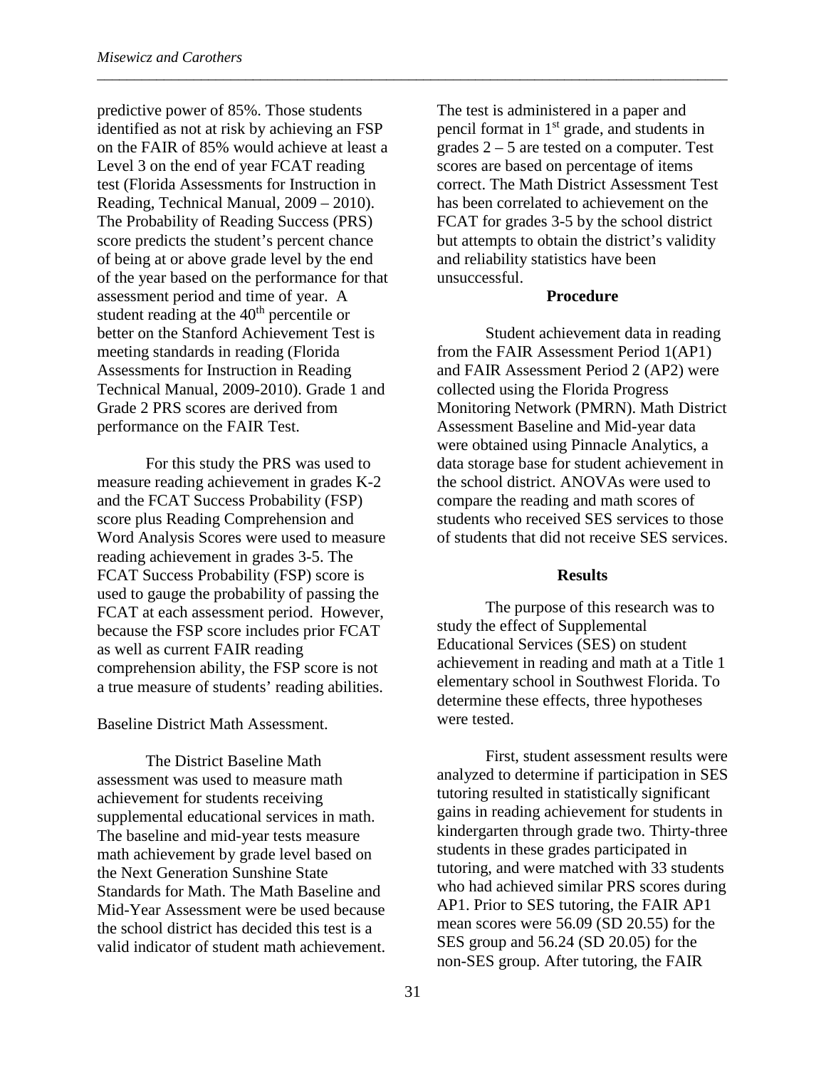predictive power of 85%. Those students identified as not at risk by achieving an FSP on the FAIR of 85% would achieve at least a Level 3 on the end of year FCAT reading test (Florida Assessments for Instruction in Reading, Technical Manual, 2009 – 2010). The Probability of Reading Success (PRS) score predicts the student's percent chance of being at or above grade level by the end of the year based on the performance for that assessment period and time of year. A student reading at the 40th percentile or better on the Stanford Achievement Test is meeting standards in reading (Florida Assessments for Instruction in Reading Technical Manual, 2009-2010). Grade 1 and Grade 2 PRS scores are derived from performance on the FAIR Test.

For this study the PRS was used to measure reading achievement in grades K-2 and the FCAT Success Probability (FSP) score plus Reading Comprehension and Word Analysis Scores were used to measure reading achievement in grades 3-5. The FCAT Success Probability (FSP) score is used to gauge the probability of passing the FCAT at each assessment period. However, because the FSP score includes prior FCAT as well as current FAIR reading comprehension ability, the FSP score is not a true measure of students' reading abilities.

Baseline District Math Assessment.

The District Baseline Math assessment was used to measure math achievement for students receiving supplemental educational services in math. The baseline and mid-year tests measure math achievement by grade level based on the Next Generation Sunshine State Standards for Math. The Math Baseline and Mid-Year Assessment were be used because the school district has decided this test is a valid indicator of student math achievement. The test is administered in a paper and pencil format in 1st grade, and students in grades 2 – 5 are tested on a computer. Test scores are based on percentage of items correct. The Math District Assessment Test has been correlated to achievement on the FCAT for grades 3-5 by the school district but attempts to obtain the district's validity and reliability statistics have been unsuccessful.

## Procedure

Student achievement data in reading from the FAIR Assessment Period 1(AP1) and FAIR Assessment Period 2 (AP2) were collected using the Florida Progress Monitoring Network (PMRN). Math District Assessment Baseline and Mid-year data were obtained using Pinnacle Analytics, a data storage base for student achievement in the school district. ANOVAs were used to compare the reading and math scores of students who received SES services to those of students that did not receive SES services.

## Results

The purpose of this research was to study the effect of Supplemental Educational Services (SES) on student achievement in reading and math at a Title 1 elementary school in Southwest Florida. To determine these effects, three hypotheses were tested.

First, student assessment results were analyzed to determine if participation in SES tutoring resulted in statistically significant gains in reading achievement for students in kindergarten through grade two. Thirty-three students in these grades participated in tutoring, and were matched with 33 students who had achieved similar PRS scores during AP1. Prior to SES tutoring, the FAIR AP1 mean scores were 56.09 (SD 20.55) for the SES group and 56.24 (SD 20.05) for the non-SES group. After tutoring, the FAIR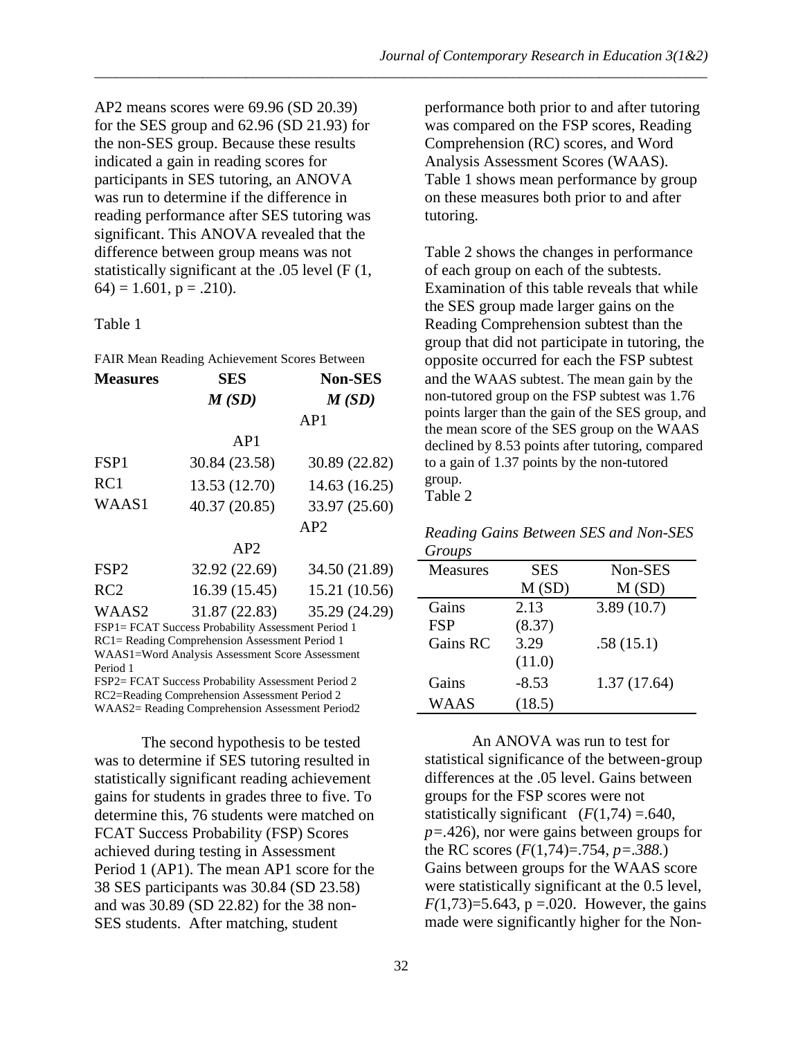AP2 means scores were 69.96 (SD 20.39) for the SES group and 62.96 (SD 21.93) for the non-SES group. Because these results indicated a gain in reading scores for participants in SES tutoring, an ANOVA was run to determine if the difference in reading performance after SES tutoring was significant. This ANOVA revealed that the difference between group means was not statistically significant at the .05 level ($F$ (1, 64) = 1.601, $p$ = .210).

Table 1

FAIR Mean Reading Achievement Scores Between

| **Measures** | **SES** *M (SD)* | **Non-SES** *M (SD)* |
|---|---|---|
| | AP1 | |
| FSP1 | 30.84 (23.58) | 30.89 (22.82) |
| RC1 | 13.53 (12.70) | 14.63 (16.25) |
| WAAS1 | 40.37 (20.85) | 33.97 (25.60) |
| | AP2 | |
| FSP2 | 32.92 (22.69) | 34.50 (21.89) |
| RC2 | 16.39 (15.45) | 15.21 (10.56) |
| WAAS2 | 31.87 (22.83) | 35.29 (24.29) |

FSP1= FCAT Success Probability Assessment Period 1
RC1= Reading Comprehension Assessment Period 1
WAAS1=Word Analysis Assessment Score Assessment Period 1
FSP2= FCAT Success Probability Assessment Period 2
RC2=Reading Comprehension Assessment Period 2
WAAS2= Reading Comprehension Assessment Period2

The second hypothesis to be tested was to determine if SES tutoring resulted in statistically significant reading achievement gains for students in grades three to five. To determine this, 76 students were matched on FCAT Success Probability (FSP) Scores achieved during testing in Assessment Period 1 (AP1). The mean AP1 score for the 38 SES participants was 30.84 (SD 23.58) and was 30.89 (SD 22.82) for the 38 non-SES students. After matching, student performance both prior to and after tutoring was compared on the FSP scores, Reading Comprehension (RC) scores, and Word Analysis Assessment Scores (WAAS). Table 1 shows mean performance by group on these measures both prior to and after tutoring.

Table 2 shows the changes in performance of each group on each of the subtests. Examination of this table reveals that while the SES group made larger gains on the Reading Comprehension subtest than the group that did not participate in tutoring, the opposite occurred for each the FSP subtest and the WAAS subtest. The mean gain by the non-tutored group on the FSP subtest was 1.76 points larger than the gain of the SES group, and the mean score of the SES group on the WAAS declined by 8.53 points after tutoring, compared to a gain of 1.37 points by the non-tutored group.

Table 2

*Reading Gains Between SES and Non-SES Groups*

| Measures | SES M (SD) | Non-SES M (SD) |
|---|---|---|
| Gains FSP | 2.13 (8.37) | 3.89 (10.7) |
| Gains RC | 3.29 (11.0) | .58 (15.1) |
| Gains WAAS | -8.53 (18.5) | 1.37 (17.64) |

An ANOVA was run to test for statistical significance of the between-group differences at the .05 level. Gains between groups for the FSP scores were not statistically significant ($F(1,74)$ =.640, $p$=.426), nor were gains between groups for the RC scores ($F(1,74)$=.754, $p$=.388.) Gains between groups for the WAAS score were statistically significant at the 0.5 level, $F(1,73)$=5.643, p =.020. However, the gains made were significantly higher for the Non-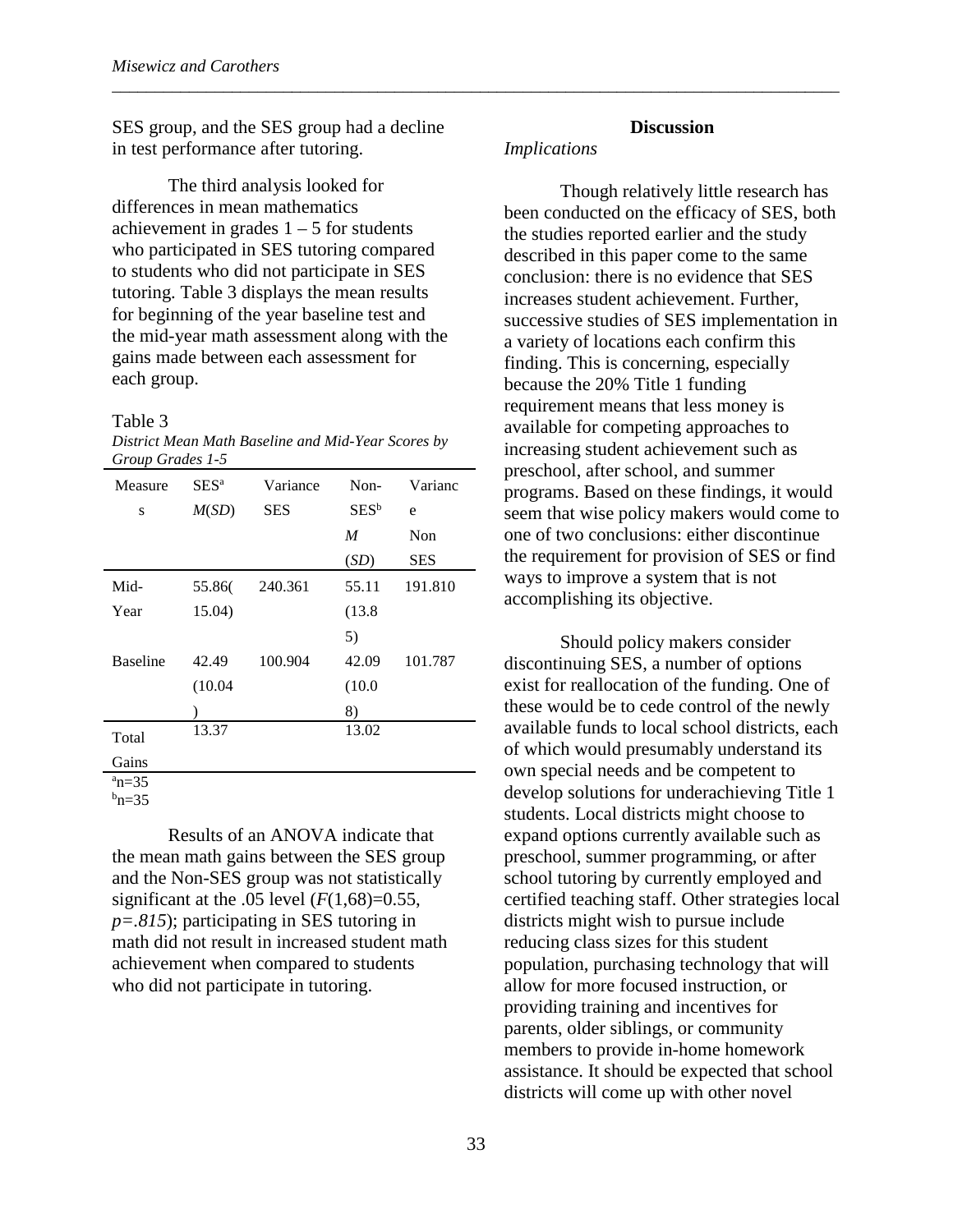SES group, and the SES group had a decline in test performance after tutoring.

The third analysis looked for differences in mean mathematics achievement in grades 1 – 5 for students who participated in SES tutoring compared to students who did not participate in SES tutoring. Table 3 displays the mean results for beginning of the year baseline test and the mid-year math assessment along with the gains made between each assessment for each group.

Table 3
*District Mean Math Baseline and Mid-Year Scores by Group Grades 1-5*

| Measures | SES[a] *M*(*SD*) | Variance SES | Non-SES[b] *M* (*SD*) | Variance Non SES |
|---|---|---|---|---|
| Mid-Year | 55.86(15.04) | 240.361 | 55.11 (13.85) | 191.810 |
| Baseline | 42.49 (10.04) | 100.904 | 42.09 (10.08) | 101.787 |
| Total Gains | 13.37 | | 13.02 | |

[a]n=35
[b]n=35

Results of an ANOVA indicate that the mean math gains between the SES group and the Non-SES group was not statistically significant at the .05 level ($F(1,68)=0.55$, $p=.815$); participating in SES tutoring in math did not result in increased student math achievement when compared to students who did not participate in tutoring.

## Discussion

### *Implications*

Though relatively little research has been conducted on the efficacy of SES, both the studies reported earlier and the study described in this paper come to the same conclusion: there is no evidence that SES increases student achievement. Further, successive studies of SES implementation in a variety of locations each confirm this finding. This is concerning, especially because the 20% Title 1 funding requirement means that less money is available for competing approaches to increasing student achievement such as preschool, after school, and summer programs. Based on these findings, it would seem that wise policy makers would come to one of two conclusions: either discontinue the requirement for provision of SES or find ways to improve a system that is not accomplishing its objective.

Should policy makers consider discontinuing SES, a number of options exist for reallocation of the funding. One of these would be to cede control of the newly available funds to local school districts, each of which would presumably understand its own special needs and be competent to develop solutions for underachieving Title 1 students. Local districts might choose to expand options currently available such as preschool, summer programming, or after school tutoring by currently employed and certified teaching staff. Other strategies local districts might wish to pursue include reducing class sizes for this student population, purchasing technology that will allow for more focused instruction, or providing training and incentives for parents, older siblings, or community members to provide in-home homework assistance. It should be expected that school districts will come up with other novel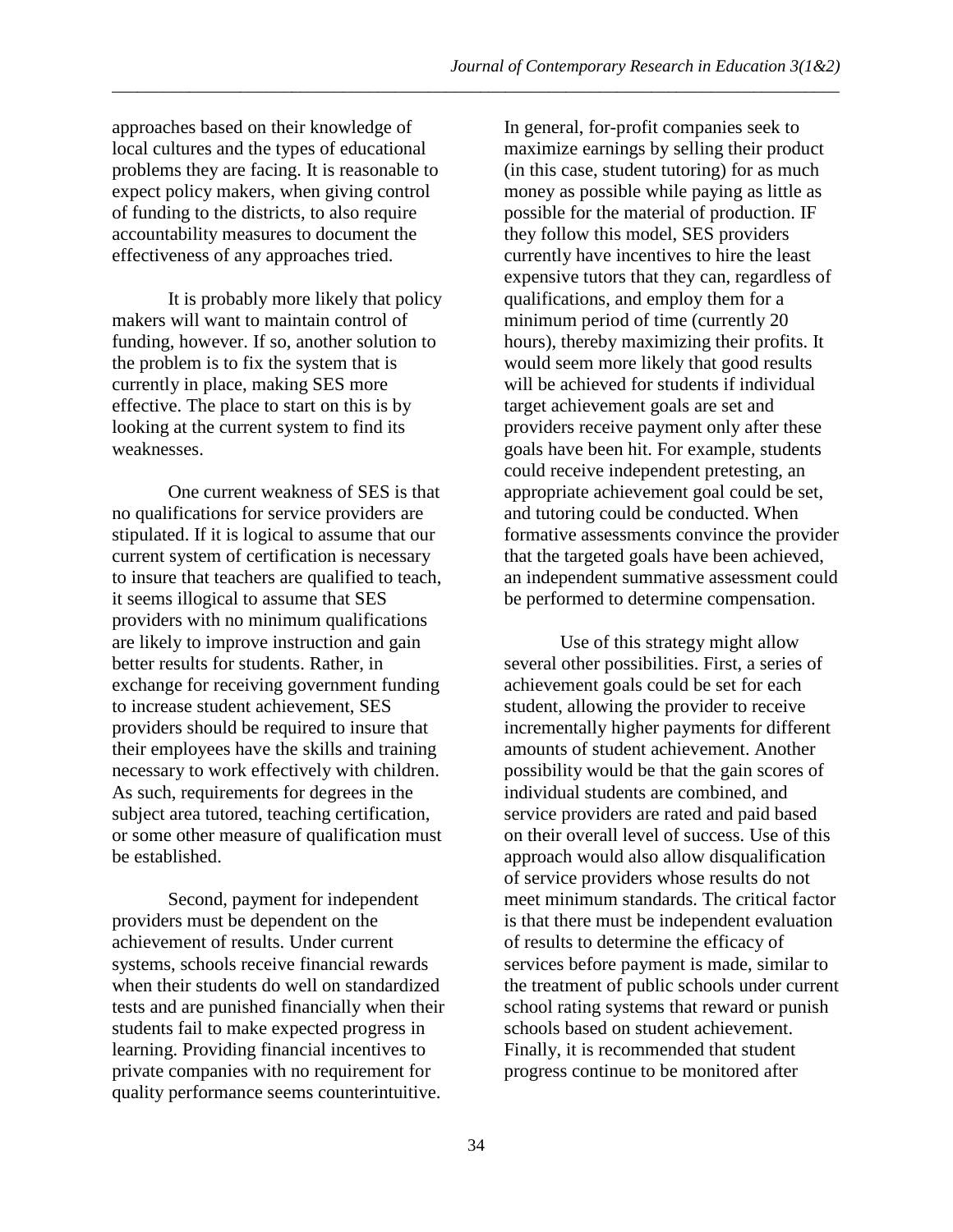approaches based on their knowledge of local cultures and the types of educational problems they are facing. It is reasonable to expect policy makers, when giving control of funding to the districts, to also require accountability measures to document the effectiveness of any approaches tried.

It is probably more likely that policy makers will want to maintain control of funding, however. If so, another solution to the problem is to fix the system that is currently in place, making SES more effective. The place to start on this is by looking at the current system to find its weaknesses.

One current weakness of SES is that no qualifications for service providers are stipulated. If it is logical to assume that our current system of certification is necessary to insure that teachers are qualified to teach, it seems illogical to assume that SES providers with no minimum qualifications are likely to improve instruction and gain better results for students. Rather, in exchange for receiving government funding to increase student achievement, SES providers should be required to insure that their employees have the skills and training necessary to work effectively with children. As such, requirements for degrees in the subject area tutored, teaching certification, or some other measure of qualification must be established.

Second, payment for independent providers must be dependent on the achievement of results. Under current systems, schools receive financial rewards when their students do well on standardized tests and are punished financially when their students fail to make expected progress in learning. Providing financial incentives to private companies with no requirement for quality performance seems counterintuitive. In general, for-profit companies seek to maximize earnings by selling their product (in this case, student tutoring) for as much money as possible while paying as little as possible for the material of production. IF they follow this model, SES providers currently have incentives to hire the least expensive tutors that they can, regardless of qualifications, and employ them for a minimum period of time (currently 20 hours), thereby maximizing their profits. It would seem more likely that good results will be achieved for students if individual target achievement goals are set and providers receive payment only after these goals have been hit. For example, students could receive independent pretesting, an appropriate achievement goal could be set, and tutoring could be conducted. When formative assessments convince the provider that the targeted goals have been achieved, an independent summative assessment could be performed to determine compensation.

Use of this strategy might allow several other possibilities. First, a series of achievement goals could be set for each student, allowing the provider to receive incrementally higher payments for different amounts of student achievement. Another possibility would be that the gain scores of individual students are combined, and service providers are rated and paid based on their overall level of success. Use of this approach would also allow disqualification of service providers whose results do not meet minimum standards. The critical factor is that there must be independent evaluation of results to determine the efficacy of services before payment is made, similar to the treatment of public schools under current school rating systems that reward or punish schools based on student achievement. Finally, it is recommended that student progress continue to be monitored after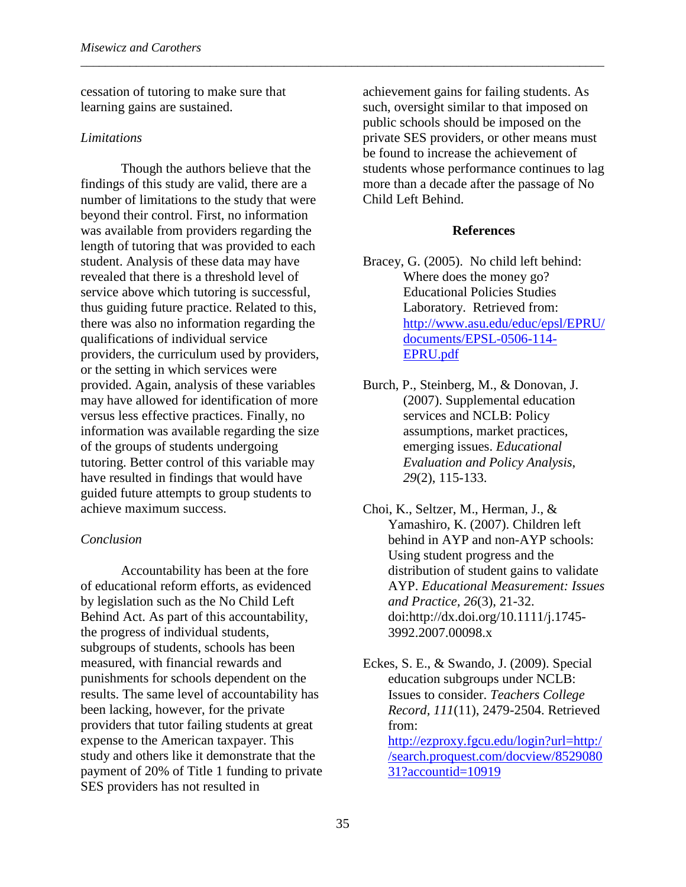cessation of tutoring to make sure that learning gains are sustained.

*Limitations*

Though the authors believe that the findings of this study are valid, there are a number of limitations to the study that were beyond their control. First, no information was available from providers regarding the length of tutoring that was provided to each student. Analysis of these data may have revealed that there is a threshold level of service above which tutoring is successful, thus guiding future practice. Related to this, there was also no information regarding the qualifications of individual service providers, the curriculum used by providers, or the setting in which services were provided. Again, analysis of these variables may have allowed for identification of more versus less effective practices. Finally, no information was available regarding the size of the groups of students undergoing tutoring. Better control of this variable may have resulted in findings that would have guided future attempts to group students to achieve maximum success.

*Conclusion*

Accountability has been at the fore of educational reform efforts, as evidenced by legislation such as the No Child Left Behind Act. As part of this accountability, the progress of individual students, subgroups of students, schools has been measured, with financial rewards and punishments for schools dependent on the results. The same level of accountability has been lacking, however, for the private providers that tutor failing students at great expense to the American taxpayer. This study and others like it demonstrate that the payment of 20% of Title 1 funding to private SES providers has not resulted in achievement gains for failing students. As such, oversight similar to that imposed on public schools should be imposed on the private SES providers, or other means must be found to increase the achievement of students whose performance continues to lag more than a decade after the passage of No Child Left Behind.

## References

Bracey, G. (2005). No child left behind: Where does the money go? Educational Policies Studies Laboratory. Retrieved from: http://www.asu.edu/educ/epsl/EPRU/documents/EPSL-0506-114-EPRU.pdf

Burch, P., Steinberg, M., & Donovan, J. (2007). Supplemental education services and NCLB: Policy assumptions, market practices, emerging issues. *Educational Evaluation and Policy Analysis*, *29*(2), 115-133.

Choi, K., Seltzer, M., Herman, J., & Yamashiro, K. (2007). Children left behind in AYP and non-AYP schools: Using student progress and the distribution of student gains to validate AYP. *Educational Measurement: Issues and Practice, 26*(3), 21-32. doi:http://dx.doi.org/10.1111/j.1745-3992.2007.00098.x

Eckes, S. E., & Swando, J. (2009). Special education subgroups under NCLB: Issues to consider. *Teachers College Record*, *111*(11), 2479-2504. Retrieved from: http://ezproxy.fgcu.edu/login?url=http://search.proquest.com/docview/852908031?accountid=10919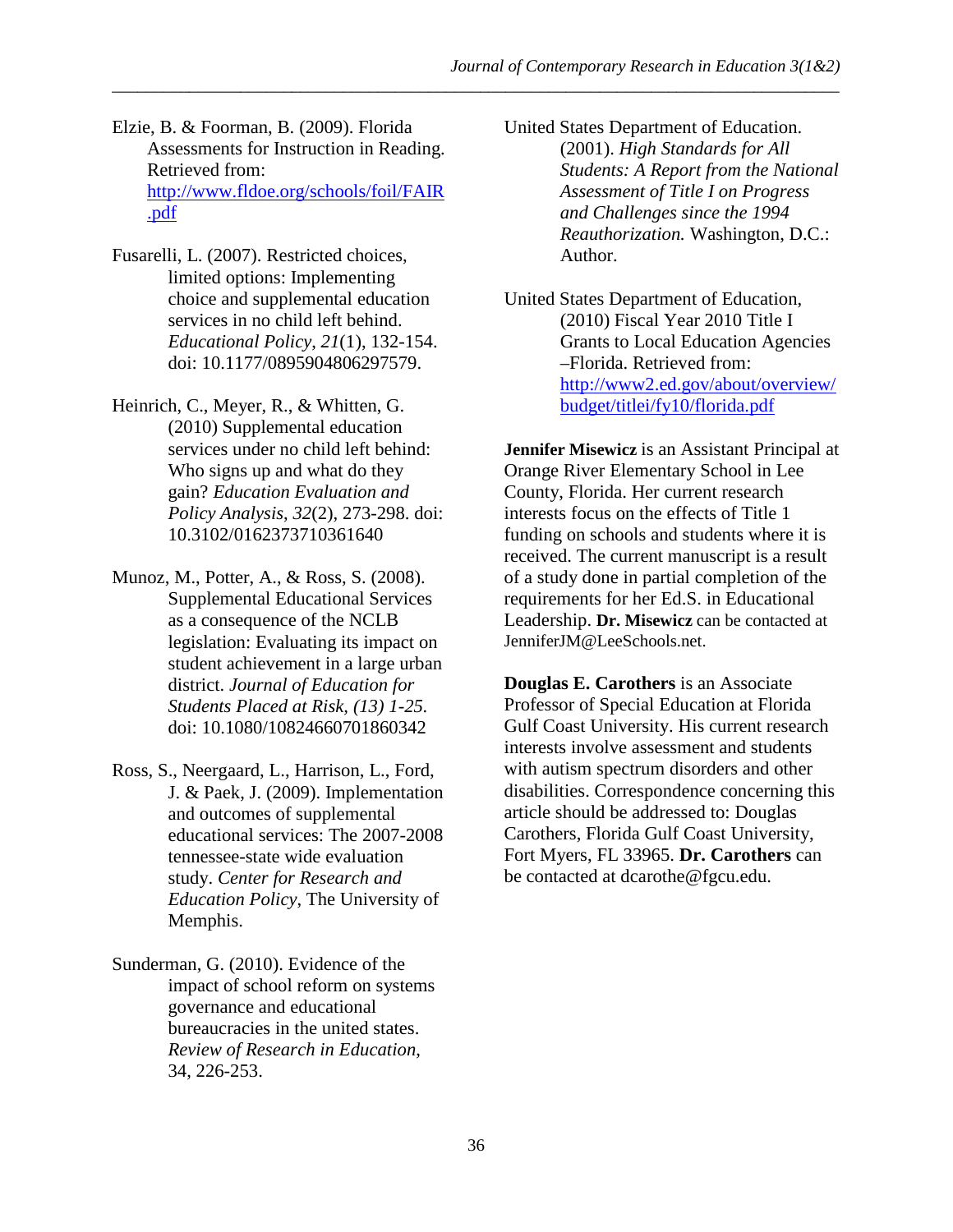Elzie, B. & Foorman, B. (2009). Florida Assessments for Instruction in Reading. Retrieved from: http://www.fldoe.org/schools/foil/FAIR.pdf

Fusarelli, L. (2007). Restricted choices, limited options: Implementing choice and supplemental education services in no child left behind. *Educational Policy*, *21*(1), 132-154. doi: 10.1177/0895904806297579.

Heinrich, C., Meyer, R., & Whitten, G. (2010) Supplemental education services under no child left behind: Who signs up and what do they gain? *Education Evaluation and Policy Analysis*, *32*(2), 273-298. doi: 10.3102/0162373710361640

Munoz, M., Potter, A., & Ross, S. (2008). Supplemental Educational Services as a consequence of the NCLB legislation: Evaluating its impact on student achievement in a large urban district. *Journal of Education for Students Placed at Risk, (13) 1-25.* doi: 10.1080/10824660701860342

Ross, S., Neergaard, L., Harrison, L., Ford, J. & Paek, J. (2009). Implementation and outcomes of supplemental educational services: The 2007-2008 tennessee-state wide evaluation study. *Center for Research and Education Policy*, The University of Memphis.

Sunderman, G. (2010). Evidence of the impact of school reform on systems governance and educational bureaucracies in the united states. *Review of Research in Education*, 34, 226-253.

United States Department of Education. (2001). *High Standards for All Students: A Report from the National Assessment of Title I on Progress and Challenges since the 1994 Reauthorization.* Washington, D.C.: Author.

United States Department of Education, (2010) Fiscal Year 2010 Title I Grants to Local Education Agencies –Florida. Retrieved from: http://www2.ed.gov/about/overview/budget/titlei/fy10/florida.pdf

**Jennifer Misewicz** is an Assistant Principal at Orange River Elementary School in Lee County, Florida. Her current research interests focus on the effects of Title 1 funding on schools and students where it is received. The current manuscript is a result of a study done in partial completion of the requirements for her Ed.S. in Educational Leadership. **Dr. Misewicz** can be contacted at JenniferJM@LeeSchools.net.

**Douglas E. Carothers** is an Associate Professor of Special Education at Florida Gulf Coast University. His current research interests involve assessment and students with autism spectrum disorders and other disabilities. Correspondence concerning this article should be addressed to: Douglas Carothers, Florida Gulf Coast University, Fort Myers, FL 33965. **Dr. Carothers** can be contacted at dcarothe@fgcu.edu.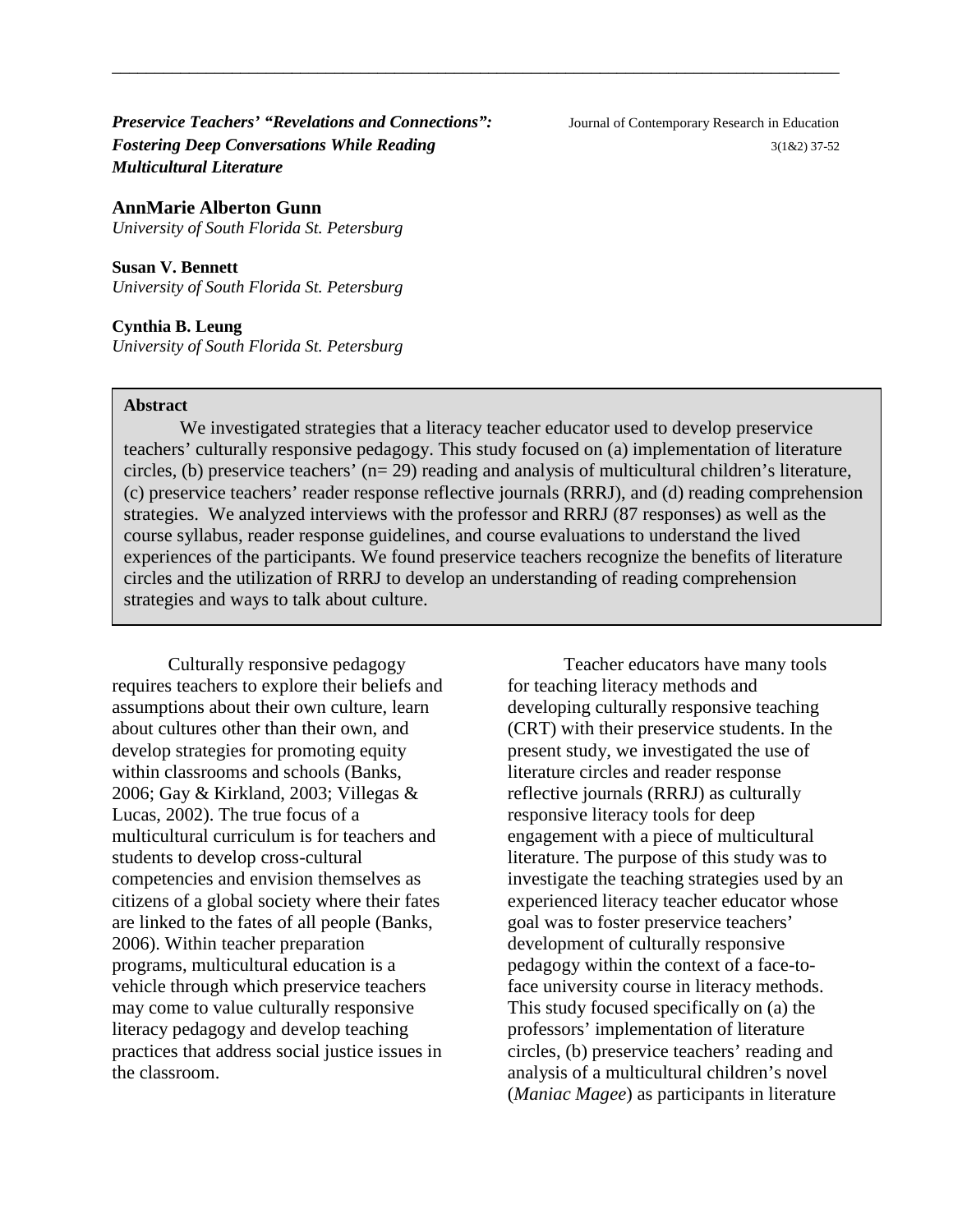# *Preservice Teachers' "Revelations and Connections": Fostering Deep Conversations While Reading Multicultural Literature*

**AnnMarie Alberton Gunn**
*University of South Florida St. Petersburg*

**Susan V. Bennett**
*University of South Florida St. Petersburg*

**Cynthia B. Leung**
*University of South Florida St. Petersburg*

**Abstract**

We investigated strategies that a literacy teacher educator used to develop preservice teachers' culturally responsive pedagogy. This study focused on (a) implementation of literature circles, (b) preservice teachers' (n= 29) reading and analysis of multicultural children's literature, (c) preservice teachers' reader response reflective journals (RRRJ), and (d) reading comprehension strategies. We analyzed interviews with the professor and RRRJ (87 responses) as well as the course syllabus, reader response guidelines, and course evaluations to understand the lived experiences of the participants. We found preservice teachers recognize the benefits of literature circles and the utilization of RRRJ to develop an understanding of reading comprehension strategies and ways to talk about culture.

Culturally responsive pedagogy requires teachers to explore their beliefs and assumptions about their own culture, learn about cultures other than their own, and develop strategies for promoting equity within classrooms and schools (Banks, 2006; Gay & Kirkland, 2003; Villegas & Lucas, 2002). The true focus of a multicultural curriculum is for teachers and students to develop cross-cultural competencies and envision themselves as citizens of a global society where their fates are linked to the fates of all people (Banks, 2006). Within teacher preparation programs, multicultural education is a vehicle through which preservice teachers may come to value culturally responsive literacy pedagogy and develop teaching practices that address social justice issues in the classroom.

Teacher educators have many tools for teaching literacy methods and developing culturally responsive teaching (CRT) with their preservice students. In the present study, we investigated the use of literature circles and reader response reflective journals (RRRJ) as culturally responsive literacy tools for deep engagement with a piece of multicultural literature. The purpose of this study was to investigate the teaching strategies used by an experienced literacy teacher educator whose goal was to foster preservice teachers' development of culturally responsive pedagogy within the context of a face-to-face university course in literacy methods. This study focused specifically on (a) the professors' implementation of literature circles, (b) preservice teachers' reading and analysis of a multicultural children's novel (*Maniac Magee*) as participants in literature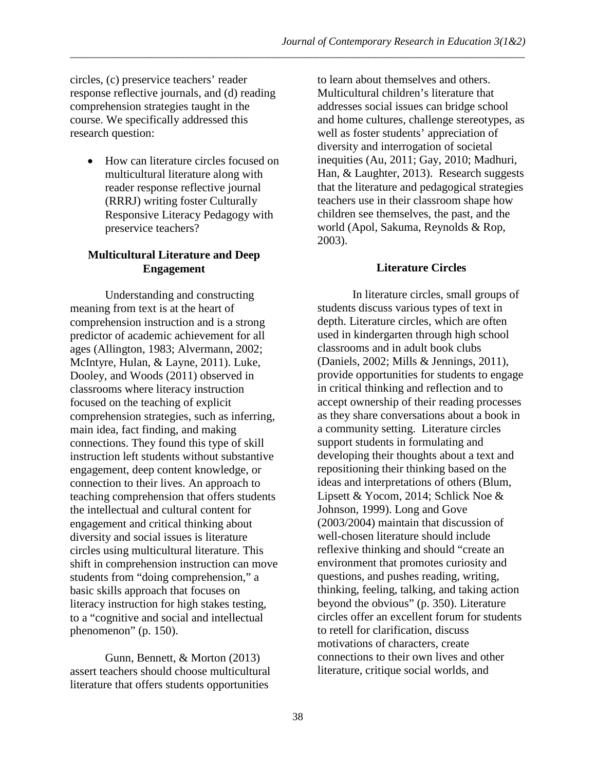circles, (c) preservice teachers' reader response reflective journals, and (d) reading comprehension strategies taught in the course. We specifically addressed this research question:

- How can literature circles focused on multicultural literature along with reader response reflective journal (RRRJ) writing foster Culturally Responsive Literacy Pedagogy with preservice teachers?

## Multicultural Literature and Deep Engagement

Understanding and constructing meaning from text is at the heart of comprehension instruction and is a strong predictor of academic achievement for all ages (Allington, 1983; Alvermann, 2002; McIntyre, Hulan, & Layne, 2011). Luke, Dooley, and Woods (2011) observed in classrooms where literacy instruction focused on the teaching of explicit comprehension strategies, such as inferring, main idea, fact finding, and making connections. They found this type of skill instruction left students without substantive engagement, deep content knowledge, or connection to their lives. An approach to teaching comprehension that offers students the intellectual and cultural content for engagement and critical thinking about diversity and social issues is literature circles using multicultural literature. This shift in comprehension instruction can move students from "doing comprehension," a basic skills approach that focuses on literacy instruction for high stakes testing, to a "cognitive and social and intellectual phenomenon" (p. 150).

Gunn, Bennett, & Morton (2013) assert teachers should choose multicultural literature that offers students opportunities to learn about themselves and others. Multicultural children's literature that addresses social issues can bridge school and home cultures, challenge stereotypes, as well as foster students' appreciation of diversity and interrogation of societal inequities (Au, 2011; Gay, 2010; Madhuri, Han, & Laughter, 2013). Research suggests that the literature and pedagogical strategies teachers use in their classroom shape how children see themselves, the past, and the world (Apol, Sakuma, Reynolds & Rop, 2003).

## Literature Circles

In literature circles, small groups of students discuss various types of text in depth. Literature circles, which are often used in kindergarten through high school classrooms and in adult book clubs (Daniels, 2002; Mills & Jennings, 2011), provide opportunities for students to engage in critical thinking and reflection and to accept ownership of their reading processes as they share conversations about a book in a community setting. Literature circles support students in formulating and developing their thoughts about a text and repositioning their thinking based on the ideas and interpretations of others (Blum, Lipsett & Yocom, 2014; Schlick Noe & Johnson, 1999). Long and Gove (2003/2004) maintain that discussion of well-chosen literature should include reflexive thinking and should "create an environment that promotes curiosity and questions, and pushes reading, writing, thinking, feeling, talking, and taking action beyond the obvious" (p. 350). Literature circles offer an excellent forum for students to retell for clarification, discuss motivations of characters, create connections to their own lives and other literature, critique social worlds, and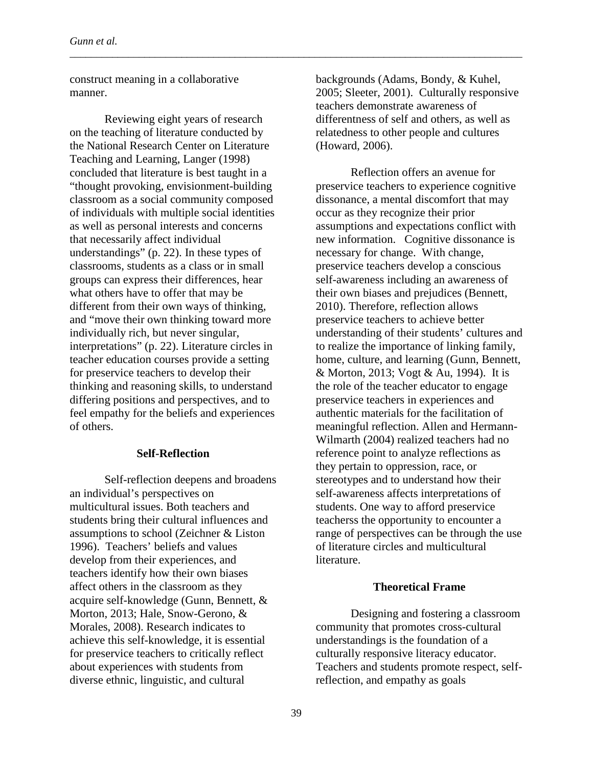construct meaning in a collaborative manner.

Reviewing eight years of research on the teaching of literature conducted by the National Research Center on Literature Teaching and Learning, Langer (1998) concluded that literature is best taught in a "thought provoking, envisionment-building classroom as a social community composed of individuals with multiple social identities as well as personal interests and concerns that necessarily affect individual understandings" (p. 22). In these types of classrooms, students as a class or in small groups can express their differences, hear what others have to offer that may be different from their own ways of thinking, and "move their own thinking toward more individually rich, but never singular, interpretations" (p. 22). Literature circles in teacher education courses provide a setting for preservice teachers to develop their thinking and reasoning skills, to understand differing positions and perspectives, and to feel empathy for the beliefs and experiences of others.

## Self-Reflection

Self-reflection deepens and broadens an individual's perspectives on multicultural issues. Both teachers and students bring their cultural influences and assumptions to school (Zeichner & Liston 1996). Teachers' beliefs and values develop from their experiences, and teachers identify how their own biases affect others in the classroom as they acquire self-knowledge (Gunn, Bennett, & Morton, 2013; Hale, Snow-Gerono, & Morales, 2008). Research indicates to achieve this self-knowledge, it is essential for preservice teachers to critically reflect about experiences with students from diverse ethnic, linguistic, and cultural backgrounds (Adams, Bondy, & Kuhel, 2005; Sleeter, 2001). Culturally responsive teachers demonstrate awareness of differentness of self and others, as well as relatedness to other people and cultures (Howard, 2006).

Reflection offers an avenue for preservice teachers to experience cognitive dissonance, a mental discomfort that may occur as they recognize their prior assumptions and expectations conflict with new information. Cognitive dissonance is necessary for change. With change, preservice teachers develop a conscious self-awareness including an awareness of their own biases and prejudices (Bennett, 2010). Therefore, reflection allows preservice teachers to achieve better understanding of their students' cultures and to realize the importance of linking family, home, culture, and learning (Gunn, Bennett, & Morton, 2013; Vogt & Au, 1994). It is the role of the teacher educator to engage preservice teachers in experiences and authentic materials for the facilitation of meaningful reflection. Allen and Hermann-Wilmarth (2004) realized teachers had no reference point to analyze reflections as they pertain to oppression, race, or stereotypes and to understand how their self-awareness affects interpretations of students. One way to afford preservice teacherss the opportunity to encounter a range of perspectives can be through the use of literature circles and multicultural literature.

## Theoretical Frame

Designing and fostering a classroom community that promotes cross-cultural understandings is the foundation of a culturally responsive literacy educator. Teachers and students promote respect, self-reflection, and empathy as goals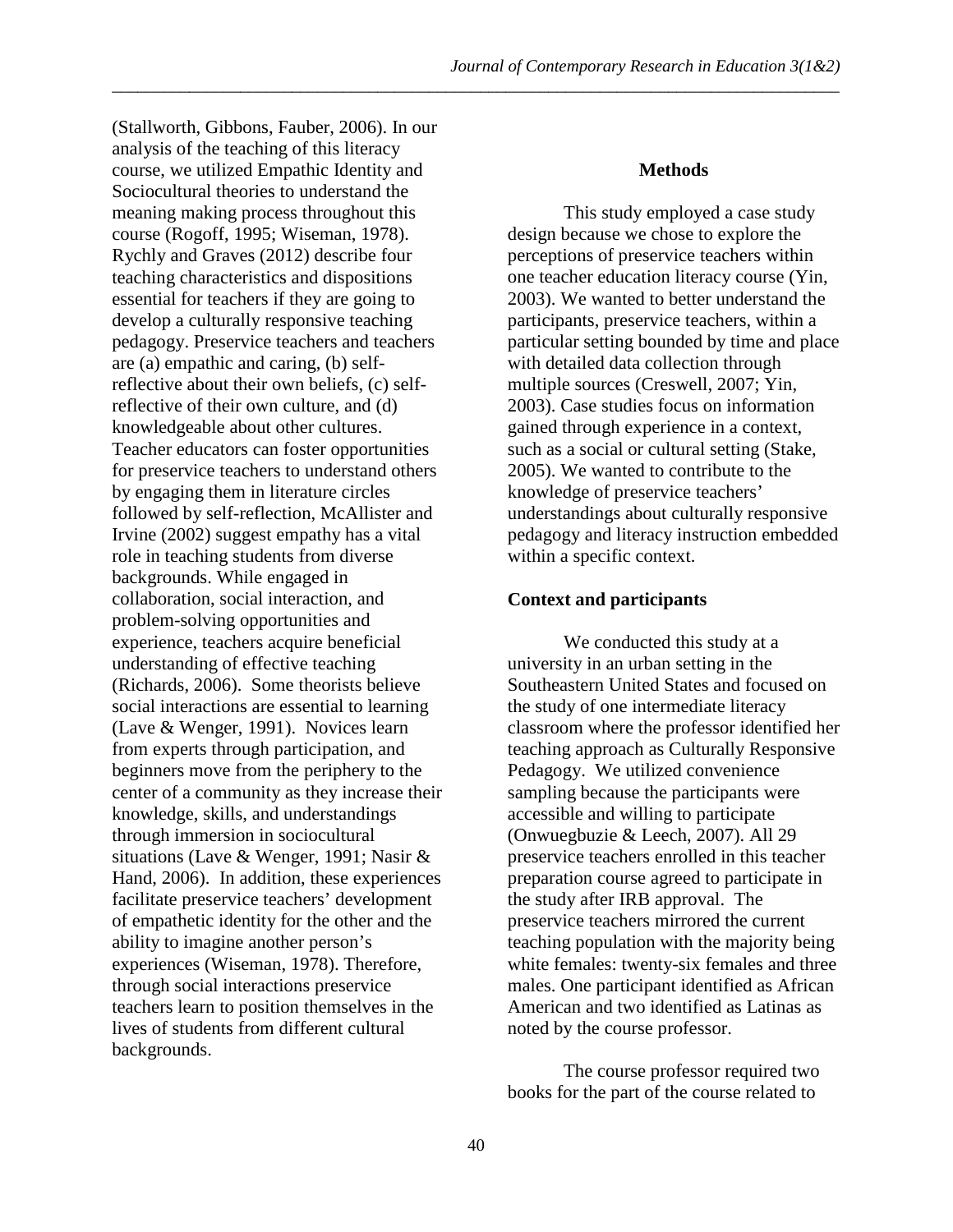(Stallworth, Gibbons, Fauber, 2006). In our analysis of the teaching of this literacy course, we utilized Empathic Identity and Sociocultural theories to understand the meaning making process throughout this course (Rogoff, 1995; Wiseman, 1978). Rychly and Graves (2012) describe four teaching characteristics and dispositions essential for teachers if they are going to develop a culturally responsive teaching pedagogy. Preservice teachers and teachers are (a) empathic and caring, (b) self-reflective about their own beliefs, (c) self-reflective of their own culture, and (d) knowledgeable about other cultures. Teacher educators can foster opportunities for preservice teachers to understand others by engaging them in literature circles followed by self-reflection, McAllister and Irvine (2002) suggest empathy has a vital role in teaching students from diverse backgrounds. While engaged in collaboration, social interaction, and problem-solving opportunities and experience, teachers acquire beneficial understanding of effective teaching (Richards, 2006). Some theorists believe social interactions are essential to learning (Lave & Wenger, 1991). Novices learn from experts through participation, and beginners move from the periphery to the center of a community as they increase their knowledge, skills, and understandings through immersion in sociocultural situations (Lave & Wenger, 1991; Nasir & Hand, 2006). In addition, these experiences facilitate preservice teachers' development of empathetic identity for the other and the ability to imagine another person's experiences (Wiseman, 1978). Therefore, through social interactions preservice teachers learn to position themselves in the lives of students from different cultural backgrounds.

## Methods

This study employed a case study design because we chose to explore the perceptions of preservice teachers within one teacher education literacy course (Yin, 2003). We wanted to better understand the participants, preservice teachers, within a particular setting bounded by time and place with detailed data collection through multiple sources (Creswell, 2007; Yin, 2003). Case studies focus on information gained through experience in a context, such as a social or cultural setting (Stake, 2005). We wanted to contribute to the knowledge of preservice teachers' understandings about culturally responsive pedagogy and literacy instruction embedded within a specific context.

### Context and participants

We conducted this study at a university in an urban setting in the Southeastern United States and focused on the study of one intermediate literacy classroom where the professor identified her teaching approach as Culturally Responsive Pedagogy. We utilized convenience sampling because the participants were accessible and willing to participate (Onwuegbuzie & Leech, 2007). All 29 preservice teachers enrolled in this teacher preparation course agreed to participate in the study after IRB approval. The preservice teachers mirrored the current teaching population with the majority being white females: twenty-six females and three males. One participant identified as African American and two identified as Latinas as noted by the course professor.

The course professor required two books for the part of the course related to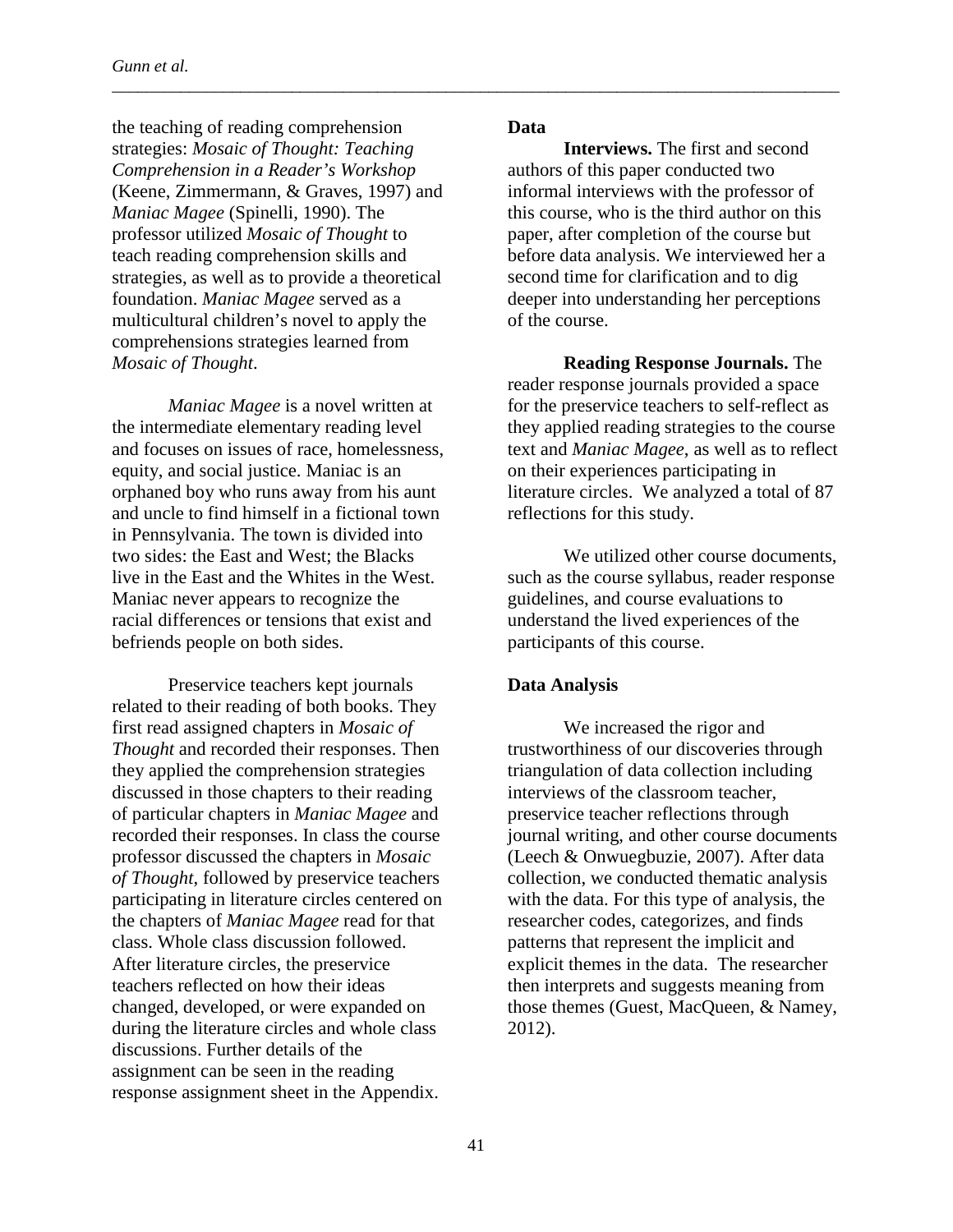the teaching of reading comprehension strategies: *Mosaic of Thought: Teaching Comprehension in a Reader's Workshop* (Keene, Zimmermann, & Graves, 1997) and *Maniac Magee* (Spinelli, 1990). The professor utilized *Mosaic of Thought* to teach reading comprehension skills and strategies, as well as to provide a theoretical foundation. *Maniac Magee* served as a multicultural children's novel to apply the comprehensions strategies learned from *Mosaic of Thought*.

*Maniac Magee* is a novel written at the intermediate elementary reading level and focuses on issues of race, homelessness, equity, and social justice. Maniac is an orphaned boy who runs away from his aunt and uncle to find himself in a fictional town in Pennsylvania. The town is divided into two sides: the East and West; the Blacks live in the East and the Whites in the West. Maniac never appears to recognize the racial differences or tensions that exist and befriends people on both sides.

Preservice teachers kept journals related to their reading of both books. They first read assigned chapters in *Mosaic of Thought* and recorded their responses. Then they applied the comprehension strategies discussed in those chapters to their reading of particular chapters in *Maniac Magee* and recorded their responses. In class the course professor discussed the chapters in *Mosaic of Thought*, followed by preservice teachers participating in literature circles centered on the chapters of *Maniac Magee* read for that class. Whole class discussion followed. After literature circles, the preservice teachers reflected on how their ideas changed, developed, or were expanded on during the literature circles and whole class discussions. Further details of the assignment can be seen in the reading response assignment sheet in the Appendix.

**Data**

**Interviews.** The first and second authors of this paper conducted two informal interviews with the professor of this course, who is the third author on this paper, after completion of the course but before data analysis. We interviewed her a second time for clarification and to dig deeper into understanding her perceptions of the course.

**Reading Response Journals.** The reader response journals provided a space for the preservice teachers to self-reflect as they applied reading strategies to the course text and *Maniac Magee*, as well as to reflect on their experiences participating in literature circles. We analyzed a total of 87 reflections for this study.

We utilized other course documents, such as the course syllabus, reader response guidelines, and course evaluations to understand the lived experiences of the participants of this course.

**Data Analysis**

We increased the rigor and trustworthiness of our discoveries through triangulation of data collection including interviews of the classroom teacher, preservice teacher reflections through journal writing, and other course documents (Leech & Onwuegbuzie, 2007). After data collection, we conducted thematic analysis with the data. For this type of analysis, the researcher codes, categorizes, and finds patterns that represent the implicit and explicit themes in the data. The researcher then interprets and suggests meaning from those themes (Guest, MacQueen, & Namey, 2012).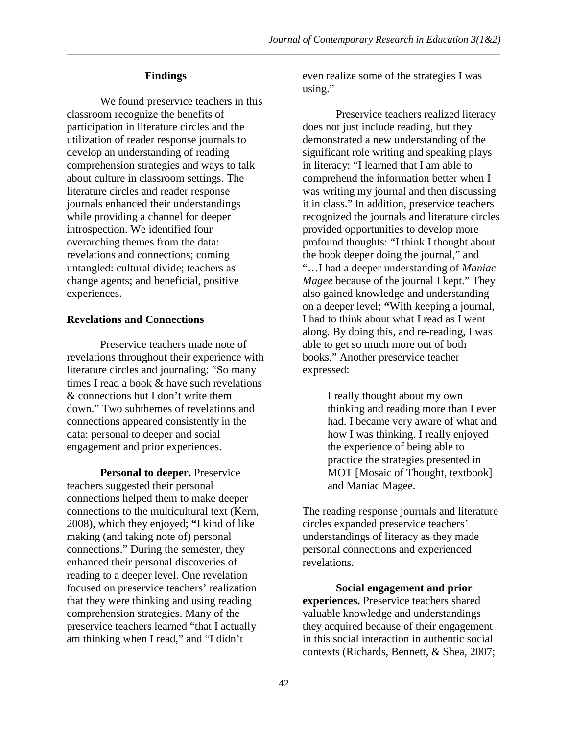## Findings

We found preservice teachers in this classroom recognize the benefits of participation in literature circles and the utilization of reader response journals to develop an understanding of reading comprehension strategies and ways to talk about culture in classroom settings. The literature circles and reader response journals enhanced their understandings while providing a channel for deeper introspection. We identified four overarching themes from the data: revelations and connections; coming untangled: cultural divide; teachers as change agents; and beneficial, positive experiences.

### Revelations and Connections

Preservice teachers made note of revelations throughout their experience with literature circles and journaling: "So many times I read a book & have such revelations & connections but I don't write them down." Two subthemes of revelations and connections appeared consistently in the data: personal to deeper and social engagement and prior experiences.

**Personal to deeper.** Preservice teachers suggested their personal connections helped them to make deeper connections to the multicultural text (Kern, 2008), which they enjoyed; **"**I kind of like making (and taking note of) personal connections." During the semester, they enhanced their personal discoveries of reading to a deeper level. One revelation focused on preservice teachers' realization that they were thinking and using reading comprehension strategies. Many of the preservice teachers learned "that I actually am thinking when I read," and "I didn't even realize some of the strategies I was using."

Preservice teachers realized literacy does not just include reading, but they demonstrated a new understanding of the significant role writing and speaking plays in literacy: "I learned that I am able to comprehend the information better when I was writing my journal and then discussing it in class." In addition, preservice teachers recognized the journals and literature circles provided opportunities to develop more profound thoughts: "I think I thought about the book deeper doing the journal," and "…I had a deeper understanding of *Maniac Magee* because of the journal I kept." They also gained knowledge and understanding on a deeper level; **"**With keeping a journal, I had to <u>think</u> about what I read as I went along. By doing this, and re-reading, I was able to get so much more out of both books." Another preservice teacher expressed:

> I really thought about my own thinking and reading more than I ever had. I became very aware of what and how I was thinking. I really enjoyed the experience of being able to practice the strategies presented in MOT [Mosaic of Thought, textbook] and Maniac Magee.

The reading response journals and literature circles expanded preservice teachers' understandings of literacy as they made personal connections and experienced revelations.

**Social engagement and prior experiences.** Preservice teachers shared valuable knowledge and understandings they acquired because of their engagement in this social interaction in authentic social contexts (Richards, Bennett, & Shea, 2007;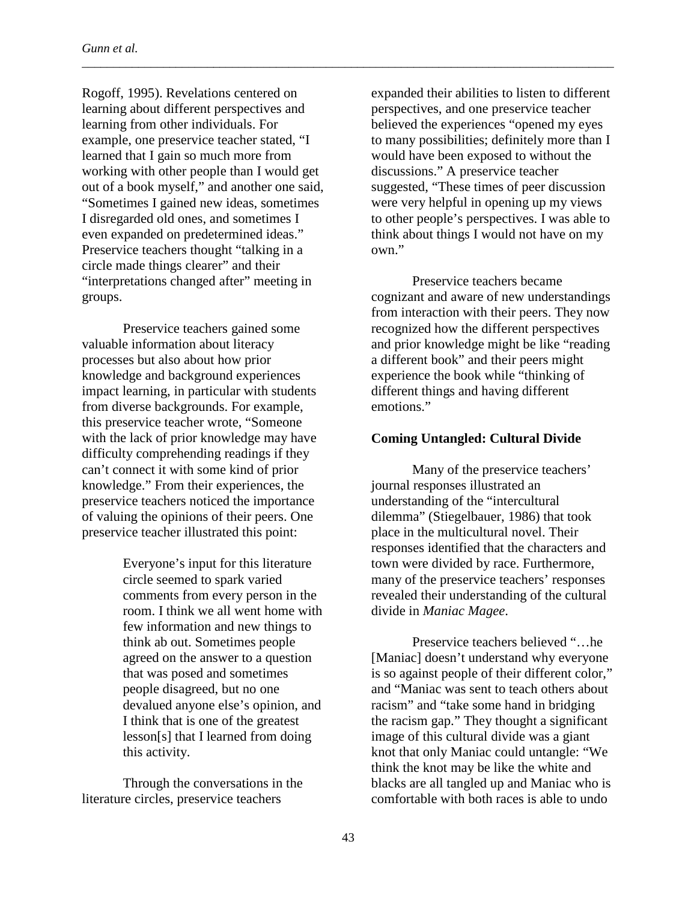Rogoff, 1995). Revelations centered on learning about different perspectives and learning from other individuals. For example, one preservice teacher stated, "I learned that I gain so much more from working with other people than I would get out of a book myself," and another one said, "Sometimes I gained new ideas, sometimes I disregarded old ones, and sometimes I even expanded on predetermined ideas." Preservice teachers thought "talking in a circle made things clearer" and their "interpretations changed after" meeting in groups.

Preservice teachers gained some valuable information about literacy processes but also about how prior knowledge and background experiences impact learning, in particular with students from diverse backgrounds. For example, this preservice teacher wrote, "Someone with the lack of prior knowledge may have difficulty comprehending readings if they can't connect it with some kind of prior knowledge." From their experiences, the preservice teachers noticed the importance of valuing the opinions of their peers. One preservice teacher illustrated this point:

> Everyone's input for this literature circle seemed to spark varied comments from every person in the room. I think we all went home with few information and new things to think ab out. Sometimes people agreed on the answer to a question that was posed and sometimes people disagreed, but no one devalued anyone else's opinion, and I think that is one of the greatest lesson[s] that I learned from doing this activity.

Through the conversations in the literature circles, preservice teachers expanded their abilities to listen to different perspectives, and one preservice teacher believed the experiences "opened my eyes to many possibilities; definitely more than I would have been exposed to without the discussions." A preservice teacher suggested, "These times of peer discussion were very helpful in opening up my views to other people's perspectives. I was able to think about things I would not have on my own."

Preservice teachers became cognizant and aware of new understandings from interaction with their peers. They now recognized how the different perspectives and prior knowledge might be like "reading a different book" and their peers might experience the book while "thinking of different things and having different emotions."

**Coming Untangled: Cultural Divide**

Many of the preservice teachers' journal responses illustrated an understanding of the "intercultural dilemma" (Stiegelbauer, 1986) that took place in the multicultural novel. Their responses identified that the characters and town were divided by race. Furthermore, many of the preservice teachers' responses revealed their understanding of the cultural divide in *Maniac Magee*.

Preservice teachers believed "…he [Maniac] doesn't understand why everyone is so against people of their different color," and "Maniac was sent to teach others about racism" and "take some hand in bridging the racism gap." They thought a significant image of this cultural divide was a giant knot that only Maniac could untangle: "We think the knot may be like the white and blacks are all tangled up and Maniac who is comfortable with both races is able to undo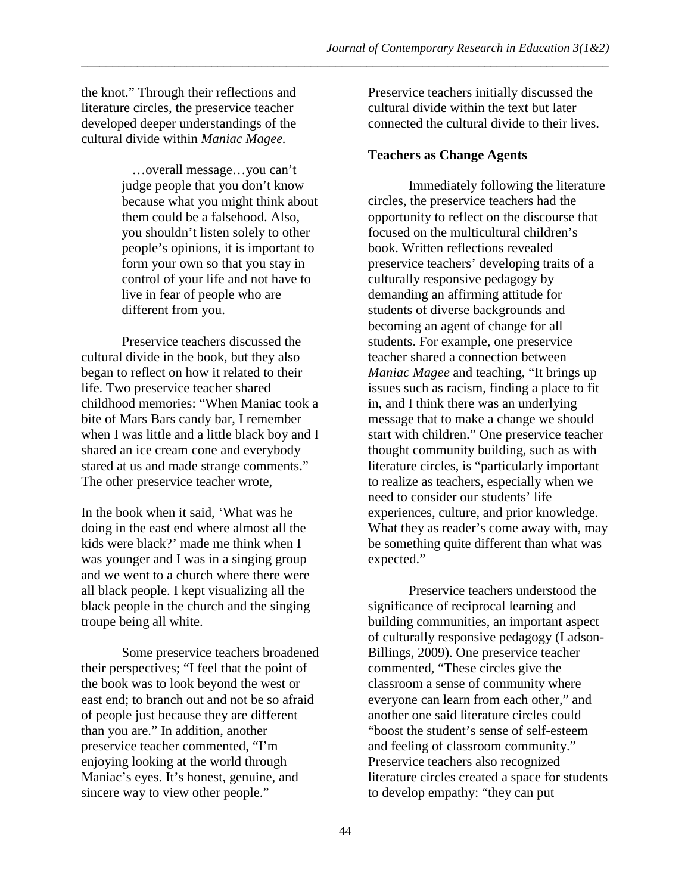the knot." Through their reflections and literature circles, the preservice teacher developed deeper understandings of the cultural divide within *Maniac Magee.*

> …overall message…you can't judge people that you don't know because what you might think about them could be a falsehood. Also, you shouldn't listen solely to other people's opinions, it is important to form your own so that you stay in control of your life and not have to live in fear of people who are different from you.

Preservice teachers discussed the cultural divide in the book, but they also began to reflect on how it related to their life. Two preservice teacher shared childhood memories: "When Maniac took a bite of Mars Bars candy bar, I remember when I was little and a little black boy and I shared an ice cream cone and everybody stared at us and made strange comments." The other preservice teacher wrote,

In the book when it said, 'What was he doing in the east end where almost all the kids were black?' made me think when I was younger and I was in a singing group and we went to a church where there were all black people. I kept visualizing all the black people in the church and the singing troupe being all white.

Some preservice teachers broadened their perspectives; "I feel that the point of the book was to look beyond the west or east end; to branch out and not be so afraid of people just because they are different than you are." In addition, another preservice teacher commented, "I'm enjoying looking at the world through Maniac's eyes. It's honest, genuine, and sincere way to view other people."

Preservice teachers initially discussed the cultural divide within the text but later connected the cultural divide to their lives.

**Teachers as Change Agents**

Immediately following the literature circles, the preservice teachers had the opportunity to reflect on the discourse that focused on the multicultural children's book. Written reflections revealed preservice teachers' developing traits of a culturally responsive pedagogy by demanding an affirming attitude for students of diverse backgrounds and becoming an agent of change for all students. For example, one preservice teacher shared a connection between *Maniac Magee* and teaching, "It brings up issues such as racism, finding a place to fit in, and I think there was an underlying message that to make a change we should start with children." One preservice teacher thought community building, such as with literature circles, is "particularly important to realize as teachers, especially when we need to consider our students' life experiences, culture, and prior knowledge. What they as reader's come away with, may be something quite different than what was expected."

Preservice teachers understood the significance of reciprocal learning and building communities, an important aspect of culturally responsive pedagogy (Ladson-Billings, 2009). One preservice teacher commented, "These circles give the classroom a sense of community where everyone can learn from each other," and another one said literature circles could "boost the student's sense of self-esteem and feeling of classroom community." Preservice teachers also recognized literature circles created a space for students to develop empathy: "they can put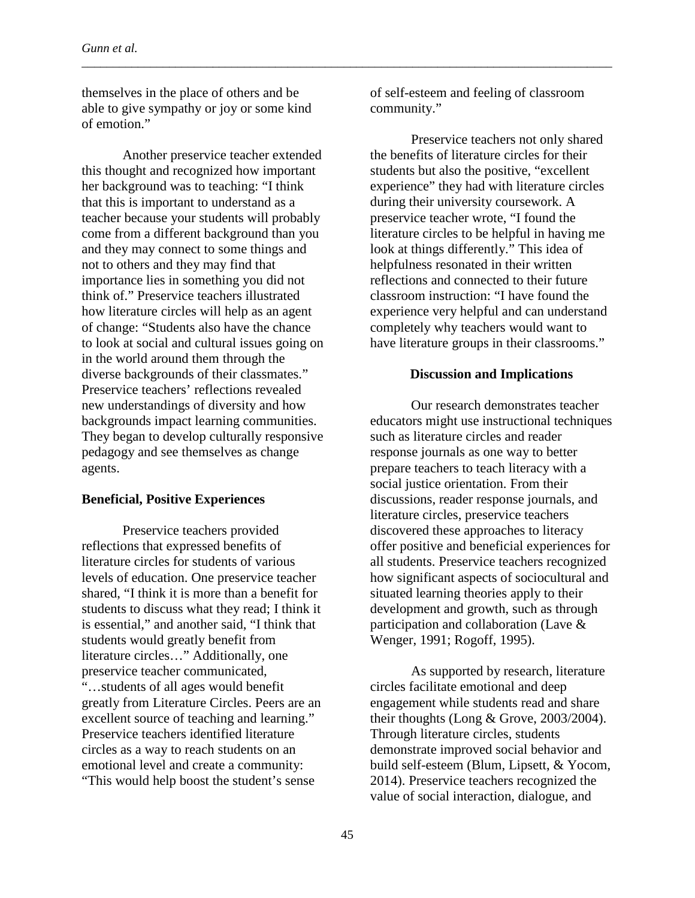themselves in the place of others and be able to give sympathy or joy or some kind of emotion."

Another preservice teacher extended this thought and recognized how important her background was to teaching: "I think that this is important to understand as a teacher because your students will probably come from a different background than you and they may connect to some things and not to others and they may find that importance lies in something you did not think of." Preservice teachers illustrated how literature circles will help as an agent of change: "Students also have the chance to look at social and cultural issues going on in the world around them through the diverse backgrounds of their classmates." Preservice teachers' reflections revealed new understandings of diversity and how backgrounds impact learning communities. They began to develop culturally responsive pedagogy and see themselves as change agents.

**Beneficial, Positive Experiences**

Preservice teachers provided reflections that expressed benefits of literature circles for students of various levels of education. One preservice teacher shared, "I think it is more than a benefit for students to discuss what they read; I think it is essential," and another said, "I think that students would greatly benefit from literature circles…" Additionally, one preservice teacher communicated, "…students of all ages would benefit greatly from Literature Circles. Peers are an excellent source of teaching and learning." Preservice teachers identified literature circles as a way to reach students on an emotional level and create a community: "This would help boost the student's sense of self-esteem and feeling of classroom community."

Preservice teachers not only shared the benefits of literature circles for their students but also the positive, "excellent experience" they had with literature circles during their university coursework. A preservice teacher wrote, "I found the literature circles to be helpful in having me look at things differently." This idea of helpfulness resonated in their written reflections and connected to their future classroom instruction: "I have found the experience very helpful and can understand completely why teachers would want to have literature groups in their classrooms."

## Discussion and Implications

Our research demonstrates teacher educators might use instructional techniques such as literature circles and reader response journals as one way to better prepare teachers to teach literacy with a social justice orientation. From their discussions, reader response journals, and literature circles, preservice teachers discovered these approaches to literacy offer positive and beneficial experiences for all students. Preservice teachers recognized how significant aspects of sociocultural and situated learning theories apply to their development and growth, such as through participation and collaboration (Lave & Wenger, 1991; Rogoff, 1995).

As supported by research, literature circles facilitate emotional and deep engagement while students read and share their thoughts (Long & Grove, 2003/2004). Through literature circles, students demonstrate improved social behavior and build self-esteem (Blum, Lipsett, & Yocom, 2014). Preservice teachers recognized the value of social interaction, dialogue, and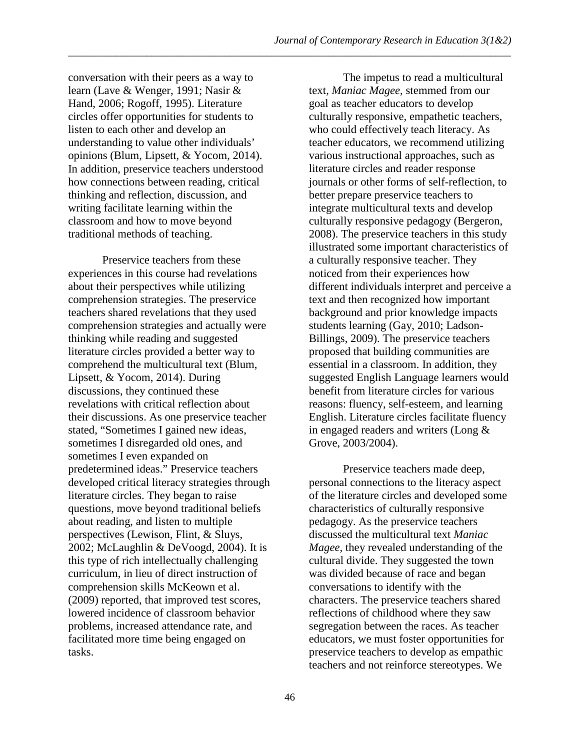conversation with their peers as a way to learn (Lave & Wenger, 1991; Nasir & Hand, 2006; Rogoff, 1995). Literature circles offer opportunities for students to listen to each other and develop an understanding to value other individuals' opinions (Blum, Lipsett, & Yocom, 2014). In addition, preservice teachers understood how connections between reading, critical thinking and reflection, discussion, and writing facilitate learning within the classroom and how to move beyond traditional methods of teaching.

Preservice teachers from these experiences in this course had revelations about their perspectives while utilizing comprehension strategies. The preservice teachers shared revelations that they used comprehension strategies and actually were thinking while reading and suggested literature circles provided a better way to comprehend the multicultural text (Blum, Lipsett, & Yocom, 2014). During discussions, they continued these revelations with critical reflection about their discussions. As one preservice teacher stated, "Sometimes I gained new ideas, sometimes I disregarded old ones, and sometimes I even expanded on predetermined ideas." Preservice teachers developed critical literacy strategies through literature circles. They began to raise questions, move beyond traditional beliefs about reading, and listen to multiple perspectives (Lewison, Flint, & Sluys, 2002; McLaughlin & DeVoogd, 2004). It is this type of rich intellectually challenging curriculum, in lieu of direct instruction of comprehension skills McKeown et al. (2009) reported, that improved test scores, lowered incidence of classroom behavior problems, increased attendance rate, and facilitated more time being engaged on tasks.

The impetus to read a multicultural text, *Maniac Magee*, stemmed from our goal as teacher educators to develop culturally responsive, empathetic teachers, who could effectively teach literacy. As teacher educators, we recommend utilizing various instructional approaches, such as literature circles and reader response journals or other forms of self-reflection, to better prepare preservice teachers to integrate multicultural texts and develop culturally responsive pedagogy (Bergeron, 2008). The preservice teachers in this study illustrated some important characteristics of a culturally responsive teacher. They noticed from their experiences how different individuals interpret and perceive a text and then recognized how important background and prior knowledge impacts students learning (Gay, 2010; Ladson-Billings, 2009). The preservice teachers proposed that building communities are essential in a classroom. In addition, they suggested English Language learners would benefit from literature circles for various reasons: fluency, self-esteem, and learning English. Literature circles facilitate fluency in engaged readers and writers (Long & Grove, 2003/2004).

Preservice teachers made deep, personal connections to the literacy aspect of the literature circles and developed some characteristics of culturally responsive pedagogy. As the preservice teachers discussed the multicultural text *Maniac Magee*, they revealed understanding of the cultural divide. They suggested the town was divided because of race and began conversations to identify with the characters. The preservice teachers shared reflections of childhood where they saw segregation between the races. As teacher educators, we must foster opportunities for preservice teachers to develop as empathic teachers and not reinforce stereotypes. We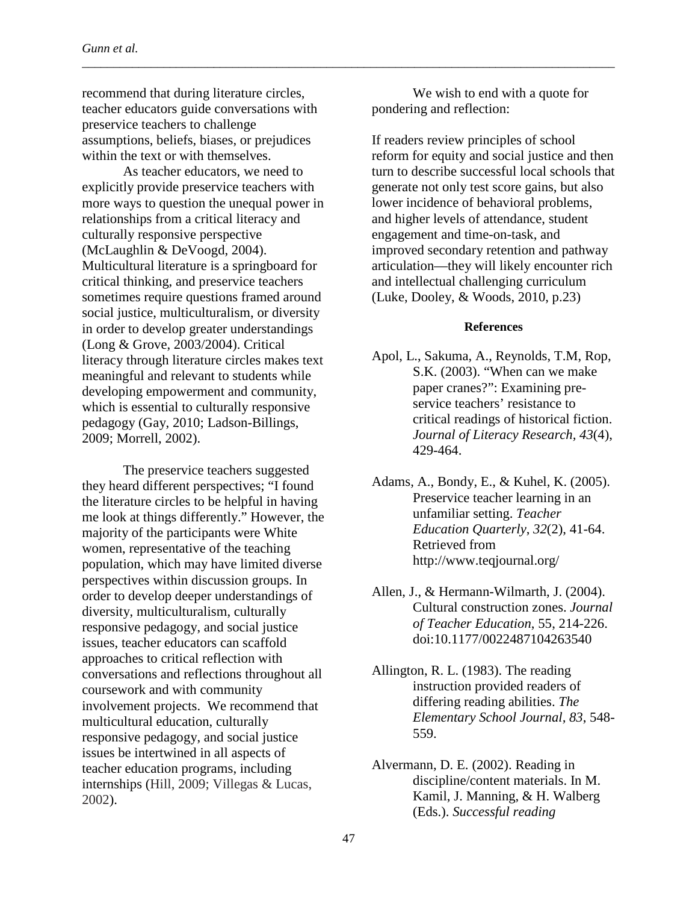recommend that during literature circles, teacher educators guide conversations with preservice teachers to challenge assumptions, beliefs, biases, or prejudices within the text or with themselves.

As teacher educators, we need to explicitly provide preservice teachers with more ways to question the unequal power in relationships from a critical literacy and culturally responsive perspective (McLaughlin & DeVoogd, 2004). Multicultural literature is a springboard for critical thinking, and preservice teachers sometimes require questions framed around social justice, multiculturalism, or diversity in order to develop greater understandings (Long & Grove, 2003/2004). Critical literacy through literature circles makes text meaningful and relevant to students while developing empowerment and community, which is essential to culturally responsive pedagogy (Gay, 2010; Ladson-Billings, 2009; Morrell, 2002).

The preservice teachers suggested they heard different perspectives; "I found the literature circles to be helpful in having me look at things differently." However, the majority of the participants were White women, representative of the teaching population, which may have limited diverse perspectives within discussion groups. In order to develop deeper understandings of diversity, multiculturalism, culturally responsive pedagogy, and social justice issues, teacher educators can scaffold approaches to critical reflection with conversations and reflections throughout all coursework and with community involvement projects. We recommend that multicultural education, culturally responsive pedagogy, and social justice issues be intertwined in all aspects of teacher education programs, including internships (Hill, 2009; Villegas & Lucas, 2002).

We wish to end with a quote for pondering and reflection:

If readers review principles of school reform for equity and social justice and then turn to describe successful local schools that generate not only test score gains, but also lower incidence of behavioral problems, and higher levels of attendance, student engagement and time-on-task, and improved secondary retention and pathway articulation—they will likely encounter rich and intellectual challenging curriculum (Luke, Dooley, & Woods, 2010, p.23)

## References

Apol, L., Sakuma, A., Reynolds, T.M, Rop, S.K. (2003). "When can we make paper cranes?": Examining pre-service teachers' resistance to critical readings of historical fiction. *Journal of Literacy Research*, *43*(4), 429-464.

Adams, A., Bondy, E., & Kuhel, K. (2005). Preservice teacher learning in an unfamiliar setting. *Teacher Education Quarterly*, *32*(2), 41-64. Retrieved from http://www.teqjournal.org/

Allen, J., & Hermann-Wilmarth, J. (2004). Cultural construction zones. *Journal of Teacher Education*, 55, 214-226. doi:10.1177/0022487104263540

Allington, R. L. (1983). The reading instruction provided readers of differing reading abilities. *The Elementary School Journal*, *83*, 548-559.

Alvermann, D. E. (2002). Reading in discipline/content materials. In M. Kamil, J. Manning, & H. Walberg (Eds.). *Successful reading*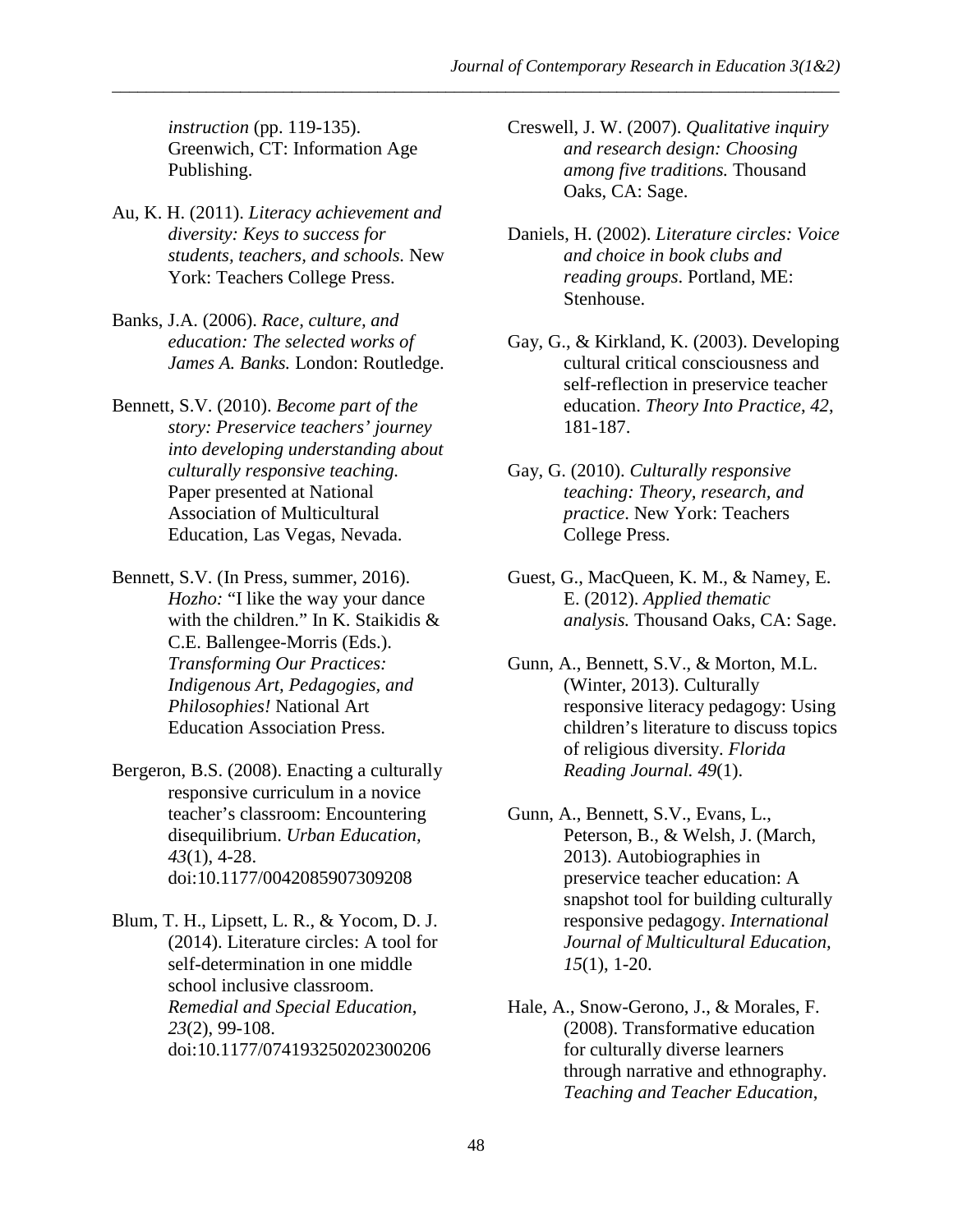*instruction* (pp. 119-135). Greenwich, CT: Information Age Publishing.

Au, K. H. (2011). *Literacy achievement and diversity: Keys to success for students, teachers, and schools.* New York: Teachers College Press.

Banks, J.A. (2006). *Race, culture, and education: The selected works of James A. Banks.* London: Routledge.

Bennett, S.V. (2010). *Become part of the story: Preservice teachers' journey into developing understanding about culturally responsive teaching.* Paper presented at National Association of Multicultural Education, Las Vegas, Nevada.

Bennett, S.V. (In Press, summer, 2016). *Hozho:* "I like the way your dance with the children." In K. Staikidis & C.E. Ballengee-Morris (Eds.). *Transforming Our Practices: Indigenous Art, Pedagogies, and Philosophies!* National Art Education Association Press.

Bergeron, B.S. (2008). Enacting a culturally responsive curriculum in a novice teacher's classroom: Encountering disequilibrium. *Urban Education, 43*(1), 4-28. doi:10.1177/0042085907309208

Blum, T. H., Lipsett, L. R., & Yocom, D. J. (2014). Literature circles: A tool for self-determination in one middle school inclusive classroom. *Remedial and Special Education, 23*(2), 99-108. doi:10.1177/074193250202300206

Creswell, J. W. (2007). *Qualitative inquiry and research design: Choosing among five traditions.* Thousand Oaks, CA: Sage.

Daniels, H. (2002). *Literature circles: Voice and choice in book clubs and reading groups*. Portland, ME: Stenhouse.

Gay, G., & Kirkland, K. (2003). Developing cultural critical consciousness and self-reflection in preservice teacher education. *Theory Into Practice, 42*, 181-187.

Gay, G. (2010). *Culturally responsive teaching: Theory, research, and practice*. New York: Teachers College Press.

Guest, G., MacQueen, K. M., & Namey, E. E. (2012). *Applied thematic analysis.* Thousand Oaks, CA: Sage.

Gunn, A., Bennett, S.V., & Morton, M.L. (Winter, 2013). Culturally responsive literacy pedagogy: Using children's literature to discuss topics of religious diversity. *Florida Reading Journal. 49*(1).

Gunn, A., Bennett, S.V., Evans, L., Peterson, B., & Welsh, J. (March, 2013). Autobiographies in preservice teacher education: A snapshot tool for building culturally responsive pedagogy. *International Journal of Multicultural Education, 15*(1), 1-20.

Hale, A., Snow-Gerono, J., & Morales, F. (2008). Transformative education for culturally diverse learners through narrative and ethnography. *Teaching and Teacher Education*,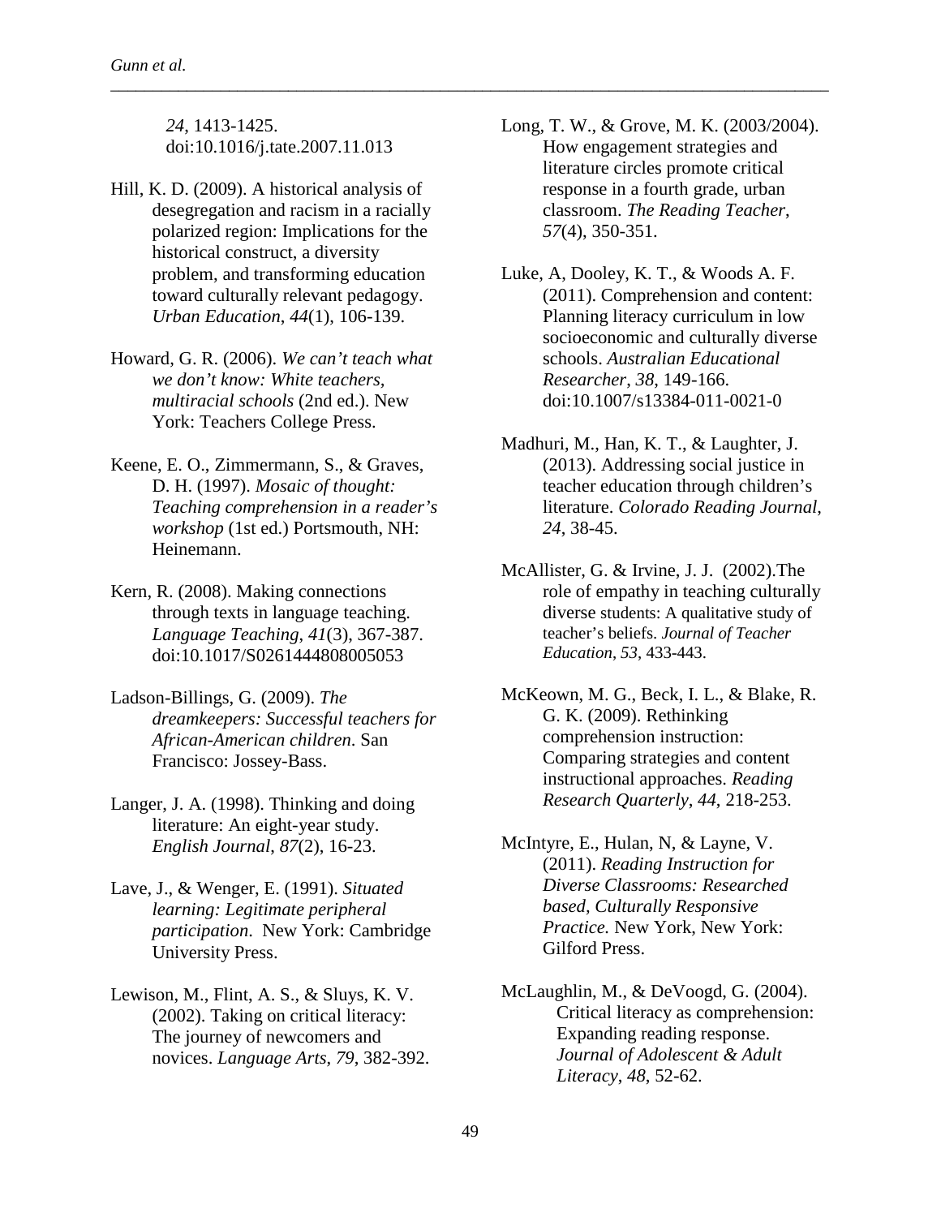*24*, 1413-1425. doi:10.1016/j.tate.2007.11.013

Hill, K. D. (2009). A historical analysis of desegregation and racism in a racially polarized region: Implications for the historical construct, a diversity problem, and transforming education toward culturally relevant pedagogy. *Urban Education*, *44*(1), 106-139.

Howard, G. R. (2006). *We can't teach what we don't know: White teachers, multiracial schools* (2nd ed.). New York: Teachers College Press.

Keene, E. O., Zimmermann, S., & Graves, D. H. (1997). *Mosaic of thought: Teaching comprehension in a reader's workshop* (1st ed.) Portsmouth, NH: Heinemann.

Kern, R. (2008). Making connections through texts in language teaching. *Language Teaching*, *41*(3), 367-387. doi:10.1017/S0261444808005053

Ladson-Billings, G. (2009). *The dreamkeepers: Successful teachers for African-American children*. San Francisco: Jossey-Bass.

Langer, J. A. (1998). Thinking and doing literature: An eight-year study. *English Journal*, *87*(2), 16-23.

Lave, J., & Wenger, E. (1991). *Situated learning: Legitimate peripheral participation*. New York: Cambridge University Press.

Lewison, M., Flint, A. S., & Sluys, K. V. (2002). Taking on critical literacy: The journey of newcomers and novices. *Language Arts*, *79*, 382-392.

Long, T. W., & Grove, M. K. (2003/2004). How engagement strategies and literature circles promote critical response in a fourth grade, urban classroom. *The Reading Teacher*, *57*(4), 350-351.

Luke, A, Dooley, K. T., & Woods A. F. (2011). Comprehension and content: Planning literacy curriculum in low socioeconomic and culturally diverse schools. *Australian Educational Researcher*, *38*, 149-166. doi:10.1007/s13384-011-0021-0

Madhuri, M., Han, K. T., & Laughter, J. (2013). Addressing social justice in teacher education through children's literature. *Colorado Reading Journal*, *24*, 38-45.

McAllister, G. & Irvine, J. J. (2002).The role of empathy in teaching culturally diverse students: A qualitative study of teacher's beliefs. *Journal of Teacher Education*, *53*, 433-443.

McKeown, M. G., Beck, I. L., & Blake, R. G. K. (2009). Rethinking comprehension instruction: Comparing strategies and content instructional approaches. *Reading Research Quarterly*, *44*, 218-253.

McIntyre, E., Hulan, N, & Layne, V. (2011). *Reading Instruction for Diverse Classrooms: Researched based, Culturally Responsive Practice.* New York, New York: Gilford Press.

McLaughlin, M., & DeVoogd, G. (2004). Critical literacy as comprehension: Expanding reading response. *Journal of Adolescent & Adult Literacy*, *48*, 52-62.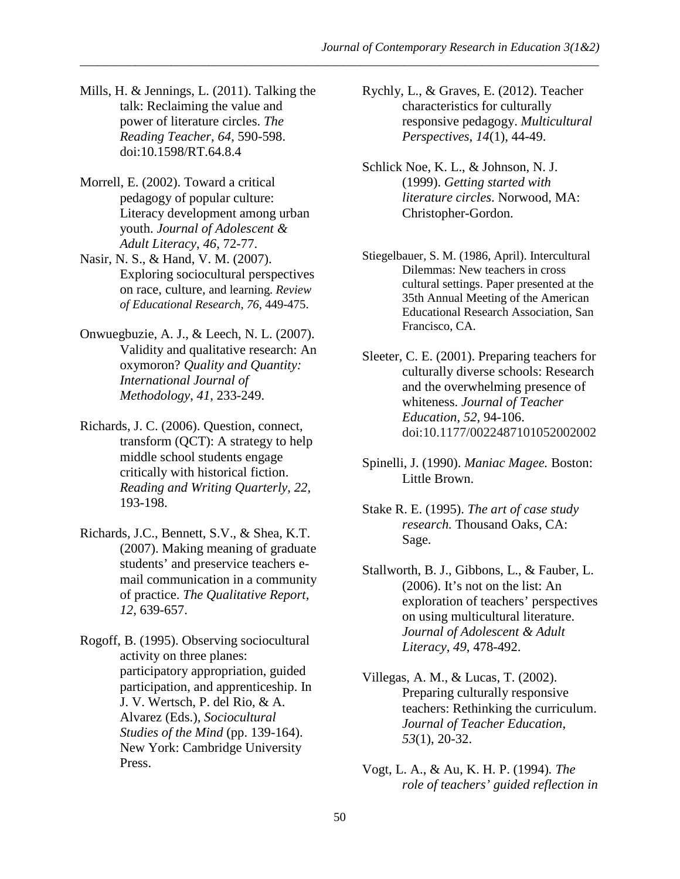Mills, H. & Jennings, L. (2011). Talking the talk: Reclaiming the value and power of literature circles. *The Reading Teacher*, *64*, 590-598. doi:10.1598/RT.64.8.4

Morrell, E. (2002). Toward a critical pedagogy of popular culture: Literacy development among urban youth. *Journal of Adolescent & Adult Literacy*, *46*, 72-77.

Nasir, N. S., & Hand, V. M. (2007). Exploring sociocultural perspectives on race, culture, and learning. *Review of Educational Research*, *76*, 449-475.

Onwuegbuzie, A. J., & Leech, N. L. (2007). Validity and qualitative research: An oxymoron? *Quality and Quantity: International Journal of Methodology*, *41*, 233-249.

Richards, J. C. (2006). Question, connect, transform (QCT): A strategy to help middle school students engage critically with historical fiction. *Reading and Writing Quarterly*, *22*, 193-198.

Richards, J.C., Bennett, S.V., & Shea, K.T. (2007). Making meaning of graduate students' and preservice teachers e-mail communication in a community of practice. *The Qualitative Report, 12*, 639-657.

Rogoff, B. (1995). Observing sociocultural activity on three planes: participatory appropriation, guided participation, and apprenticeship. In J. V. Wertsch, P. del Rio, & A. Alvarez (Eds.), *Sociocultural Studies of the Mind* (pp. 139-164). New York: Cambridge University Press.

Rychly, L., & Graves, E. (2012). Teacher characteristics for culturally responsive pedagogy. *Multicultural Perspectives*, *14*(1), 44-49.

Schlick Noe, K. L., & Johnson, N. J. (1999). *Getting started with literature circles*. Norwood, MA: Christopher-Gordon.

Stiegelbauer, S. M. (1986, April). Intercultural Dilemmas: New teachers in cross cultural settings. Paper presented at the 35th Annual Meeting of the American Educational Research Association, San Francisco, CA.

Sleeter, C. E. (2001). Preparing teachers for culturally diverse schools: Research and the overwhelming presence of whiteness. *Journal of Teacher Education*, *52*, 94-106. doi:10.1177/0022487101052002002

Spinelli, J. (1990). *Maniac Magee.* Boston: Little Brown.

Stake R. E. (1995). *The art of case study research.* Thousand Oaks, CA: Sage.

Stallworth, B. J., Gibbons, L., & Fauber, L. (2006). It's not on the list: An exploration of teachers' perspectives on using multicultural literature. *Journal of Adolescent & Adult Literacy*, *49*, 478-492.

Villegas, A. M., & Lucas, T. (2002). Preparing culturally responsive teachers: Rethinking the curriculum. *Journal of Teacher Education*, *53*(1), 20-32.

Vogt, L. A., & Au, K. H. P. (1994). *The role of teachers' guided reflection in*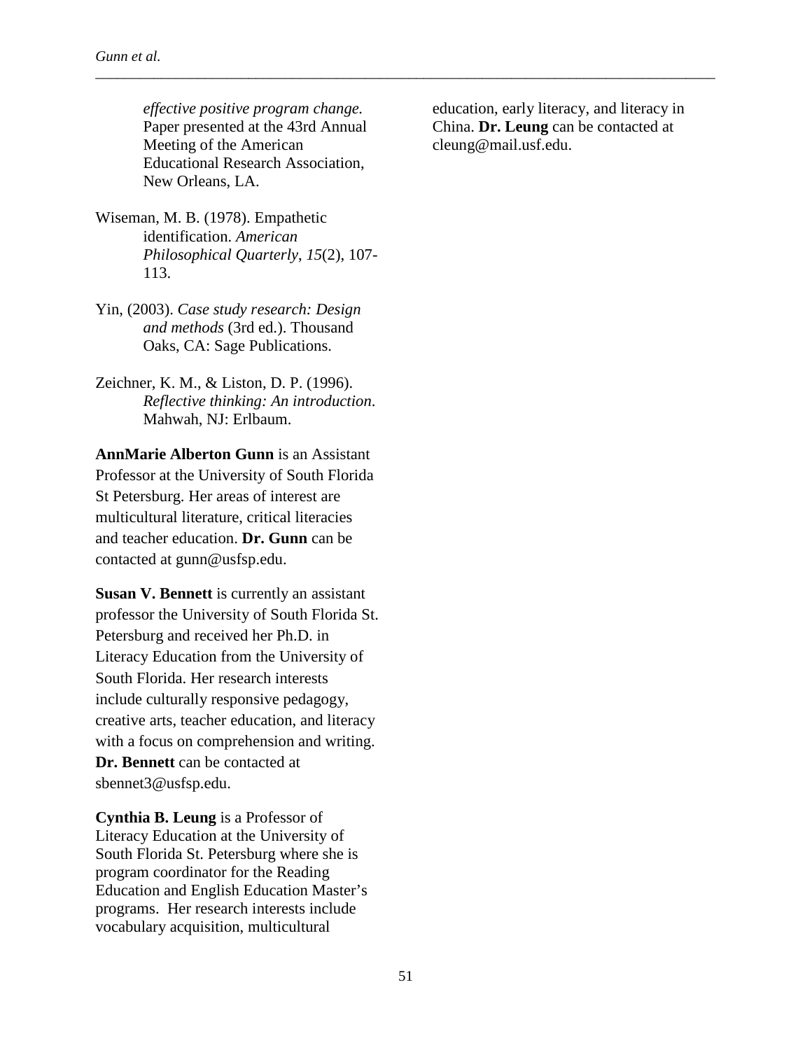*effective positive program change.* Paper presented at the 43rd Annual Meeting of the American Educational Research Association, New Orleans, LA.

Wiseman, M. B. (1978). Empathetic identification. *American Philosophical Quarterly*, *15*(2), 107-113.

Yin, (2003). *Case study research: Design and methods* (3rd ed.). Thousand Oaks, CA: Sage Publications.

Zeichner, K. M., & Liston, D. P. (1996). *Reflective thinking: An introduction*. Mahwah, NJ: Erlbaum.

**AnnMarie Alberton Gunn** is an Assistant Professor at the University of South Florida St Petersburg. Her areas of interest are multicultural literature, critical literacies and teacher education. **Dr. Gunn** can be contacted at gunn@usfsp.edu.

**Susan V. Bennett** is currently an assistant professor the University of South Florida St. Petersburg and received her Ph.D. in Literacy Education from the University of South Florida. Her research interests include culturally responsive pedagogy, creative arts, teacher education, and literacy with a focus on comprehension and writing. **Dr. Bennett** can be contacted at sbennet3@usfsp.edu.

**Cynthia B. Leung** is a Professor of Literacy Education at the University of South Florida St. Petersburg where she is program coordinator for the Reading Education and English Education Master's programs. Her research interests include vocabulary acquisition, multicultural education, early literacy, and literacy in China. **Dr. Leung** can be contacted at cleung@mail.usf.edu.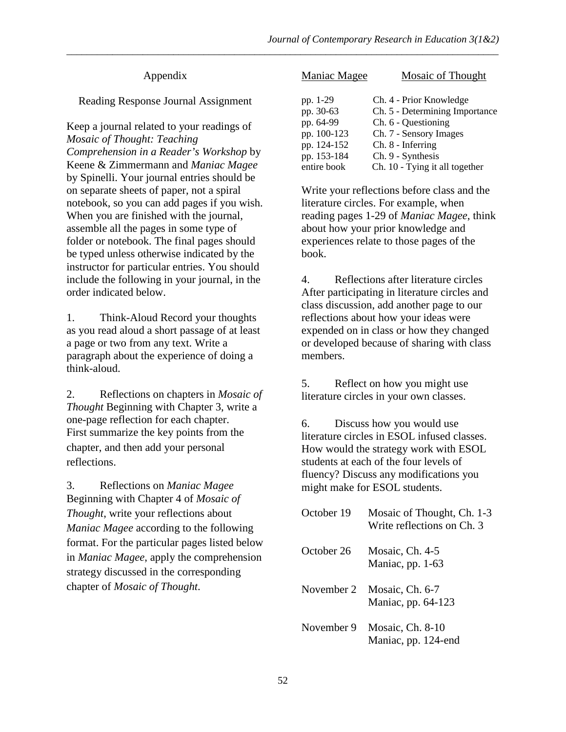## Appendix

### Reading Response Journal Assignment

Keep a journal related to your readings of *Mosaic of Thought: Teaching Comprehension in a Reader's Workshop* by Keene & Zimmermann and *Maniac Magee* by Spinelli. Your journal entries should be on separate sheets of paper, not a spiral notebook, so you can add pages if you wish. When you are finished with the journal, assemble all the pages in some type of folder or notebook. The final pages should be typed unless otherwise indicated by the instructor for particular entries. You should include the following in your journal, in the order indicated below.

1. Think-Aloud Record your thoughts as you read aloud a short passage of at least a page or two from any text. Write a paragraph about the experience of doing a think-aloud.

2. Reflections on chapters in *Mosaic of Thought* Beginning with Chapter 3, write a one-page reflection for each chapter. First summarize the key points from the chapter, and then add your personal reflections.

3. Reflections on *Maniac Magee* Beginning with Chapter 4 of *Mosaic of Thought*, write your reflections about *Maniac Magee* according to the following format. For the particular pages listed below in *Maniac Magee*, apply the comprehension strategy discussed in the corresponding chapter of *Mosaic of Thought*.

| Maniac Magee | Mosaic of Thought |
|---|---|
| pp. 1-29 | Ch. 4 - Prior Knowledge |
| pp. 30-63 | Ch. 5 - Determining Importance |
| pp. 64-99 | Ch. 6 - Questioning |
| pp. 100-123 | Ch. 7 - Sensory Images |
| pp. 124-152 | Ch. 8 - Inferring |
| pp. 153-184 | Ch. 9 - Synthesis |
| entire book | Ch. 10 - Tying it all together |

Write your reflections before class and the literature circles. For example, when reading pages 1-29 of *Maniac Magee*, think about how your prior knowledge and experiences relate to those pages of the book.

4. Reflections after literature circles After participating in literature circles and class discussion, add another page to our reflections about how your ideas were expended on in class or how they changed or developed because of sharing with class members.

5. Reflect on how you might use literature circles in your own classes.

6. Discuss how you would use literature circles in ESOL infused classes. How would the strategy work with ESOL students at each of the four levels of fluency? Discuss any modifications you might make for ESOL students.

| | |
|---|---|
| October 19 | Mosaic of Thought, Ch. 1-3<br>Write reflections on Ch. 3 |
| October 26 | Mosaic, Ch. 4-5<br>Maniac, pp. 1-63 |
| November 2 | Mosaic, Ch. 6-7<br>Maniac, pp. 64-123 |
| November 9 | Mosaic, Ch. 8-10<br>Maniac, pp. 124-end |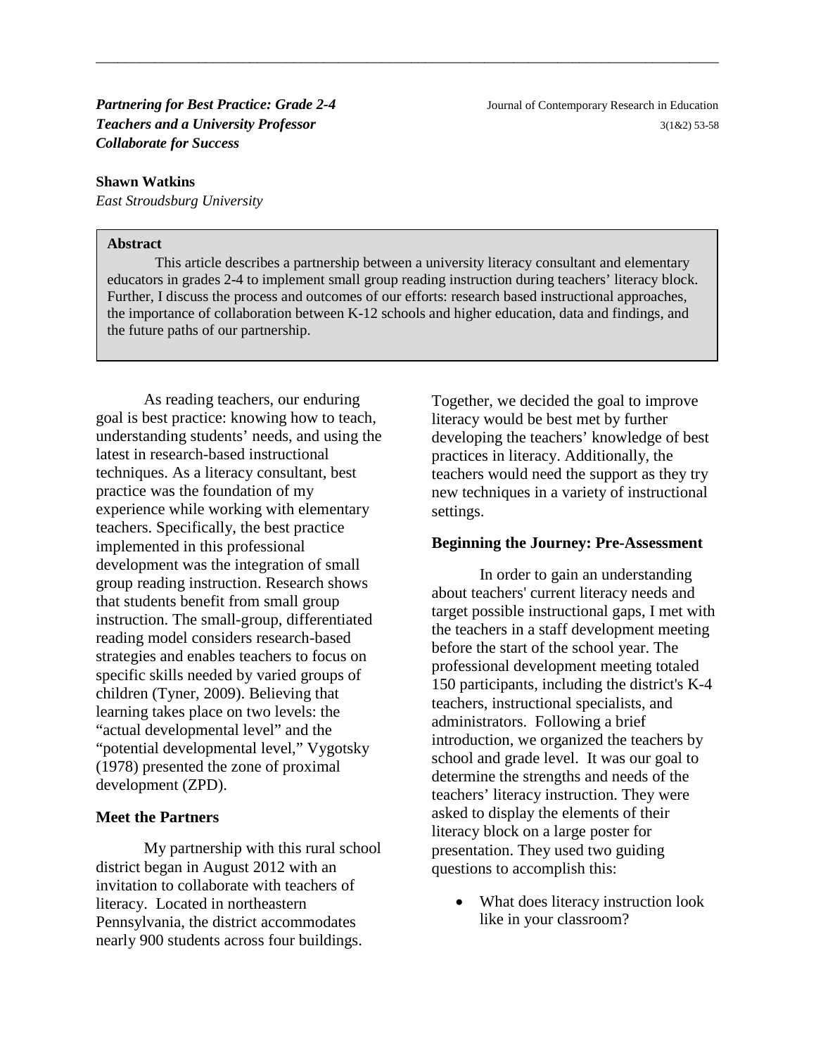# Partnering for Best Practice: Grade 2-4 Teachers and a University Professor Collaborate for Success

**Shawn Watkins**
*East Stroudsburg University*

**Abstract**

This article describes a partnership between a university literacy consultant and elementary educators in grades 2-4 to implement small group reading instruction during teachers' literacy block. Further, I discuss the process and outcomes of our efforts: research based instructional approaches, the importance of collaboration between K-12 schools and higher education, data and findings, and the future paths of our partnership.

As reading teachers, our enduring goal is best practice: knowing how to teach, understanding students' needs, and using the latest in research-based instructional techniques. As a literacy consultant, best practice was the foundation of my experience while working with elementary teachers. Specifically, the best practice implemented in this professional development was the integration of small group reading instruction. Research shows that students benefit from small group instruction. The small-group, differentiated reading model considers research-based strategies and enables teachers to focus on specific skills needed by varied groups of children (Tyner, 2009). Believing that learning takes place on two levels: the "actual developmental level" and the "potential developmental level," Vygotsky (1978) presented the zone of proximal development (ZPD).

### Meet the Partners

My partnership with this rural school district began in August 2012 with an invitation to collaborate with teachers of literacy. Located in northeastern Pennsylvania, the district accommodates nearly 900 students across four buildings. Together, we decided the goal to improve literacy would be best met by further developing the teachers' knowledge of best practices in literacy. Additionally, the teachers would need the support as they try new techniques in a variety of instructional settings.

### Beginning the Journey: Pre-Assessment

In order to gain an understanding about teachers' current literacy needs and target possible instructional gaps, I met with the teachers in a staff development meeting before the start of the school year. The professional development meeting totaled 150 participants, including the district's K-4 teachers, instructional specialists, and administrators. Following a brief introduction, we organized the teachers by school and grade level. It was our goal to determine the strengths and needs of the teachers' literacy instruction. They were asked to display the elements of their literacy block on a large poster for presentation. They used two guiding questions to accomplish this:

- What does literacy instruction look like in your classroom?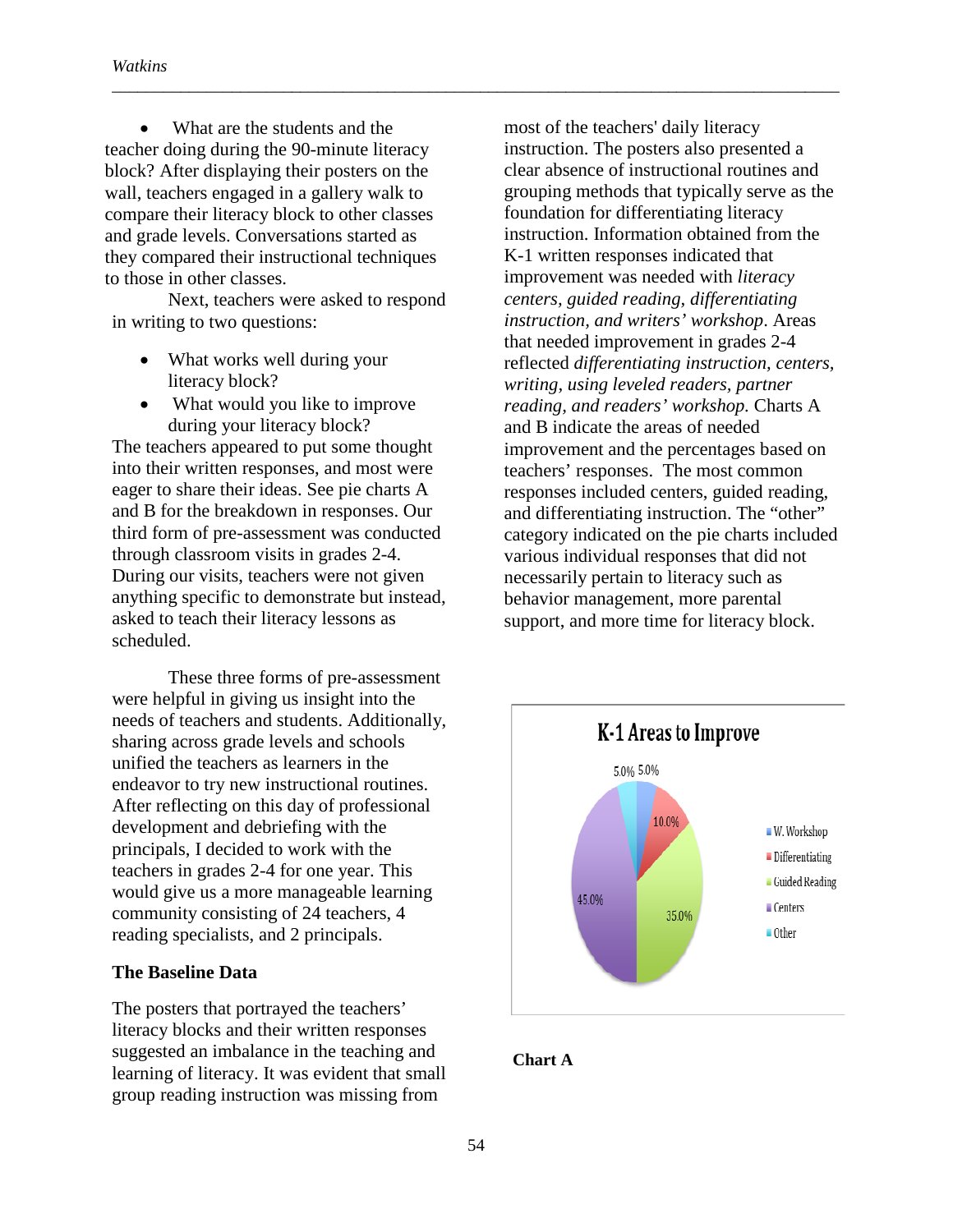- What are the students and the teacher doing during the 90-minute literacy block? After displaying their posters on the wall, teachers engaged in a gallery walk to compare their literacy block to other classes and grade levels. Conversations started as they compared their instructional techniques to those in other classes.

Next, teachers were asked to respond in writing to two questions:

- What works well during your literacy block?
- What would you like to improve during your literacy block?

The teachers appeared to put some thought into their written responses, and most were eager to share their ideas. See pie charts A and B for the breakdown in responses. Our third form of pre-assessment was conducted through classroom visits in grades 2-4. During our visits, teachers were not given anything specific to demonstrate but instead, asked to teach their literacy lessons as scheduled.

These three forms of pre-assessment were helpful in giving us insight into the needs of teachers and students. Additionally, sharing across grade levels and schools unified the teachers as learners in the endeavor to try new instructional routines. After reflecting on this day of professional development and debriefing with the principals, I decided to work with the teachers in grades 2-4 for one year. This would give us a more manageable learning community consisting of 24 teachers, 4 reading specialists, and 2 principals.

### The Baseline Data

The posters that portrayed the teachers' literacy blocks and their written responses suggested an imbalance in the teaching and learning of literacy. It was evident that small group reading instruction was missing from most of the teachers' daily literacy instruction. The posters also presented a clear absence of instructional routines and grouping methods that typically serve as the foundation for differentiating literacy instruction. Information obtained from the K-1 written responses indicated that improvement was needed with *literacy centers, guided reading, differentiating instruction, and writers' workshop*. Areas that needed improvement in grades 2-4 reflected *differentiating instruction, centers, writing, using leveled readers, partner reading, and readers' workshop.* Charts A and B indicate the areas of needed improvement and the percentages based on teachers' responses. The most common responses included centers, guided reading, and differentiating instruction. The "other" category indicated on the pie charts included various individual responses that did not necessarily pertain to literacy such as behavior management, more parental support, and more time for literacy block.

**K-1 Areas to Improve**

| Area | Percentage |
|---|---|
| W. Workshop | 5.0% |
| Differentiating | 10.0% |
| Guided Reading | 35.0% |
| Centers | 45.0% |
| Other | 5.0% |

**Chart A**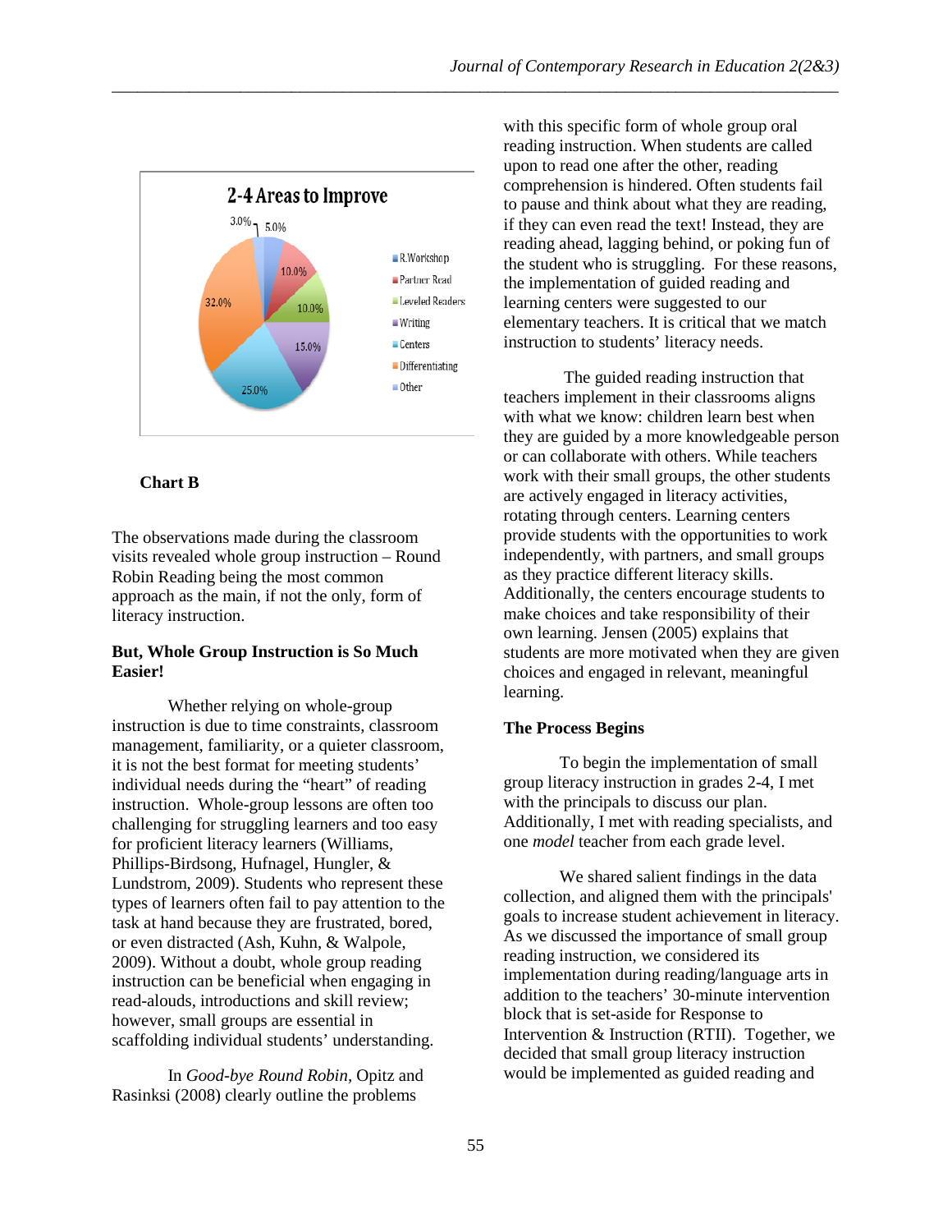**2-4 Areas to Improve**

| Area | Percentage |
|---|---|
| R.Workshop | 5.0% |
| Partner Read | 10.0% |
| Leveled Readers | 10.0% |
| Writing | 15.0% |
| Centers | 25.0% |
| Differentiating | 32.0% |
| Other | 3.0% |

**Chart B**

The observations made during the classroom visits revealed whole group instruction – Round Robin Reading being the most common approach as the main, if not the only, form of literacy instruction.

**But, Whole Group Instruction is So Much Easier!**

Whether relying on whole-group instruction is due to time constraints, classroom management, familiarity, or a quieter classroom, it is not the best format for meeting students' individual needs during the "heart" of reading instruction. Whole-group lessons are often too challenging for struggling learners and too easy for proficient literacy learners (Williams, Phillips-Birdsong, Hufnagel, Hungler, & Lundstrom, 2009). Students who represent these types of learners often fail to pay attention to the task at hand because they are frustrated, bored, or even distracted (Ash, Kuhn, & Walpole, 2009). Without a doubt, whole group reading instruction can be beneficial when engaging in read-alouds, introductions and skill review; however, small groups are essential in scaffolding individual students' understanding.

In *Good-bye Round Robin,* Opitz and Rasinksi (2008) clearly outline the problems with this specific form of whole group oral reading instruction. When students are called upon to read one after the other, reading comprehension is hindered. Often students fail to pause and think about what they are reading, if they can even read the text! Instead, they are reading ahead, lagging behind, or poking fun of the student who is struggling. For these reasons, the implementation of guided reading and learning centers were suggested to our elementary teachers. It is critical that we match instruction to students' literacy needs.

The guided reading instruction that teachers implement in their classrooms aligns with what we know: children learn best when they are guided by a more knowledgeable person or can collaborate with others. While teachers work with their small groups, the other students are actively engaged in literacy activities, rotating through centers. Learning centers provide students with the opportunities to work independently, with partners, and small groups as they practice different literacy skills. Additionally, the centers encourage students to make choices and take responsibility of their own learning. Jensen (2005) explains that students are more motivated when they are given choices and engaged in relevant, meaningful learning.

**The Process Begins**

To begin the implementation of small group literacy instruction in grades 2-4, I met with the principals to discuss our plan. Additionally, I met with reading specialists, and one *model* teacher from each grade level.

We shared salient findings in the data collection, and aligned them with the principals' goals to increase student achievement in literacy. As we discussed the importance of small group reading instruction, we considered its implementation during reading/language arts in addition to the teachers' 30-minute intervention block that is set-aside for Response to Intervention & Instruction (RTII). Together, we decided that small group literacy instruction would be implemented as guided reading and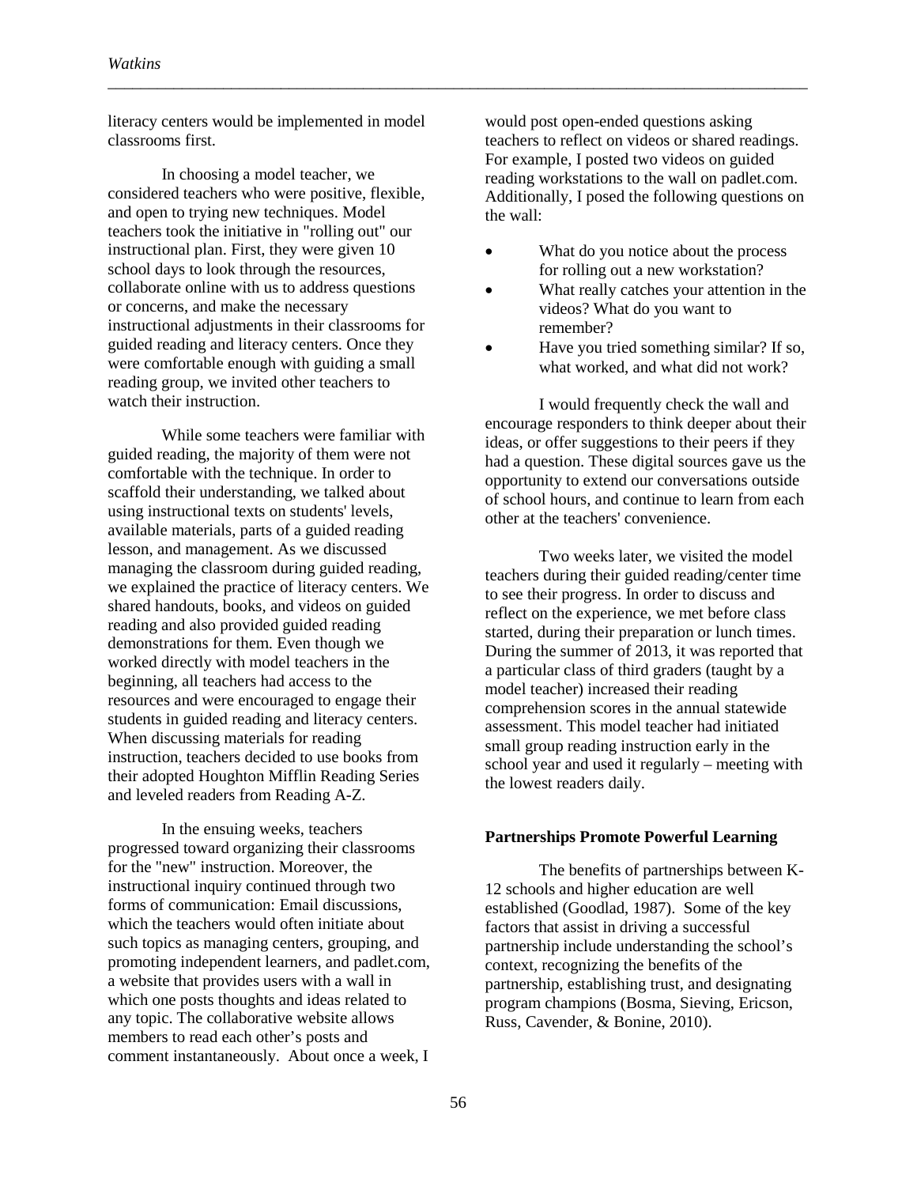literacy centers would be implemented in model classrooms first.

In choosing a model teacher, we considered teachers who were positive, flexible, and open to trying new techniques. Model teachers took the initiative in "rolling out" our instructional plan. First, they were given 10 school days to look through the resources, collaborate online with us to address questions or concerns, and make the necessary instructional adjustments in their classrooms for guided reading and literacy centers. Once they were comfortable enough with guiding a small reading group, we invited other teachers to watch their instruction.

While some teachers were familiar with guided reading, the majority of them were not comfortable with the technique. In order to scaffold their understanding, we talked about using instructional texts on students' levels, available materials, parts of a guided reading lesson, and management. As we discussed managing the classroom during guided reading, we explained the practice of literacy centers. We shared handouts, books, and videos on guided reading and also provided guided reading demonstrations for them. Even though we worked directly with model teachers in the beginning, all teachers had access to the resources and were encouraged to engage their students in guided reading and literacy centers. When discussing materials for reading instruction, teachers decided to use books from their adopted Houghton Mifflin Reading Series and leveled readers from Reading A-Z.

In the ensuing weeks, teachers progressed toward organizing their classrooms for the "new" instruction. Moreover, the instructional inquiry continued through two forms of communication: Email discussions, which the teachers would often initiate about such topics as managing centers, grouping, and promoting independent learners, and padlet.com, a website that provides users with a wall in which one posts thoughts and ideas related to any topic. The collaborative website allows members to read each other's posts and comment instantaneously. About once a week, I would post open-ended questions asking teachers to reflect on videos or shared readings. For example, I posted two videos on guided reading workstations to the wall on padlet.com. Additionally, I posed the following questions on the wall:

- What do you notice about the process for rolling out a new workstation?
- What really catches your attention in the videos? What do you want to remember?
- Have you tried something similar? If so, what worked, and what did not work?

I would frequently check the wall and encourage responders to think deeper about their ideas, or offer suggestions to their peers if they had a question. These digital sources gave us the opportunity to extend our conversations outside of school hours, and continue to learn from each other at the teachers' convenience.

Two weeks later, we visited the model teachers during their guided reading/center time to see their progress. In order to discuss and reflect on the experience, we met before class started, during their preparation or lunch times. During the summer of 2013, it was reported that a particular class of third graders (taught by a model teacher) increased their reading comprehension scores in the annual statewide assessment. This model teacher had initiated small group reading instruction early in the school year and used it regularly – meeting with the lowest readers daily.

**Partnerships Promote Powerful Learning**

The benefits of partnerships between K-12 schools and higher education are well established (Goodlad, 1987). Some of the key factors that assist in driving a successful partnership include understanding the school's context, recognizing the benefits of the partnership, establishing trust, and designating program champions (Bosma, Sieving, Ericson, Russ, Cavender, & Bonine, 2010).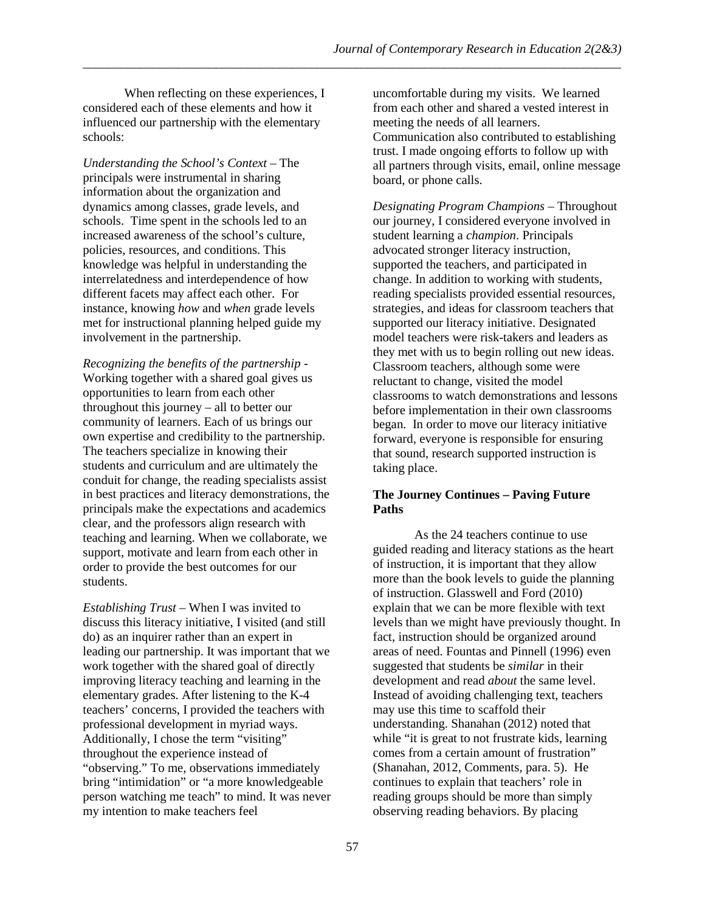When reflecting on these experiences, I considered each of these elements and how it influenced our partnership with the elementary schools:

*Understanding the School's Context* – The principals were instrumental in sharing information about the organization and dynamics among classes, grade levels, and schools. Time spent in the schools led to an increased awareness of the school's culture, policies, resources, and conditions. This knowledge was helpful in understanding the interrelatedness and interdependence of how different facets may affect each other. For instance, knowing *how* and *when* grade levels met for instructional planning helped guide my involvement in the partnership.

*Recognizing the benefits of the partnership* - Working together with a shared goal gives us opportunities to learn from each other throughout this journey – all to better our community of learners. Each of us brings our own expertise and credibility to the partnership. The teachers specialize in knowing their students and curriculum and are ultimately the conduit for change, the reading specialists assist in best practices and literacy demonstrations, the principals make the expectations and academics clear, and the professors align research with teaching and learning. When we collaborate, we support, motivate and learn from each other in order to provide the best outcomes for our students.

*Establishing Trust* – When I was invited to discuss this literacy initiative, I visited (and still do) as an inquirer rather than an expert in leading our partnership. It was important that we work together with the shared goal of directly improving literacy teaching and learning in the elementary grades. After listening to the K-4 teachers' concerns, I provided the teachers with professional development in myriad ways. Additionally, I chose the term "visiting" throughout the experience instead of "observing." To me, observations immediately bring "intimidation" or "a more knowledgeable person watching me teach" to mind. It was never my intention to make teachers feel uncomfortable during my visits. We learned from each other and shared a vested interest in meeting the needs of all learners. Communication also contributed to establishing trust. I made ongoing efforts to follow up with all partners through visits, email, online message board, or phone calls.

*Designating Program Champions* – Throughout our journey, I considered everyone involved in student learning a *champion*. Principals advocated stronger literacy instruction, supported the teachers, and participated in change. In addition to working with students, reading specialists provided essential resources, strategies, and ideas for classroom teachers that supported our literacy initiative. Designated model teachers were risk-takers and leaders as they met with us to begin rolling out new ideas. Classroom teachers, although some were reluctant to change, visited the model classrooms to watch demonstrations and lessons before implementation in their own classrooms began. In order to move our literacy initiative forward, everyone is responsible for ensuring that sound, research supported instruction is taking place.

**The Journey Continues – Paving Future Paths**

As the 24 teachers continue to use guided reading and literacy stations as the heart of instruction, it is important that they allow more than the book levels to guide the planning of instruction. Glasswell and Ford (2010) explain that we can be more flexible with text levels than we might have previously thought. In fact, instruction should be organized around areas of need. Fountas and Pinnell (1996) even suggested that students be *similar* in their development and read *about* the same level. Instead of avoiding challenging text, teachers may use this time to scaffold their understanding. Shanahan (2012) noted that while "it is great to not frustrate kids, learning comes from a certain amount of frustration" (Shanahan, 2012, Comments, para. 5). He continues to explain that teachers' role in reading groups should be more than simply observing reading behaviors. By placing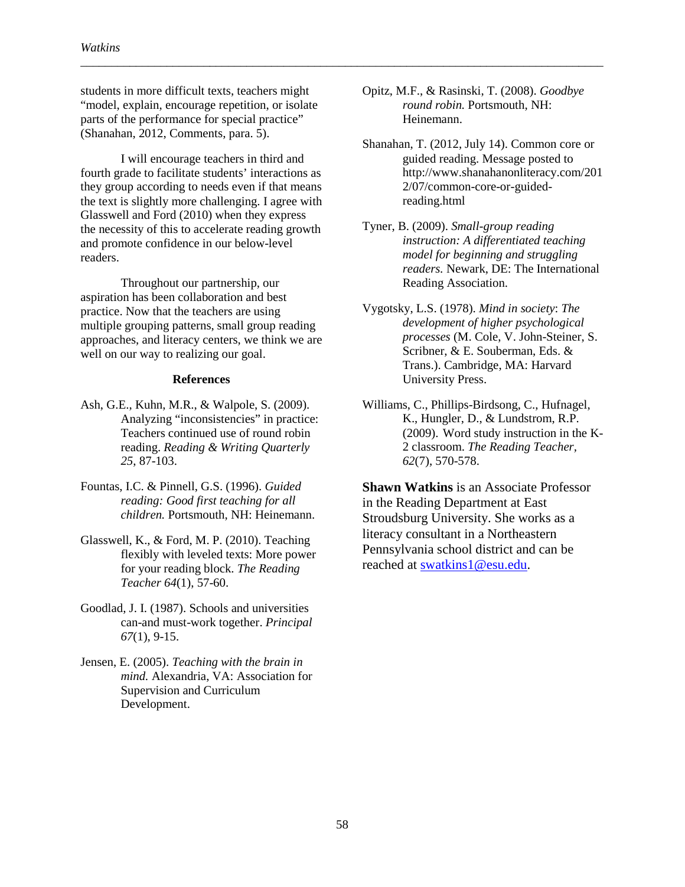students in more difficult texts, teachers might "model, explain, encourage repetition, or isolate parts of the performance for special practice" (Shanahan, 2012, Comments, para. 5).

I will encourage teachers in third and fourth grade to facilitate students' interactions as they group according to needs even if that means the text is slightly more challenging. I agree with Glasswell and Ford (2010) when they express the necessity of this to accelerate reading growth and promote confidence in our below-level readers.

Throughout our partnership, our aspiration has been collaboration and best practice. Now that the teachers are using multiple grouping patterns, small group reading approaches, and literacy centers, we think we are well on our way to realizing our goal.

## References

Ash, G.E., Kuhn, M.R., & Walpole, S. (2009). Analyzing "inconsistencies" in practice: Teachers continued use of round robin reading. *Reading & Writing Quarterly 25,* 87-103.

Fountas, I.C. & Pinnell, G.S. (1996). *Guided reading: Good first teaching for all children.* Portsmouth, NH: Heinemann.

Glasswell, K., & Ford, M. P. (2010). Teaching flexibly with leveled texts: More power for your reading block. *The Reading Teacher 64*(1), 57-60.

Goodlad, J. I. (1987). Schools and universities can-and must-work together. *Principal 67*(1), 9-15.

Jensen, E. (2005). *Teaching with the brain in mind.* Alexandria, VA: Association for Supervision and Curriculum Development.

Opitz, M.F., & Rasinski, T. (2008). *Goodbye round robin.* Portsmouth, NH: Heinemann.

Shanahan, T. (2012, July 14). Common core or guided reading. Message posted to http://www.shanahanonliteracy.com/2012/07/common-core-or-guided-reading.html

Tyner, B. (2009). *Small-group reading instruction: A differentiated teaching model for beginning and struggling readers.* Newark, DE: The International Reading Association.

Vygotsky, L.S. (1978). *Mind in society*: *The development of higher psychological processes* (M. Cole, V. John-Steiner, S. Scribner, & E. Souberman, Eds. & Trans.). Cambridge, MA: Harvard University Press.

Williams, C., Phillips-Birdsong, C., Hufnagel, K., Hungler, D., & Lundstrom, R.P. (2009). Word study instruction in the K-2 classroom. *The Reading Teacher*, *62*(7), 570-578.

**Shawn Watkins** is an Associate Professor in the Reading Department at East Stroudsburg University. She works as a literacy consultant in a Northeastern Pennsylvania school district and can be reached at swatkins1@esu.edu.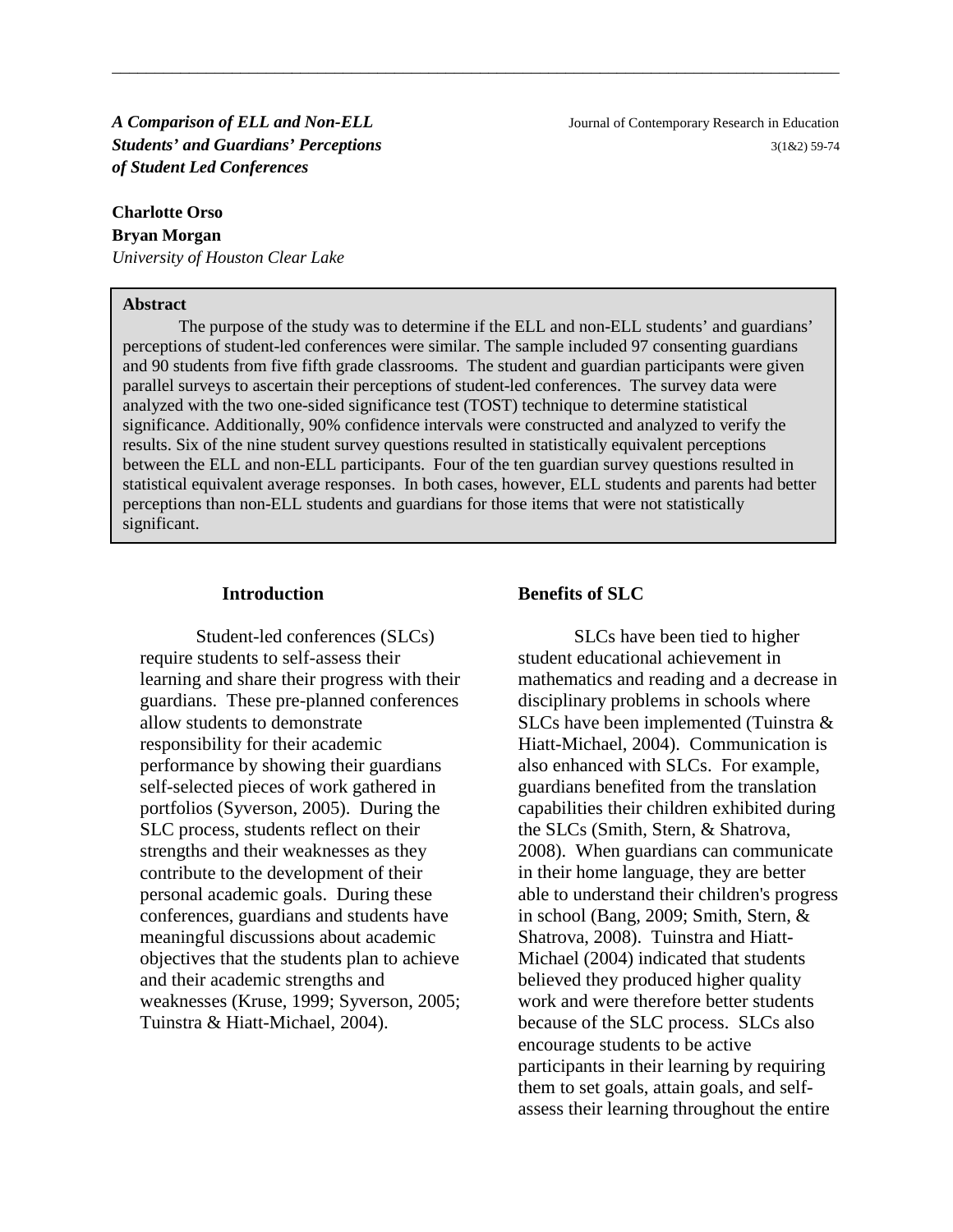*A Comparison of ELL and Non-ELL Students' and Guardians' Perceptions of Student Led Conferences*

**Charlotte Orso**
**Bryan Morgan**
*University of Houston Clear Lake*

**Abstract**

The purpose of the study was to determine if the ELL and non-ELL students' and guardians' perceptions of student-led conferences were similar. The sample included 97 consenting guardians and 90 students from five fifth grade classrooms. The student and guardian participants were given parallel surveys to ascertain their perceptions of student-led conferences. The survey data were analyzed with the two one-sided significance test (TOST) technique to determine statistical significance. Additionally, 90% confidence intervals were constructed and analyzed to verify the results. Six of the nine student survey questions resulted in statistically equivalent perceptions between the ELL and non-ELL participants. Four of the ten guardian survey questions resulted in statistical equivalent average responses. In both cases, however, ELL students and parents had better perceptions than non-ELL students and guardians for those items that were not statistically significant.

## Introduction

Student-led conferences (SLCs) require students to self-assess their learning and share their progress with their guardians. These pre-planned conferences allow students to demonstrate responsibility for their academic performance by showing their guardians self-selected pieces of work gathered in portfolios (Syverson, 2005). During the SLC process, students reflect on their strengths and their weaknesses as they contribute to the development of their personal academic goals. During these conferences, guardians and students have meaningful discussions about academic objectives that the students plan to achieve and their academic strengths and weaknesses (Kruse, 1999; Syverson, 2005; Tuinstra & Hiatt-Michael, 2004).

## Benefits of SLC

SLCs have been tied to higher student educational achievement in mathematics and reading and a decrease in disciplinary problems in schools where SLCs have been implemented (Tuinstra & Hiatt-Michael, 2004). Communication is also enhanced with SLCs. For example, guardians benefited from the translation capabilities their children exhibited during the SLCs (Smith, Stern, & Shatrova, 2008). When guardians can communicate in their home language, they are better able to understand their children's progress in school (Bang, 2009; Smith, Stern, & Shatrova, 2008). Tuinstra and Hiatt-Michael (2004) indicated that students believed they produced higher quality work and were therefore better students because of the SLC process. SLCs also encourage students to be active participants in their learning by requiring them to set goals, attain goals, and self-assess their learning throughout the entire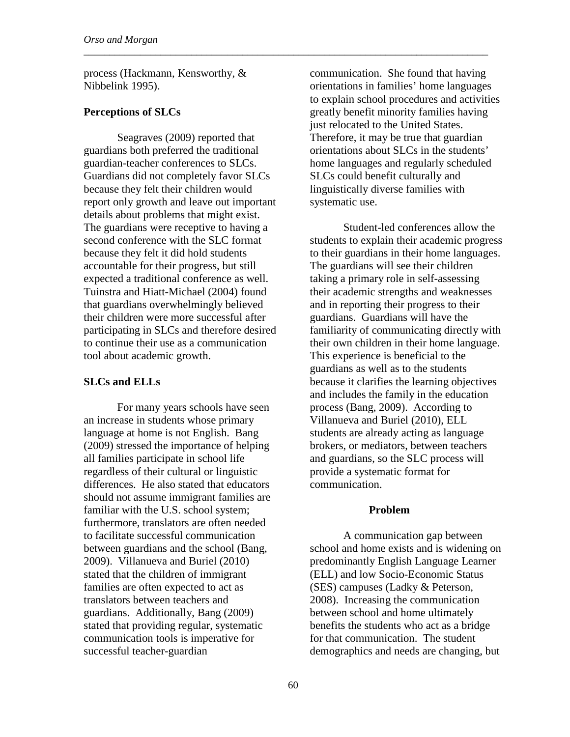process (Hackmann, Kensworthy, & Nibbelink 1995).

**Perceptions of SLCs**

Seagraves (2009) reported that guardians both preferred the traditional guardian-teacher conferences to SLCs. Guardians did not completely favor SLCs because they felt their children would report only growth and leave out important details about problems that might exist. The guardians were receptive to having a second conference with the SLC format because they felt it did hold students accountable for their progress, but still expected a traditional conference as well. Tuinstra and Hiatt-Michael (2004) found that guardians overwhelmingly believed their children were more successful after participating in SLCs and therefore desired to continue their use as a communication tool about academic growth.

**SLCs and ELLs**

For many years schools have seen an increase in students whose primary language at home is not English. Bang (2009) stressed the importance of helping all families participate in school life regardless of their cultural or linguistic differences. He also stated that educators should not assume immigrant families are familiar with the U.S. school system; furthermore, translators are often needed to facilitate successful communication between guardians and the school (Bang, 2009). Villanueva and Buriel (2010) stated that the children of immigrant families are often expected to act as translators between teachers and guardians. Additionally, Bang (2009) stated that providing regular, systematic communication tools is imperative for successful teacher-guardian communication. She found that having orientations in families' home languages to explain school procedures and activities greatly benefit minority families having just relocated to the United States. Therefore, it may be true that guardian orientations about SLCs in the students' home languages and regularly scheduled SLCs could benefit culturally and linguistically diverse families with systematic use.

Student-led conferences allow the students to explain their academic progress to their guardians in their home languages. The guardians will see their children taking a primary role in self-assessing their academic strengths and weaknesses and in reporting their progress to their guardians. Guardians will have the familiarity of communicating directly with their own children in their home language. This experience is beneficial to the guardians as well as to the students because it clarifies the learning objectives and includes the family in the education process (Bang, 2009). According to Villanueva and Buriel (2010), ELL students are already acting as language brokers, or mediators, between teachers and guardians, so the SLC process will provide a systematic format for communication.

## Problem

A communication gap between school and home exists and is widening on predominantly English Language Learner (ELL) and low Socio-Economic Status (SES) campuses (Ladky & Peterson, 2008). Increasing the communication between school and home ultimately benefits the students who act as a bridge for that communication. The student demographics and needs are changing, but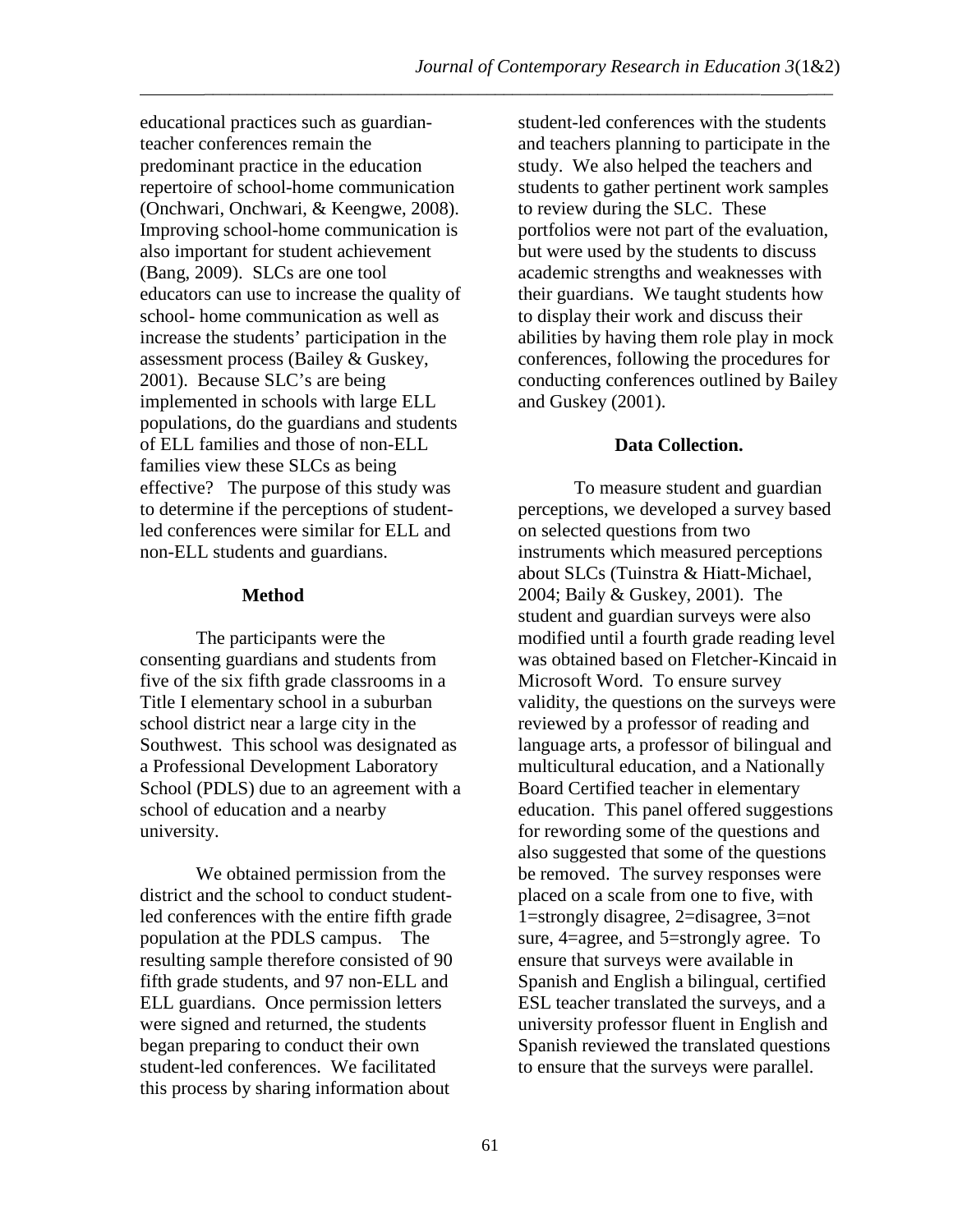educational practices such as guardian-teacher conferences remain the predominant practice in the education repertoire of school-home communication (Onchwari, Onchwari, & Keengwe, 2008). Improving school-home communication is also important for student achievement (Bang, 2009). SLCs are one tool educators can use to increase the quality of school- home communication as well as increase the students' participation in the assessment process (Bailey & Guskey, 2001). Because SLC's are being implemented in schools with large ELL populations, do the guardians and students of ELL families and those of non-ELL families view these SLCs as being effective? The purpose of this study was to determine if the perceptions of student-led conferences were similar for ELL and non-ELL students and guardians.

## Method

The participants were the consenting guardians and students from five of the six fifth grade classrooms in a Title I elementary school in a suburban school district near a large city in the Southwest. This school was designated as a Professional Development Laboratory School (PDLS) due to an agreement with a school of education and a nearby university.

We obtained permission from the district and the school to conduct student-led conferences with the entire fifth grade population at the PDLS campus. The resulting sample therefore consisted of 90 fifth grade students, and 97 non-ELL and ELL guardians. Once permission letters were signed and returned, the students began preparing to conduct their own student-led conferences. We facilitated this process by sharing information about student-led conferences with the students and teachers planning to participate in the study. We also helped the teachers and students to gather pertinent work samples to review during the SLC. These portfolios were not part of the evaluation, but were used by the students to discuss academic strengths and weaknesses with their guardians. We taught students how to display their work and discuss their abilities by having them role play in mock conferences, following the procedures for conducting conferences outlined by Bailey and Guskey (2001).

### Data Collection.

To measure student and guardian perceptions, we developed a survey based on selected questions from two instruments which measured perceptions about SLCs (Tuinstra & Hiatt-Michael, 2004; Baily & Guskey, 2001). The student and guardian surveys were also modified until a fourth grade reading level was obtained based on Fletcher-Kincaid in Microsoft Word. To ensure survey validity, the questions on the surveys were reviewed by a professor of reading and language arts, a professor of bilingual and multicultural education, and a Nationally Board Certified teacher in elementary education. This panel offered suggestions for rewording some of the questions and also suggested that some of the questions be removed. The survey responses were placed on a scale from one to five, with 1=strongly disagree, 2=disagree, 3=not sure, 4=agree, and 5=strongly agree. To ensure that surveys were available in Spanish and English a bilingual, certified ESL teacher translated the surveys, and a university professor fluent in English and Spanish reviewed the translated questions to ensure that the surveys were parallel.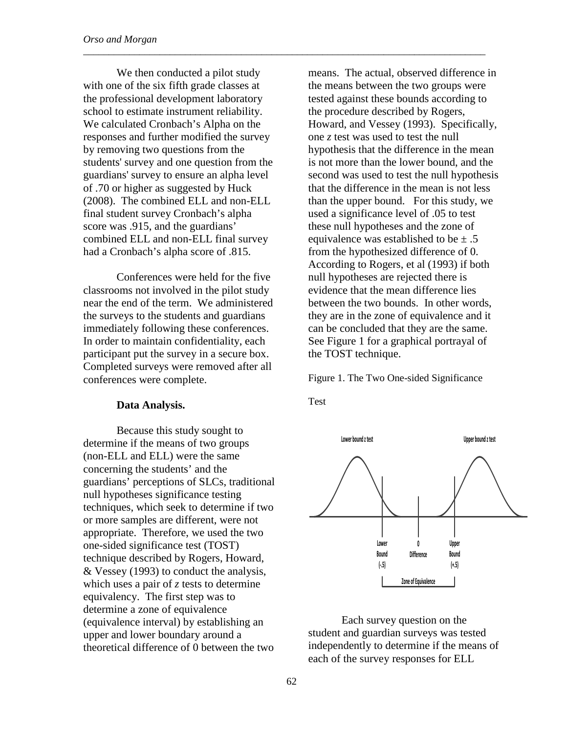We then conducted a pilot study with one of the six fifth grade classes at the professional development laboratory school to estimate instrument reliability. We calculated Cronbach's Alpha on the responses and further modified the survey by removing two questions from the students' survey and one question from the guardians' survey to ensure an alpha level of .70 or higher as suggested by Huck (2008). The combined ELL and non-ELL final student survey Cronbach's alpha score was .915, and the guardians' combined ELL and non-ELL final survey had a Cronbach's alpha score of .815.

Conferences were held for the five classrooms not involved in the pilot study near the end of the term. We administered the surveys to the students and guardians immediately following these conferences. In order to maintain confidentiality, each participant put the survey in a secure box. Completed surveys were removed after all conferences were complete.

**Data Analysis.**

Because this study sought to determine if the means of two groups (non-ELL and ELL) were the same concerning the students' and the guardians' perceptions of SLCs, traditional null hypotheses significance testing techniques, which seek to determine if two or more samples are different, were not appropriate. Therefore, we used the two one-sided significance test (TOST) technique described by Rogers, Howard, & Vessey (1993) to conduct the analysis, which uses a pair of *z* tests to determine equivalency. The first step was to determine a zone of equivalence (equivalence interval) by establishing an upper and lower boundary around a theoretical difference of 0 between the two means. The actual, observed difference in the means between the two groups were tested against these bounds according to the procedure described by Rogers, Howard, and Vessey (1993). Specifically, one *z* test was used to test the null hypothesis that the difference in the mean is not more than the lower bound, and the second was used to test the null hypothesis that the difference in the mean is not less than the upper bound. For this study, we used a significance level of .05 to test these null hypotheses and the zone of equivalence was established to be $\pm$ .5 from the hypothesized difference of 0. According to Rogers, et al (1993) if both null hypotheses are rejected there is evidence that the mean difference lies between the two bounds. In other words, they are in the zone of equivalence and it can be concluded that they are the same. See Figure 1 for a graphical portrayal of the TOST technique.

Figure 1. The Two One-sided Significance Test

Lower bound z test — Upper bound z test

Lower Bound (-.5) — 0 Difference — Upper Bound (+.5)

Zone of Equivalence

Each survey question on the student and guardian surveys was tested independently to determine if the means of each of the survey responses for ELL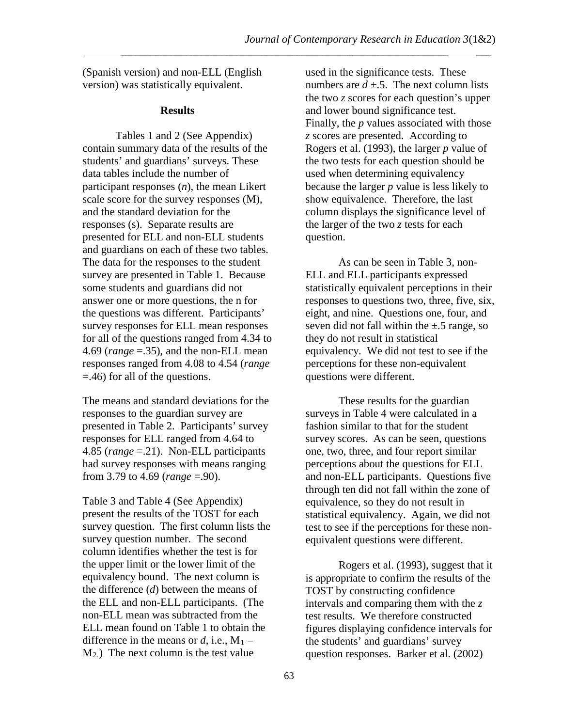(Spanish version) and non-ELL (English version) was statistically equivalent.

## Results

Tables 1 and 2 (See Appendix) contain summary data of the results of the students' and guardians' surveys. These data tables include the number of participant responses (*n*), the mean Likert scale score for the survey responses (M), and the standard deviation for the responses (s). Separate results are presented for ELL and non-ELL students and guardians on each of these two tables. The data for the responses to the student survey are presented in Table 1. Because some students and guardians did not answer one or more questions, the n for the questions was different. Participants' survey responses for ELL mean responses for all of the questions ranged from 4.34 to 4.69 (*range* =.35), and the non-ELL mean responses ranged from 4.08 to 4.54 (*range* =.46) for all of the questions.

The means and standard deviations for the responses to the guardian survey are presented in Table 2. Participants' survey responses for ELL ranged from 4.64 to 4.85 (*range* =.21). Non-ELL participants had survey responses with means ranging from 3.79 to 4.69 (*range* =.90).

Table 3 and Table 4 (See Appendix) present the results of the TOST for each survey question. The first column lists the survey question number. The second column identifies whether the test is for the upper limit or the lower limit of the equivalency bound. The next column is the difference (*d*) between the means of the ELL and non-ELL participants. (The non-ELL mean was subtracted from the ELL mean found on Table 1 to obtain the difference in the means or *d*, i.e., $M_1 - M_2$.) The next column is the test value used in the significance tests. These numbers are $d \pm .5$. The next column lists the two *z* scores for each question's upper and lower bound significance test. Finally, the *p* values associated with those *z* scores are presented. According to Rogers et al. (1993), the larger *p* value of the two tests for each question should be used when determining equivalency because the larger *p* value is less likely to show equivalence. Therefore, the last column displays the significance level of the larger of the two *z* tests for each question.

As can be seen in Table 3, non-ELL and ELL participants expressed statistically equivalent perceptions in their responses to questions two, three, five, six, eight, and nine. Questions one, four, and seven did not fall within the ±.5 range, so they do not result in statistical equivalency. We did not test to see if the perceptions for these non-equivalent questions were different.

These results for the guardian surveys in Table 4 were calculated in a fashion similar to that for the student survey scores. As can be seen, questions one, two, three, and four report similar perceptions about the questions for ELL and non-ELL participants. Questions five through ten did not fall within the zone of equivalence, so they do not result in statistical equivalency. Again, we did not test to see if the perceptions for these non-equivalent questions were different.

Rogers et al. (1993), suggest that it is appropriate to confirm the results of the TOST by constructing confidence intervals and comparing them with the *z* test results. We therefore constructed figures displaying confidence intervals for the students' and guardians' survey question responses. Barker et al. (2002)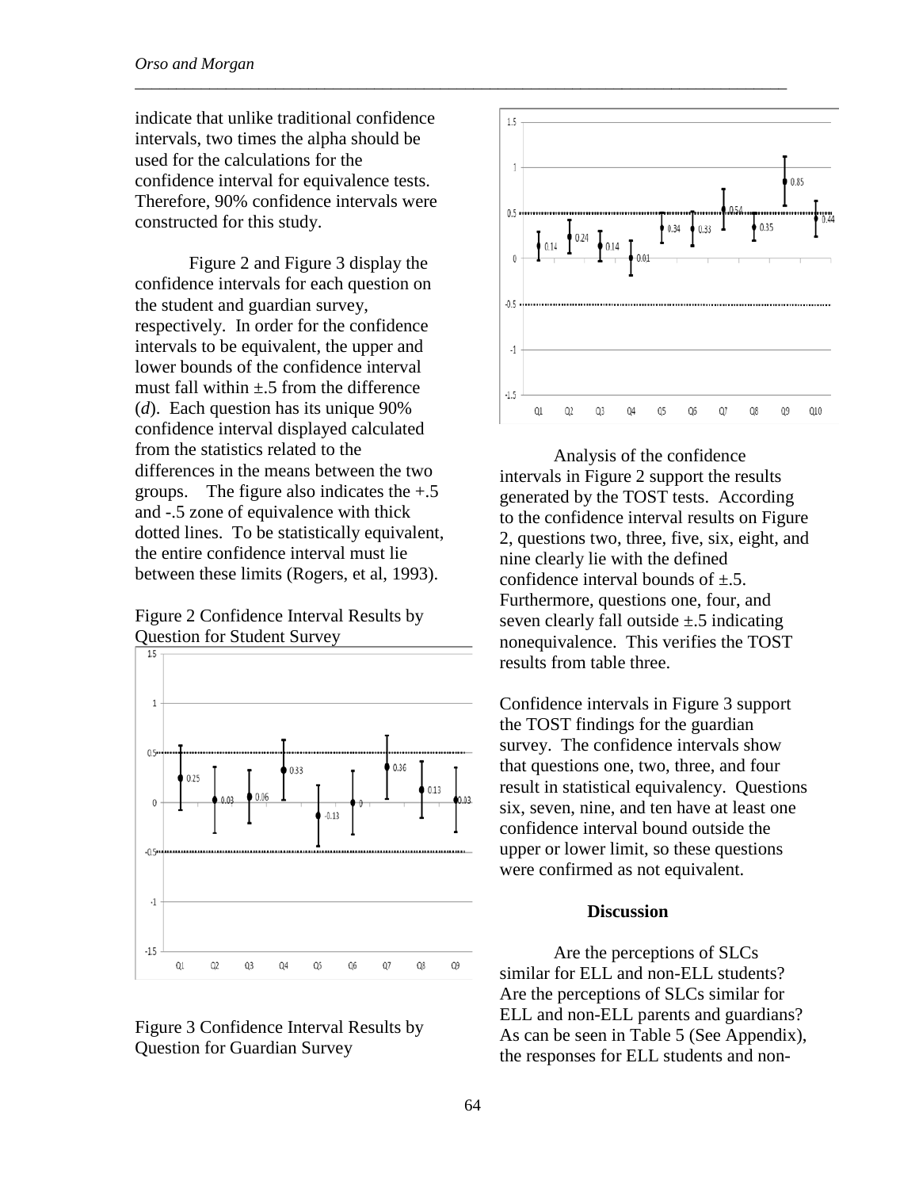indicate that unlike traditional confidence intervals, two times the alpha should be used for the calculations for the confidence interval for equivalence tests. Therefore, 90% confidence intervals were constructed for this study.

Figure 2 and Figure 3 display the confidence intervals for each question on the student and guardian survey, respectively. In order for the confidence intervals to be equivalent, the upper and lower bounds of the confidence interval must fall within ±.5 from the difference (*d*). Each question has its unique 90% confidence interval displayed calculated from the statistics related to the differences in the means between the two groups. The figure also indicates the +.5 and -.5 zone of equivalence with thick dotted lines. To be statistically equivalent, the entire confidence interval must lie between these limits (Rogers, et al, 1993).

Figure 2 Confidence Interval Results by Question for Student Survey

Figure 3 Confidence Interval Results by Question for Guardian Survey

Analysis of the confidence intervals in Figure 2 support the results generated by the TOST tests. According to the confidence interval results on Figure 2, questions two, three, five, six, eight, and nine clearly lie with the defined confidence interval bounds of ±.5. Furthermore, questions one, four, and seven clearly fall outside ±.5 indicating nonequivalence. This verifies the TOST results from table three.

Confidence intervals in Figure 3 support the TOST findings for the guardian survey. The confidence intervals show that questions one, two, three, and four result in statistical equivalency. Questions six, seven, nine, and ten have at least one confidence interval bound outside the upper or lower limit, so these questions were confirmed as not equivalent.

## Discussion

Are the perceptions of SLCs similar for ELL and non-ELL students? Are the perceptions of SLCs similar for ELL and non-ELL parents and guardians? As can be seen in Table 5 (See Appendix), the responses for ELL students and non-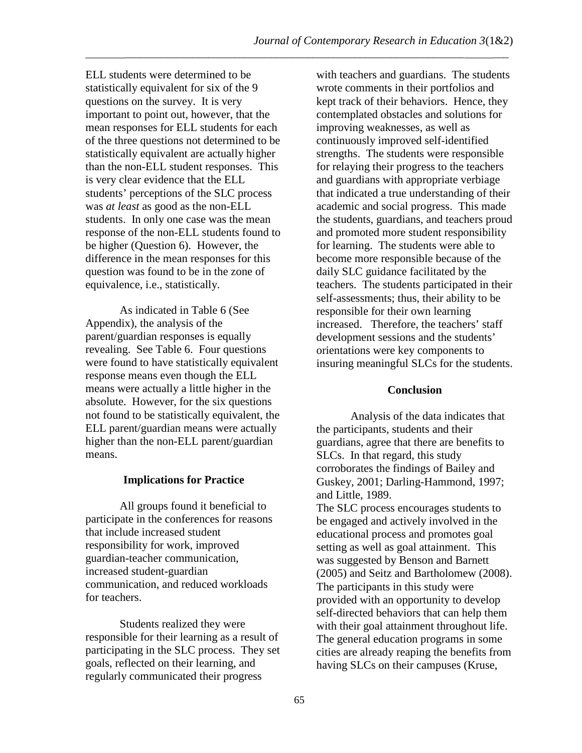ELL students were determined to be statistically equivalent for six of the 9 questions on the survey. It is very important to point out, however, that the mean responses for ELL students for each of the three questions not determined to be statistically equivalent are actually higher than the non-ELL student responses. This is very clear evidence that the ELL students' perceptions of the SLC process was *at least* as good as the non-ELL students. In only one case was the mean response of the non-ELL students found to be higher (Question 6). However, the difference in the mean responses for this question was found to be in the zone of equivalence, i.e., statistically.

As indicated in Table 6 (See Appendix), the analysis of the parent/guardian responses is equally revealing. See Table 6. Four questions were found to have statistically equivalent response means even though the ELL means were actually a little higher in the absolute. However, for the six questions not found to be statistically equivalent, the ELL parent/guardian means were actually higher than the non-ELL parent/guardian means.

## Implications for Practice

All groups found it beneficial to participate in the conferences for reasons that include increased student responsibility for work, improved guardian-teacher communication, increased student-guardian communication, and reduced workloads for teachers.

Students realized they were responsible for their learning as a result of participating in the SLC process. They set goals, reflected on their learning, and regularly communicated their progress with teachers and guardians. The students wrote comments in their portfolios and kept track of their behaviors. Hence, they contemplated obstacles and solutions for improving weaknesses, as well as continuously improved self-identified strengths. The students were responsible for relaying their progress to the teachers and guardians with appropriate verbiage that indicated a true understanding of their academic and social progress. This made the students, guardians, and teachers proud and promoted more student responsibility for learning. The students were able to become more responsible because of the daily SLC guidance facilitated by the teachers. The students participated in their self-assessments; thus, their ability to be responsible for their own learning increased. Therefore, the teachers' staff development sessions and the students' orientations were key components to insuring meaningful SLCs for the students.

## Conclusion

Analysis of the data indicates that the participants, students and their guardians, agree that there are benefits to SLCs. In that regard, this study corroborates the findings of Bailey and Guskey, 2001; Darling-Hammond, 1997; and Little, 1989.
The SLC process encourages students to be engaged and actively involved in the educational process and promotes goal setting as well as goal attainment. This was suggested by Benson and Barnett (2005) and Seitz and Bartholomew (2008). The participants in this study were provided with an opportunity to develop self-directed behaviors that can help them with their goal attainment throughout life. The general education programs in some cities are already reaping the benefits from having SLCs on their campuses (Kruse,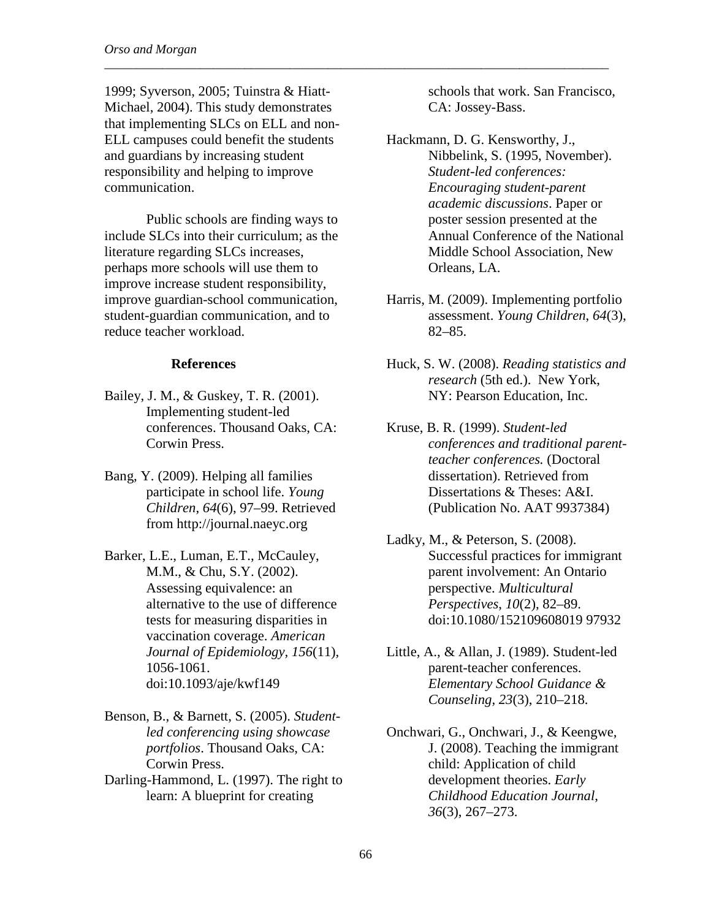1999; Syverson, 2005; Tuinstra & Hiatt-Michael, 2004). This study demonstrates that implementing SLCs on ELL and non-ELL campuses could benefit the students and guardians by increasing student responsibility and helping to improve communication.

Public schools are finding ways to include SLCs into their curriculum; as the literature regarding SLCs increases, perhaps more schools will use them to improve increase student responsibility, improve guardian-school communication, student-guardian communication, and to reduce teacher workload.

## References

Bailey, J. M., & Guskey, T. R. (2001). Implementing student-led conferences. Thousand Oaks, CA: Corwin Press.

Bang, Y. (2009). Helping all families participate in school life. *Young Children*, *64*(6), 97–99. Retrieved from http://journal.naeyc.org

Barker, L.E., Luman, E.T., McCauley, M.M., & Chu, S.Y. (2002). Assessing equivalence: an alternative to the use of difference tests for measuring disparities in vaccination coverage. *American Journal of Epidemiology, 156*(11), 1056-1061. doi:10.1093/aje/kwf149

Benson, B., & Barnett, S. (2005). *Student-led conferencing using showcase portfolios*. Thousand Oaks, CA: Corwin Press.

Darling-Hammond, L. (1997). The right to learn: A blueprint for creating schools that work. San Francisco, CA: Jossey-Bass.

Hackmann, D. G. Kensworthy, J., Nibbelink, S. (1995, November). *Student-led conferences: Encouraging student-parent academic discussions*. Paper or poster session presented at the Annual Conference of the National Middle School Association, New Orleans, LA.

Harris, M. (2009). Implementing portfolio assessment. *Young Children*, *64*(3), 82–85.

Huck, S. W. (2008). *Reading statistics and research* (5th ed.). New York, NY: Pearson Education, Inc.

Kruse, B. R. (1999). *Student-led conferences and traditional parent-teacher conferences.* (Doctoral dissertation). Retrieved from Dissertations & Theses: A&I. (Publication No. AAT 9937384)

Ladky, M., & Peterson, S. (2008). Successful practices for immigrant parent involvement: An Ontario perspective. *Multicultural Perspectives*, *10*(2), 82–89. doi:10.1080/152109608019 97932

Little, A., & Allan, J. (1989). Student-led parent-teacher conferences. *Elementary School Guidance & Counseling, 23*(3), 210–218.

Onchwari, G., Onchwari, J., & Keengwe, J. (2008). Teaching the immigrant child: Application of child development theories. *Early Childhood Education Journal*, *36*(3), 267–273.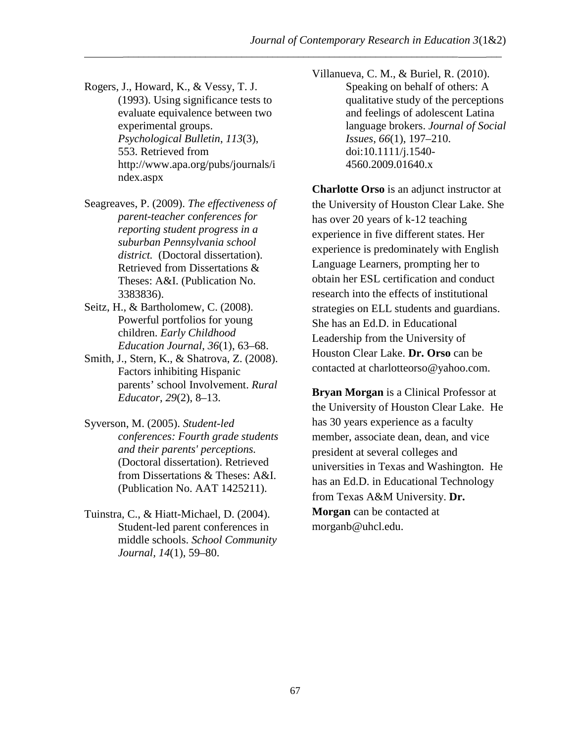Rogers, J., Howard, K., & Vessy, T. J. (1993). Using significance tests to evaluate equivalence between two experimental groups. *Psychological Bulletin*, *113*(3), 553. Retrieved from http://www.apa.org/pubs/journals/index.aspx

Seagreaves, P. (2009). *The effectiveness of parent-teacher conferences for reporting student progress in a suburban Pennsylvania school district.* (Doctoral dissertation). Retrieved from Dissertations & Theses: A&I. (Publication No. 3383836).

Seitz, H., & Bartholomew, C. (2008). Powerful portfolios for young children. *Early Childhood Education Journal*, *36*(1), 63–68.

Smith, J., Stern, K., & Shatrova, Z. (2008). Factors inhibiting Hispanic parents' school Involvement. *Rural Educator*, *29*(2), 8–13.

Syverson, M. (2005). *Student-led conferences: Fourth grade students and their parents' perceptions.* (Doctoral dissertation). Retrieved from Dissertations & Theses: A&I. (Publication No. AAT 1425211).

Tuinstra, C., & Hiatt-Michael, D. (2004). Student-led parent conferences in middle schools. *School Community Journal*, *14*(1), 59–80.

Villanueva, C. M., & Buriel, R. (2010). Speaking on behalf of others: A qualitative study of the perceptions and feelings of adolescent Latina language brokers. *Journal of Social Issues*, *66*(1), 197–210. doi:10.1111/j.1540-4560.2009.01640.x

**Charlotte Orso** is an adjunct instructor at the University of Houston Clear Lake. She has over 20 years of k-12 teaching experience in five different states. Her experience is predominately with English Language Learners, prompting her to obtain her ESL certification and conduct research into the effects of institutional strategies on ELL students and guardians. She has an Ed.D. in Educational Leadership from the University of Houston Clear Lake. **Dr. Orso** can be contacted at charlotteorso@yahoo.com.

**Bryan Morgan** is a Clinical Professor at the University of Houston Clear Lake. He has 30 years experience as a faculty member, associate dean, dean, and vice president at several colleges and universities in Texas and Washington. He has an Ed.D. in Educational Technology from Texas A&M University. **Dr. Morgan** can be contacted at morganb@uhcl.edu.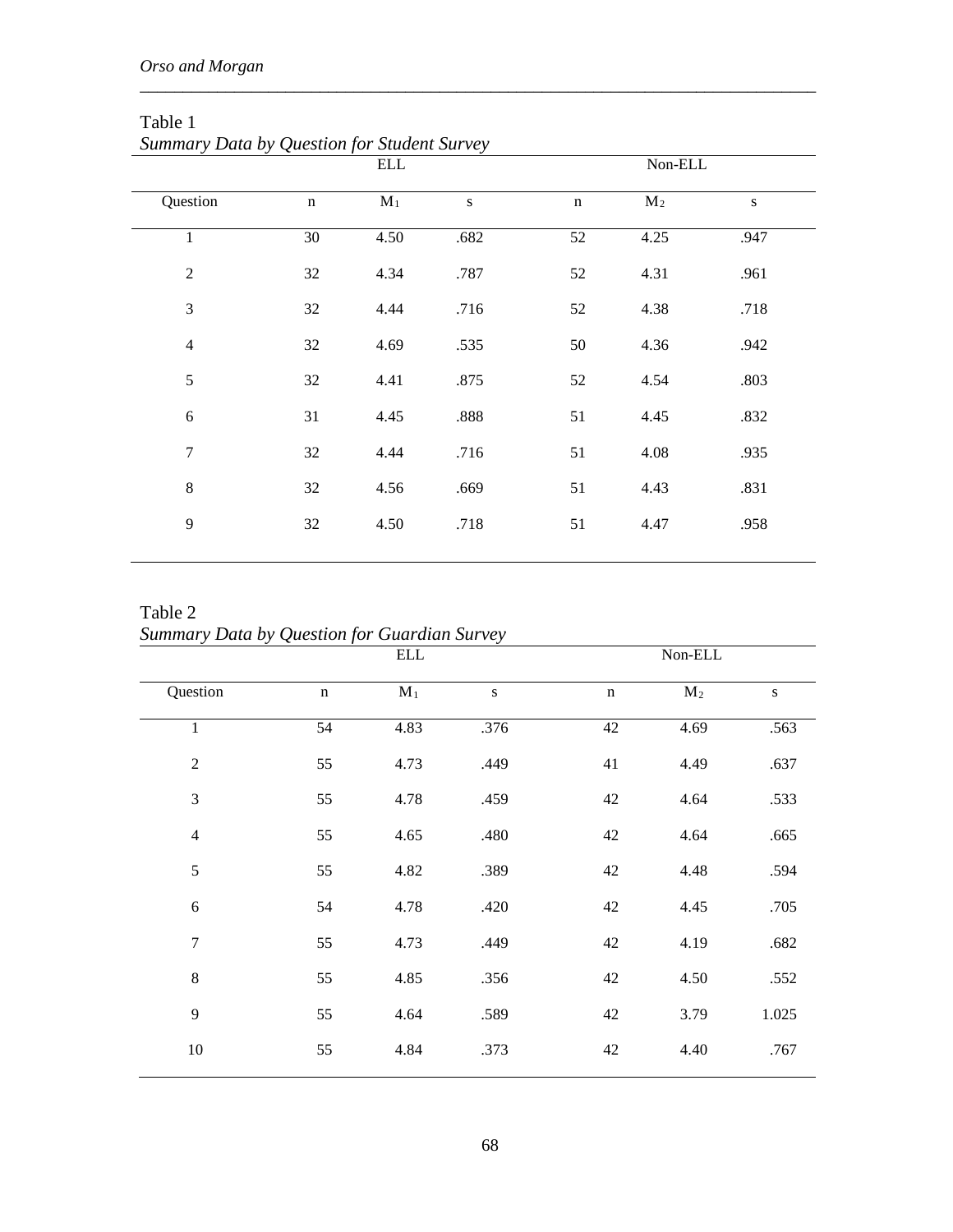Table 1

*Summary Data by Question for Student Survey*

| | ELL | | | Non-ELL | | |
|---|---|---|---|---|---|---|
| Question | n | $M_1$ | s | n | $M_2$ | s |
| 1 | 30 | 4.50 | .682 | 52 | 4.25 | .947 |
| 2 | 32 | 4.34 | .787 | 52 | 4.31 | .961 |
| 3 | 32 | 4.44 | .716 | 52 | 4.38 | .718 |
| 4 | 32 | 4.69 | .535 | 50 | 4.36 | .942 |
| 5 | 32 | 4.41 | .875 | 52 | 4.54 | .803 |
| 6 | 31 | 4.45 | .888 | 51 | 4.45 | .832 |
| 7 | 32 | 4.44 | .716 | 51 | 4.08 | .935 |
| 8 | 32 | 4.56 | .669 | 51 | 4.43 | .831 |
| 9 | 32 | 4.50 | .718 | 51 | 4.47 | .958 |

Table 2

*Summary Data by Question for Guardian Survey*

| | ELL | | | Non-ELL | | |
|---|---|---|---|---|---|---|
| Question | n | $M_1$ | s | n | $M_2$ | s |
| 1 | 54 | 4.83 | .376 | 42 | 4.69 | .563 |
| 2 | 55 | 4.73 | .449 | 41 | 4.49 | .637 |
| 3 | 55 | 4.78 | .459 | 42 | 4.64 | .533 |
| 4 | 55 | 4.65 | .480 | 42 | 4.64 | .665 |
| 5 | 55 | 4.82 | .389 | 42 | 4.48 | .594 |
| 6 | 54 | 4.78 | .420 | 42 | 4.45 | .705 |
| 7 | 55 | 4.73 | .449 | 42 | 4.19 | .682 |
| 8 | 55 | 4.85 | .356 | 42 | 4.50 | .552 |
| 9 | 55 | 4.64 | .589 | 42 | 3.79 | 1.025 |
| 10 | 55 | 4.84 | .373 | 42 | 4.40 | .767 |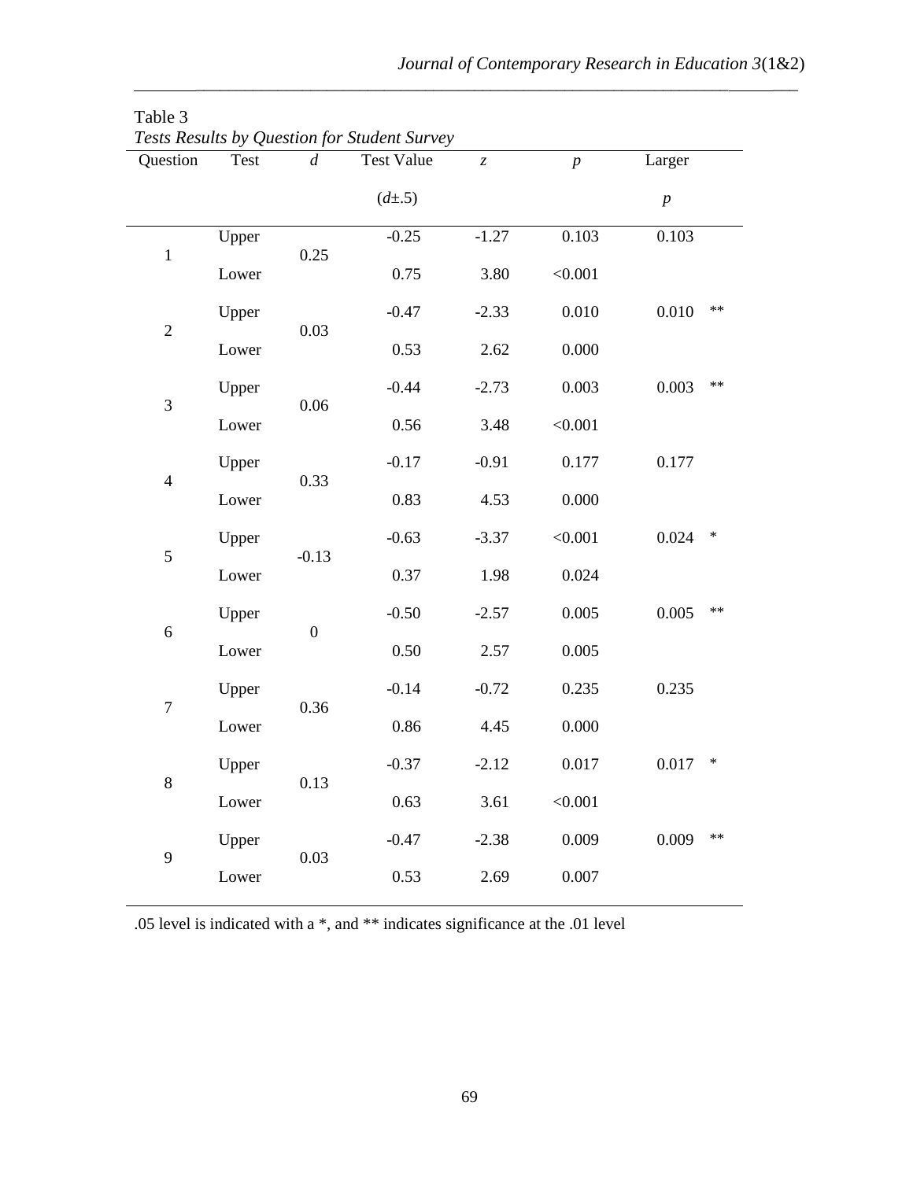Table 3

*Tests Results by Question for Student Survey*

| Question | Test | *d* | Test Value ($d$±.5) | *z* | *p* | Larger *p* | |
|---|---|---|---|---|---|---|---|
| 1 | Upper | 0.25 | -0.25 | -1.27 | 0.103 | 0.103 | |
| | Lower | | 0.75 | 3.80 | <0.001 | | |
| 2 | Upper | 0.03 | -0.47 | -2.33 | 0.010 | 0.010 | ** |
| | Lower | | 0.53 | 2.62 | 0.000 | | |
| 3 | Upper | 0.06 | -0.44 | -2.73 | 0.003 | 0.003 | ** |
| | Lower | | 0.56 | 3.48 | <0.001 | | |
| 4 | Upper | 0.33 | -0.17 | -0.91 | 0.177 | 0.177 | |
| | Lower | | 0.83 | 4.53 | 0.000 | | |
| 5 | Upper | -0.13 | -0.63 | -3.37 | <0.001 | 0.024 | * |
| | Lower | | 0.37 | 1.98 | 0.024 | | |
| 6 | Upper | 0 | -0.50 | -2.57 | 0.005 | 0.005 | ** |
| | Lower | | 0.50 | 2.57 | 0.005 | | |
| 7 | Upper | 0.36 | -0.14 | -0.72 | 0.235 | 0.235 | |
| | Lower | | 0.86 | 4.45 | 0.000 | | |
| 8 | Upper | 0.13 | -0.37 | -2.12 | 0.017 | 0.017 | * |
| | Lower | | 0.63 | 3.61 | <0.001 | | |
| 9 | Upper | 0.03 | -0.47 | -2.38 | 0.009 | 0.009 | ** |
| | Lower | | 0.53 | 2.69 | 0.007 | | |

.05 level is indicated with a *, and ** indicates significance at the .01 level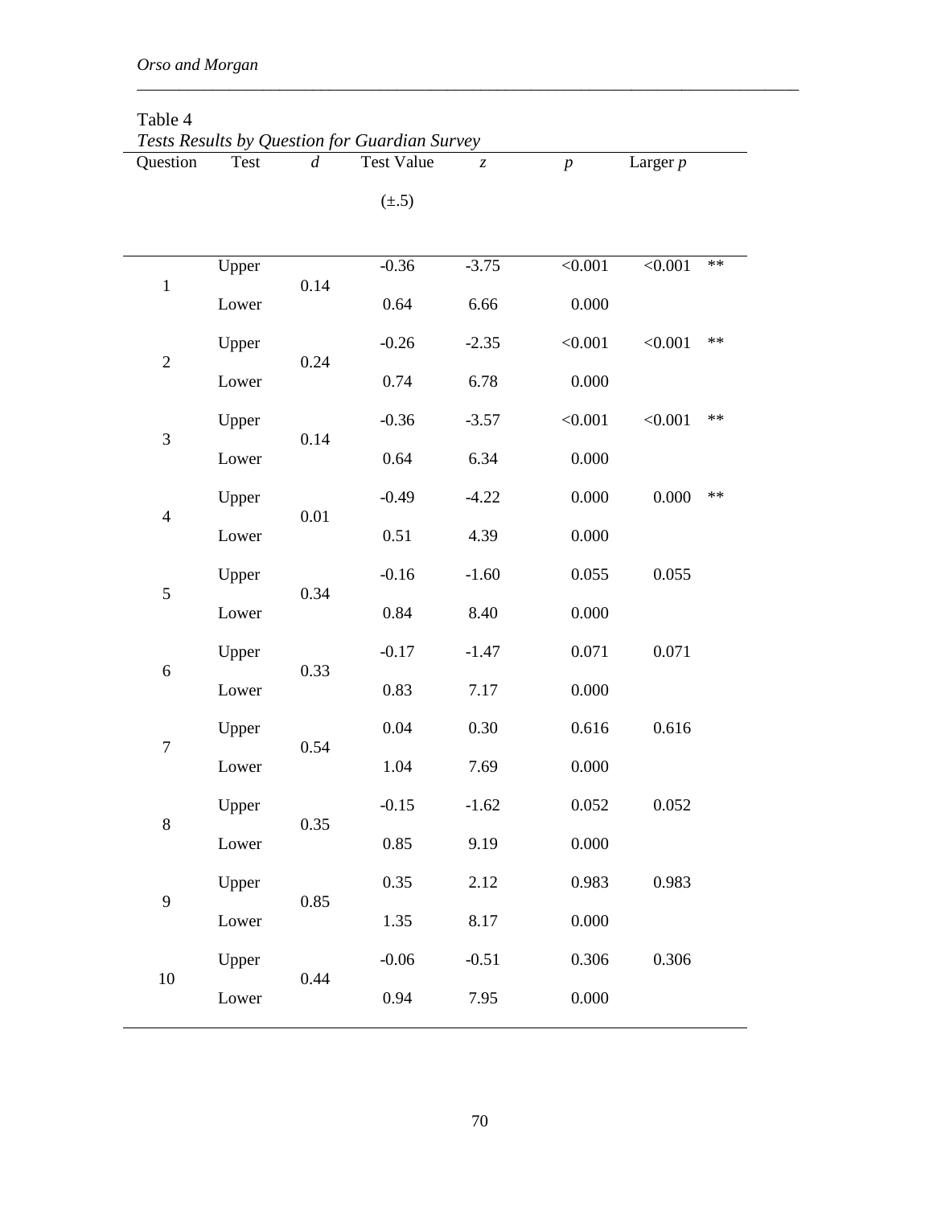Table 4

*Tests Results by Question for Guardian Survey*

| Question | Test | *d* | Test Value (±.5) | *z* | *p* | Larger *p* | |
|---|---|---|---|---|---|---|---|
| 1 | Upper | 0.14 | -0.36 | -3.75 | <0.001 | <0.001 | ** |
| | Lower | | 0.64 | 6.66 | 0.000 | | |
| 2 | Upper | 0.24 | -0.26 | -2.35 | <0.001 | <0.001 | ** |
| | Lower | | 0.74 | 6.78 | 0.000 | | |
| 3 | Upper | 0.14 | -0.36 | -3.57 | <0.001 | <0.001 | ** |
| | Lower | | 0.64 | 6.34 | 0.000 | | |
| 4 | Upper | 0.01 | -0.49 | -4.22 | 0.000 | 0.000 | ** |
| | Lower | | 0.51 | 4.39 | 0.000 | | |
| 5 | Upper | 0.34 | -0.16 | -1.60 | 0.055 | 0.055 | |
| | Lower | | 0.84 | 8.40 | 0.000 | | |
| 6 | Upper | 0.33 | -0.17 | -1.47 | 0.071 | 0.071 | |
| | Lower | | 0.83 | 7.17 | 0.000 | | |
| 7 | Upper | 0.54 | 0.04 | 0.30 | 0.616 | 0.616 | |
| | Lower | | 1.04 | 7.69 | 0.000 | | |
| 8 | Upper | 0.35 | -0.15 | -1.62 | 0.052 | 0.052 | |
| | Lower | | 0.85 | 9.19 | 0.000 | | |
| 9 | Upper | 0.85 | 0.35 | 2.12 | 0.983 | 0.983 | |
| | Lower | | 1.35 | 8.17 | 0.000 | | |
| 10 | Upper | 0.44 | -0.06 | -0.51 | 0.306 | 0.306 | |
| | Lower | | 0.94 | 7.95 | 0.000 | | |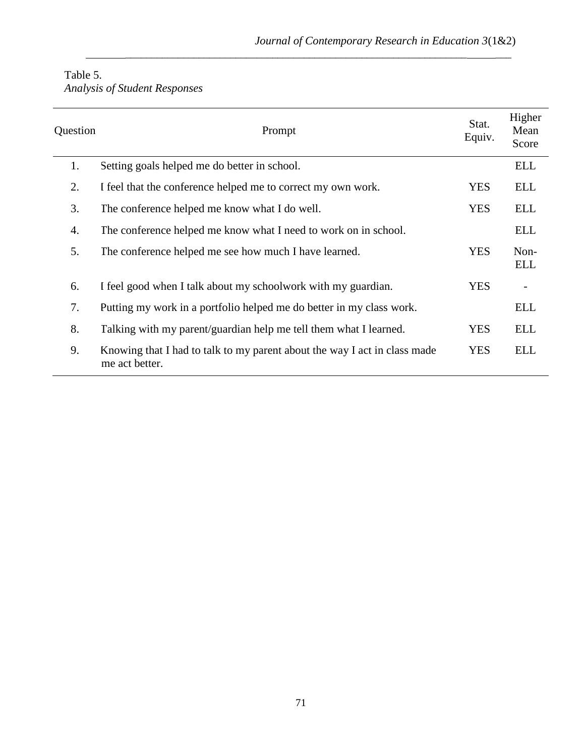Table 5.
*Analysis of Student Responses*

| Question | Prompt | Stat. Equiv. | Higher Mean Score |
|---|---|---|---|
| 1. | Setting goals helped me do better in school. | | ELL |
| 2. | I feel that the conference helped me to correct my own work. | YES | ELL |
| 3. | The conference helped me know what I do well. | YES | ELL |
| 4. | The conference helped me know what I need to work on in school. | | ELL |
| 5. | The conference helped me see how much I have learned. | YES | Non-ELL |
| 6. | I feel good when I talk about my schoolwork with my guardian. | YES | - |
| 7. | Putting my work in a portfolio helped me do better in my class work. | | ELL |
| 8. | Talking with my parent/guardian help me tell them what I learned. | YES | ELL |
| 9. | Knowing that I had to talk to my parent about the way I act in class made me act better. | YES | ELL |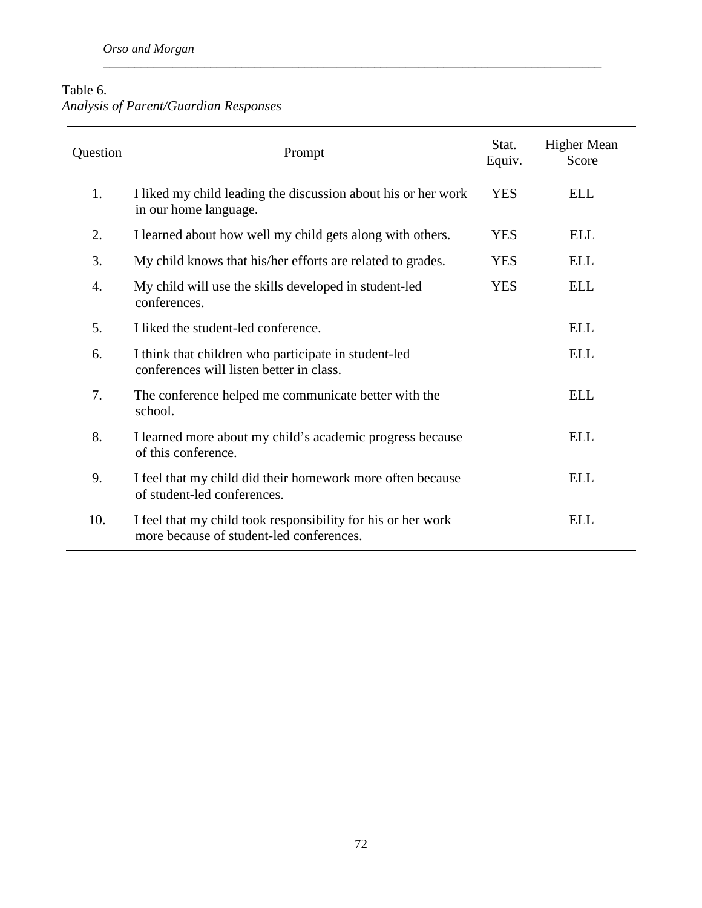Table 6.
*Analysis of Parent/Guardian Responses*

| Question | Prompt | Stat. Equiv. | Higher Mean Score |
|---|---|---|---|
| 1. | I liked my child leading the discussion about his or her work in our home language. | YES | ELL |
| 2. | I learned about how well my child gets along with others. | YES | ELL |
| 3. | My child knows that his/her efforts are related to grades. | YES | ELL |
| 4. | My child will use the skills developed in student-led conferences. | YES | ELL |
| 5. | I liked the student-led conference. | | ELL |
| 6. | I think that children who participate in student-led conferences will listen better in class. | | ELL |
| 7. | The conference helped me communicate better with the school. | | ELL |
| 8. | I learned more about my child's academic progress because of this conference. | | ELL |
| 9. | I feel that my child did their homework more often because of student-led conferences. | | ELL |
| 10. | I feel that my child took responsibility for his or her work more because of student-led conferences. | | ELL |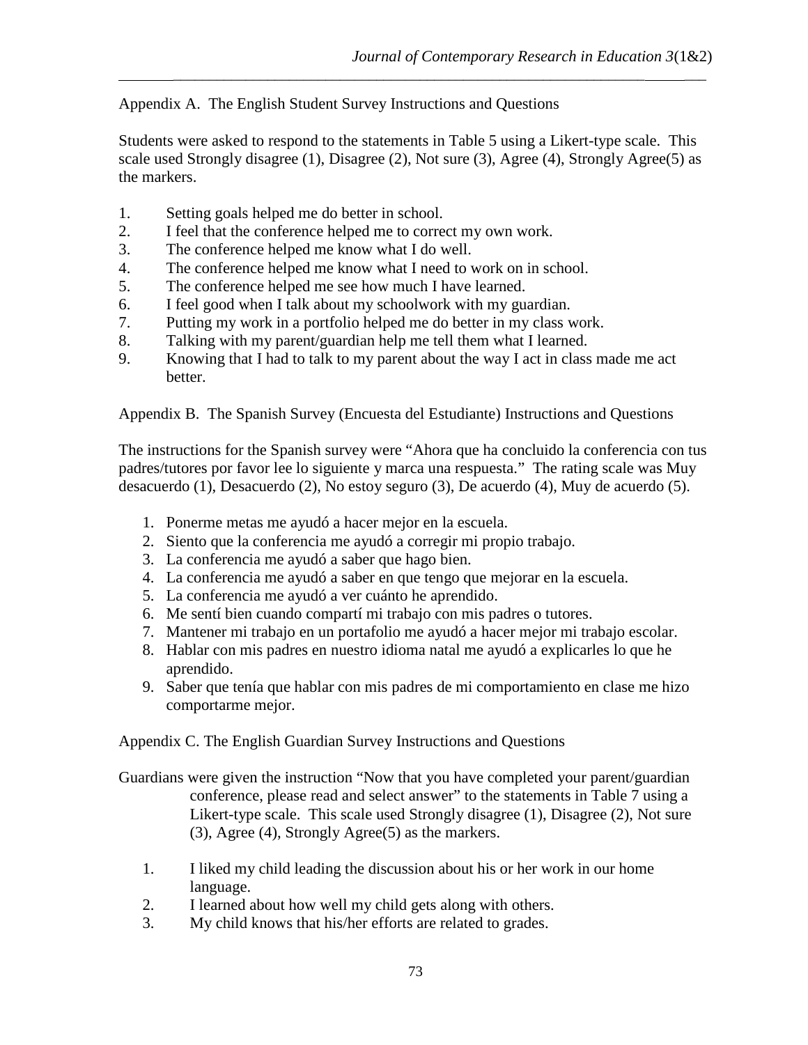Appendix A. The English Student Survey Instructions and Questions

Students were asked to respond to the statements in Table 5 using a Likert-type scale. This scale used Strongly disagree (1), Disagree (2), Not sure (3), Agree (4), Strongly Agree(5) as the markers.

1. Setting goals helped me do better in school.
2. I feel that the conference helped me to correct my own work.
3. The conference helped me know what I do well.
4. The conference helped me know what I need to work on in school.
5. The conference helped me see how much I have learned.
6. I feel good when I talk about my schoolwork with my guardian.
7. Putting my work in a portfolio helped me do better in my class work.
8. Talking with my parent/guardian help me tell them what I learned.
9. Knowing that I had to talk to my parent about the way I act in class made me act better.

Appendix B. The Spanish Survey (Encuesta del Estudiante) Instructions and Questions

The instructions for the Spanish survey were "Ahora que ha concluido la conferencia con tus padres/tutores por favor lee lo siguiente y marca una respuesta." The rating scale was Muy desacuerdo (1), Desacuerdo (2), No estoy seguro (3), De acuerdo (4), Muy de acuerdo (5).

1. Ponerme metas me ayudó a hacer mejor en la escuela.
2. Siento que la conferencia me ayudó a corregir mi propio trabajo.
3. La conferencia me ayudó a saber que hago bien.
4. La conferencia me ayudó a saber en que tengo que mejorar en la escuela.
5. La conferencia me ayudó a ver cuánto he aprendido.
6. Me sentí bien cuando compartí mi trabajo con mis padres o tutores.
7. Mantener mi trabajo en un portafolio me ayudó a hacer mejor mi trabajo escolar.
8. Hablar con mis padres en nuestro idioma natal me ayudó a explicarles lo que he aprendido.
9. Saber que tenía que hablar con mis padres de mi comportamiento en clase me hizo comportarme mejor.

Appendix C. The English Guardian Survey Instructions and Questions

Guardians were given the instruction "Now that you have completed your parent/guardian conference, please read and select answer" to the statements in Table 7 using a Likert-type scale. This scale used Strongly disagree (1), Disagree (2), Not sure (3), Agree (4), Strongly Agree(5) as the markers.

1. I liked my child leading the discussion about his or her work in our home language.
2. I learned about how well my child gets along with others.
3. My child knows that his/her efforts are related to grades.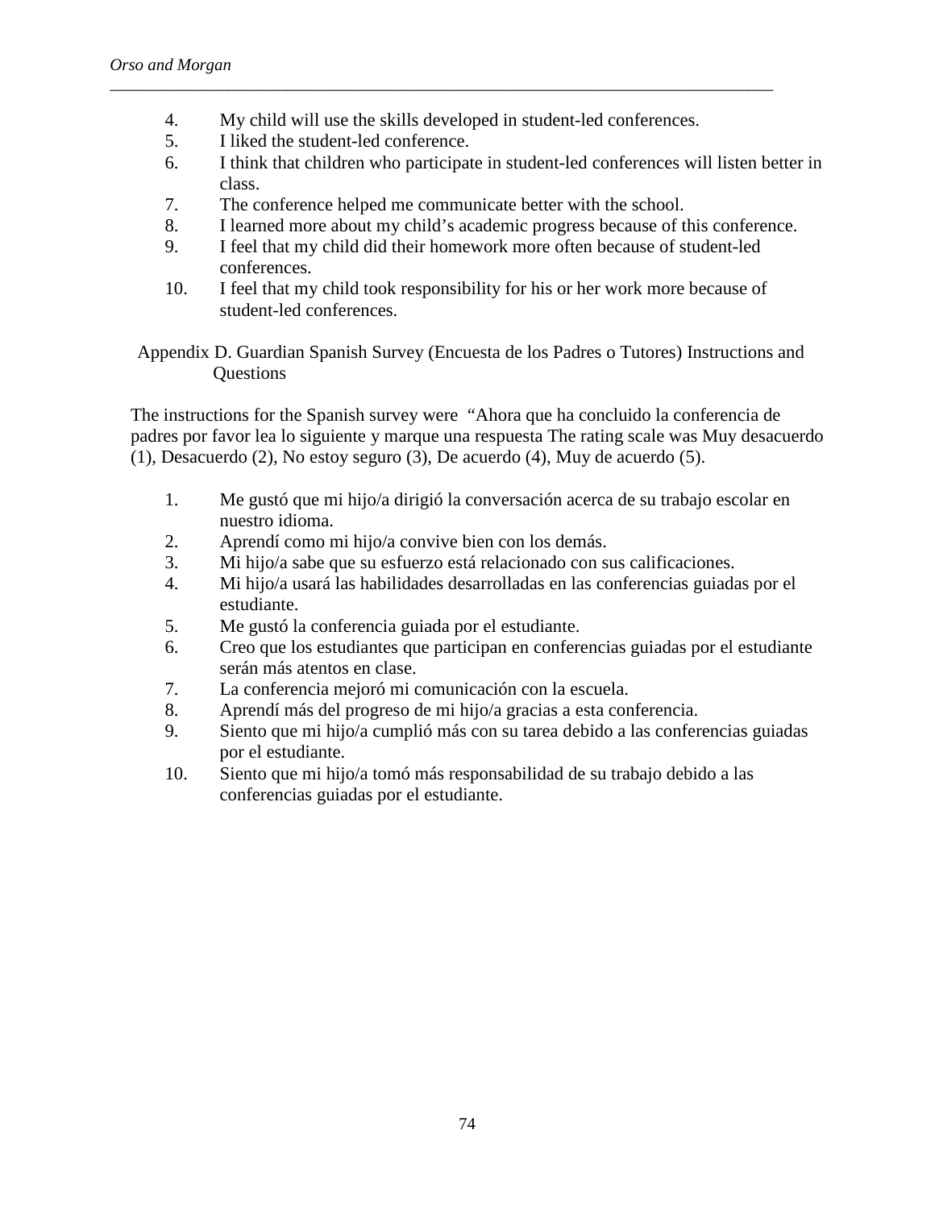4. My child will use the skills developed in student-led conferences.
5. I liked the student-led conference.
6. I think that children who participate in student-led conferences will listen better in class.
7. The conference helped me communicate better with the school.
8. I learned more about my child's academic progress because of this conference.
9. I feel that my child did their homework more often because of student-led conferences.
10. I feel that my child took responsibility for his or her work more because of student-led conferences.

## Appendix D. Guardian Spanish Survey (Encuesta de los Padres o Tutores) Instructions and Questions

The instructions for the Spanish survey were "Ahora que ha concluido la conferencia de padres por favor lea lo siguiente y marque una respuesta The rating scale was Muy desacuerdo (1), Desacuerdo (2), No estoy seguro (3), De acuerdo (4), Muy de acuerdo (5).

1. Me gustó que mi hijo/a dirigió la conversación acerca de su trabajo escolar en nuestro idioma.
2. Aprendí como mi hijo/a convive bien con los demás.
3. Mi hijo/a sabe que su esfuerzo está relacionado con sus calificaciones.
4. Mi hijo/a usará las habilidades desarrolladas en las conferencias guiadas por el estudiante.
5. Me gustó la conferencia guiada por el estudiante.
6. Creo que los estudiantes que participan en conferencias guiadas por el estudiante serán más atentos en clase.
7. La conferencia mejoró mi comunicación con la escuela.
8. Aprendí más del progreso de mi hijo/a gracias a esta conferencia.
9. Siento que mi hijo/a cumplió más con su tarea debido a las conferencias guiadas por el estudiante.
10. Siento que mi hijo/a tomó más responsabilidad de su trabajo debido a las conferencias guiadas por el estudiante.